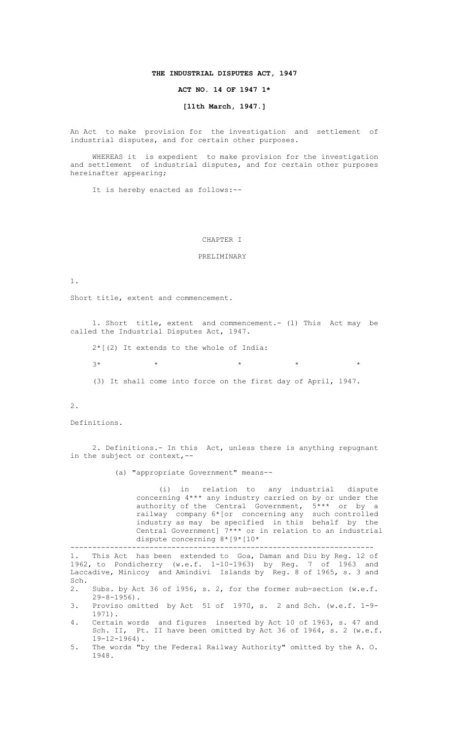# THE INDUSTRIAL DISPUTES ACT, 1947

## ACT NO. 14 OF 1947 1*

**[11th March, 1947.]**

An Act to make provision for the investigation and settlement of industrial disputes, and for certain other purposes.

WHEREAS it is expedient to make provision for the investigation and settlement of industrial disputes, and for certain other purposes hereinafter appearing;

It is hereby enacted as follows:--

## CHAPTER I

## PRELIMINARY

1.

Short title, extent and commencement.

1. Short title, extent and commencement.- (1) This Act may be called the Industrial Disputes Act, 1947.

2*[(2) It extends to the whole of India:

3* * * * *

(3) It shall come into force on the first day of April, 1947.

2.

Definitions.

2. Definitions.- In this Act, unless there is anything repugnant in the subject or context,--

(a) "appropriate Government" means--

(i) in relation to any industrial dispute concerning 4*** any industry carried on by or under the authority of the Central Government, 5*** or by a railway company 6*[or concerning any such controlled industry as may be specified in this behalf by the Central Government] 7*** or in relation to an industrial dispute concerning 8*[9*[10*

---

1. This Act has been extended to Goa, Daman and Diu by Reg. 12 of 1962, to Pondicherry (w.e.f. 1-10-1963) by Reg. 7 of 1963 and Laccadive, Minicoy and Amindivi Islands by Reg. 8 of 1965, s. 3 and Sch.
2. Subs. by Act 36 of 1956, s. 2, for the former sub-section (w.e.f. 29-8-1956).
3. Proviso omitted by Act 51 of 1970, s. 2 and Sch. (w.e.f. 1-9-1971).
4. Certain words and figures inserted by Act 10 of 1963, s. 47 and Sch. II, Pt. II have been omitted by Act 36 of 1964, s. 2 (w.e.f. 19-12-1964).
5. The words "by the Federal Railway Authority" omitted by the A. O. 1948.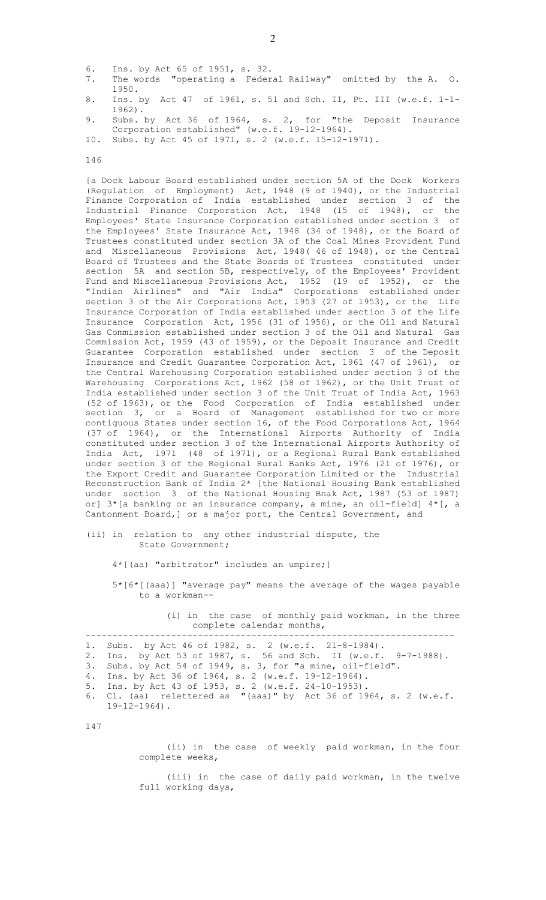6. Ins. by Act 65 of 1951, s. 32.
7. The words "operating a Federal Railway" omitted by the A. O. 1950.
8. Ins. by Act 47 of 1961, s. 51 and Sch. II, Pt. III (w.e.f. 1-1-1962).
9. Subs. by Act 36 of 1964, s. 2, for "the Deposit Insurance Corporation established" (w.e.f. 19-12-1964).
10. Subs. by Act 45 of 1971, s. 2 (w.e.f. 15-12-1971).

146

[a Dock Labour Board established under section 5A of the Dock Workers (Regulation of Employment) Act, 1948 (9 of 1940), or the Industrial Finance Corporation of India established under section 3 of the Industrial Finance Corporation Act, 1948 (15 of 1948), or the Employees' State Insurance Corporation established under section 3 of the Employees' State Insurance Act, 1948 (34 of 1948), or the Board of Trustees constituted under section 3A of the Coal Mines Provident Fund and Miscellaneous Provisions Act, 1948( 46 of 1948), or the Central Board of Trustees and the State Boards of Trustees constituted under section 5A and section 5B, respectively, of the Employees' Provident Fund and Miscellaneous Provisions Act, 1952 (19 of 1952), or the "Indian Airlines" and "Air India" Corporations established under section 3 of the Air Corporations Act, 1953 (27 of 1953), or the Life Insurance Corporation of India established under section 3 of the Life Insurance Corporation Act, 1956 (31 of 1956), or the Oil and Natural Gas Commission established under section 3 of the Oil and Natural Gas Commission Act, 1959 (43 of 1959), or the Deposit Insurance and Credit Guarantee Corporation established under section 3 of the Deposit Insurance and Credit Guarantee Corporation Act, 1961 (47 of 1961), or the Central Warehousing Corporation established under section 3 of the Warehousing Corporations Act, 1962 (58 of 1962), or the Unit Trust of India established under section 3 of the Unit Trust of India Act, 1963 (52 of 1963), or the Food Corporation of India established under section 3, or a Board of Management established for two or more contiguous States under section 16, of the Food Corporations Act, 1964 (37 of 1964), or the International Airports Authority of India constituted under section 3 of the International Airports Authority of India Act, 1971 (48 of 1971), or a Regional Rural Bank established under section 3 of the Regional Rural Banks Act, 1976 (21 of 1976), or the Export Credit and Guarantee Corporation Limited or the Industrial Reconstruction Bank of India 2* [the National Housing Bank established under section 3 of the National Housing Bnak Act, 1987 (53 of 1987) or] 3*[a banking or an insurance company, a mine, an oil-field] 4*[, a Cantonment Board,] or a major port, the Central Government, and

(ii) in relation to any other industrial dispute, the State Government;

4*[(aa) "arbitrator" includes an umpire;]

5*[6*[(aaa)] "average pay" means the average of the wages payable to a workman--

(i) in the case of monthly paid workman, in the three complete calendar months,

---

1. Subs. by Act 46 of 1982, s. 2 (w.e.f. 21-8-1984).
2. Ins. by Act 53 of 1987, s. 56 and Sch. II (w.e.f. 9-7-1988).
3. Subs. by Act 54 of 1949, s. 3, for "a mine, oil-field".
4. Ins. by Act 36 of 1964, s. 2 (w.e.f. 19-12-1964).
5. Ins. by Act 43 of 1953, s. 2 (w.e.f. 24-10-1953).
6. Cl. (aa) relettered as "(aaa)" by Act 36 of 1964, s. 2 (w.e.f. 19-12-1964).

147

(ii) in the case of weekly paid workman, in the four complete weeks,

(iii) in the case of daily paid workman, in the twelve full working days,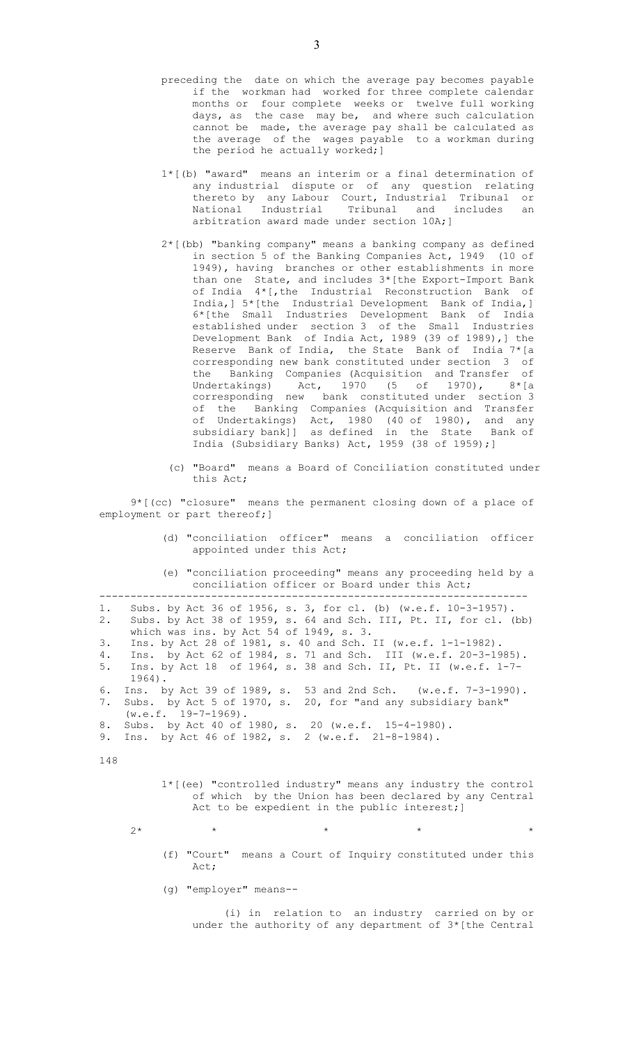preceding the date on which the average pay becomes payable if the workman had worked for three complete calendar months or four complete weeks or twelve full working days, as the case may be, and where such calculation cannot be made, the average pay shall be calculated as the average of the wages payable to a workman during the period he actually worked;]

1*[(b) "award" means an interim or a final determination of any industrial dispute or of any question relating thereto by any Labour Court, Industrial Tribunal or National Industrial Tribunal and includes an arbitration award made under section 10A;]

2*[(bb) "banking company" means a banking company as defined in section 5 of the Banking Companies Act, 1949 (10 of 1949), having branches or other establishments in more than one State, and includes 3*[the Export-Import Bank of India 4*[,the Industrial Reconstruction Bank of India,] 5*[the Industrial Development Bank of India,] 6*[the Small Industries Development Bank of India established under section 3 of the Small Industries Development Bank of India Act, 1989 (39 of 1989),] the Reserve Bank of India, the State Bank of India 7*[a corresponding new bank constituted under section 3 of the Banking Companies (Acquisition and Transfer of Undertakings) Act, 1970 (5 of 1970), 8*[a corresponding new bank constituted under section 3 of the Banking Companies (Acquisition and Transfer of Undertakings) Act, 1980 (40 of 1980), and any subsidiary bank]] as defined in the State Bank of India (Subsidiary Banks) Act, 1959 (38 of 1959);]

(c) "Board" means a Board of Conciliation constituted under this Act;

9*[(cc) "closure" means the permanent closing down of a place of employment or part thereof;]

(d) "conciliation officer" means a conciliation officer appointed under this Act;

(e) "conciliation proceeding" means any proceeding held by a conciliation officer or Board under this Act;

---

1. Subs. by Act 36 of 1956, s. 3, for cl. (b) (w.e.f. 10-3-1957).
2. Subs. by Act 38 of 1959, s. 64 and Sch. III, Pt. II, for cl. (bb) which was ins. by Act 54 of 1949, s. 3.
3. Ins. by Act 28 of 1981, s. 40 and Sch. II (w.e.f. 1-1-1982).
4. Ins. by Act 62 of 1984, s. 71 and Sch. III (w.e.f. 20-3-1985).
5. Ins. by Act 18 of 1964, s. 38 and Sch. II, Pt. II (w.e.f. 1-7-1964).
6. Ins. by Act 39 of 1989, s. 53 and 2nd Sch. (w.e.f. 7-3-1990).
7. Subs. by Act 5 of 1970, s. 20, for "and any subsidiary bank" (w.e.f. 19-7-1969).
8. Subs. by Act 40 of 1980, s. 20 (w.e.f. 15-4-1980).
9. Ins. by Act 46 of 1982, s. 2 (w.e.f. 21-8-1984).

148

1*[(ee) "controlled industry" means any industry the control of which by the Union has been declared by any Central Act to be expedient in the public interest;]

2* * * * *

(f) "Court" means a Court of Inquiry constituted under this Act;

(g) "employer" means--

(i) in relation to an industry carried on by or under the authority of any department of 3*[the Central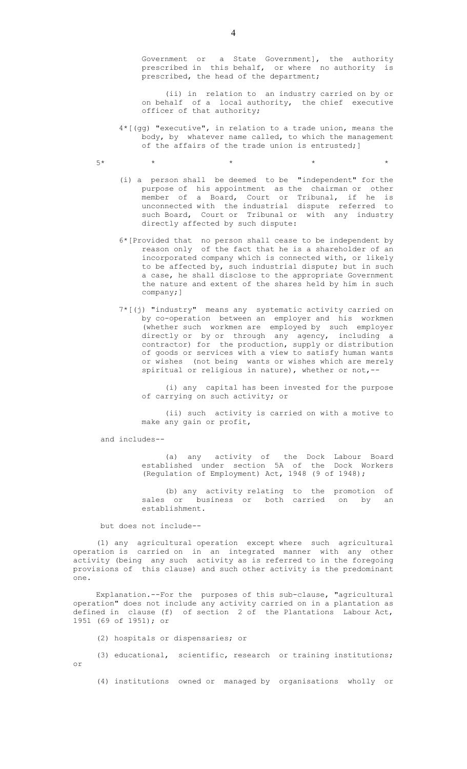Government or a State Government], the authority prescribed in this behalf, or where no authority is prescribed, the head of the department;

(ii) in relation to an industry carried on by or on behalf of a local authority, the chief executive officer of that authority;

4*[(gg) "executive", in relation to a trade union, means the body, by whatever name called, to which the management of the affairs of the trade union is entrusted;]

5* * * * *

(i) a person shall be deemed to be "independent" for the purpose of his appointment as the chairman or other member of a Board, Court or Tribunal, if he is unconnected with the industrial dispute referred to such Board, Court or Tribunal or with any industry directly affected by such dispute:

6*[Provided that no person shall cease to be independent by reason only of the fact that he is a shareholder of an incorporated company which is connected with, or likely to be affected by, such industrial dispute; but in such a case, he shall disclose to the appropriate Government the nature and extent of the shares held by him in such company;]

7*[(j) "industry" means any systematic activity carried on by co-operation between an employer and his workmen (whether such workmen are employed by such employer directly or by or through any agency, including a contractor) for the production, supply or distribution of goods or services with a view to satisfy human wants or wishes (not being wants or wishes which are merely spiritual or religious in nature), whether or not,--

(i) any capital has been invested for the purpose of carrying on such activity; or

(ii) such activity is carried on with a motive to make any gain or profit,

and includes--

(a) any activity of the Dock Labour Board established under section 5A of the Dock Workers (Regulation of Employment) Act, 1948 (9 of 1948);

(b) any activity relating to the promotion of sales or business or both carried on by an establishment.

but does not include--

(1) any agricultural operation except where such agricultural operation is carried on in an integrated manner with any other activity (being any such activity as is referred to in the foregoing provisions of this clause) and such other activity is the predominant one.

Explanation.--For the purposes of this sub-clause, "agricultural operation" does not include any activity carried on in a plantation as defined in clause (f) of section 2 of the Plantations Labour Act, 1951 (69 of 1951); or

(2) hospitals or dispensaries; or

(3) educational, scientific, research or training institutions; or

(4) institutions owned or managed by organisations wholly or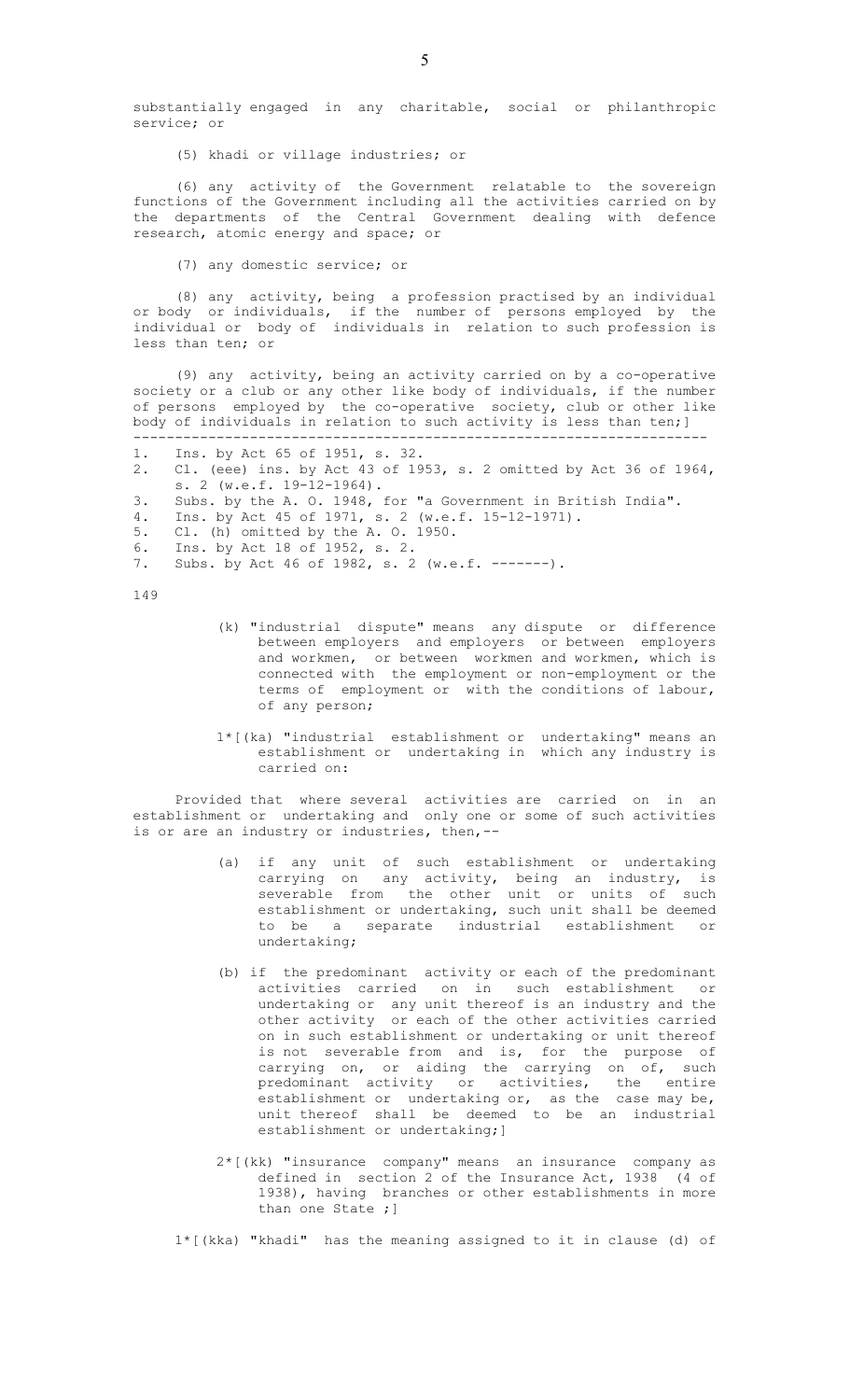substantially engaged in any charitable, social or philanthropic service; or

(5) khadi or village industries; or

(6) any activity of the Government relatable to the sovereign functions of the Government including all the activities carried on by the departments of the Central Government dealing with defence research, atomic energy and space; or

(7) any domestic service; or

(8) any activity, being a profession practised by an individual or body or individuals, if the number of persons employed by the individual or body of individuals in relation to such profession is less than ten; or

(9) any activity, being an activity carried on by a co-operative society or a club or any other like body of individuals, if the number of persons employed by the co-operative society, club or other like body of individuals in relation to such activity is less than ten;]

---

1. Ins. by Act 65 of 1951, s. 32.
2. Cl. (eee) ins. by Act 43 of 1953, s. 2 omitted by Act 36 of 1964, s. 2 (w.e.f. 19-12-1964).
3. Subs. by the A. O. 1948, for "a Government in British India".
4. Ins. by Act 45 of 1971, s. 2 (w.e.f. 15-12-1971).
5. Cl. (h) omitted by the A. O. 1950.
6. Ins. by Act 18 of 1952, s. 2.
7. Subs. by Act 46 of 1982, s. 2 (w.e.f. -------).

149

(k) "industrial dispute" means any dispute or difference between employers and employers or between employers and workmen, or between workmen and workmen, which is connected with the employment or non-employment or the terms of employment or with the conditions of labour, of any person;

1*[(ka) "industrial establishment or undertaking" means an establishment or undertaking in which any industry is carried on:

Provided that where several activities are carried on in an establishment or undertaking and only one or some of such activities is or are an industry or industries, then,--

(a) if any unit of such establishment or undertaking carrying on any activity, being an industry, is severable from the other unit or units of such establishment or undertaking, such unit shall be deemed to be a separate industrial establishment or undertaking;

(b) if the predominant activity or each of the predominant activities carried on in such establishment or undertaking or any unit thereof is an industry and the other activity or each of the other activities carried on in such establishment or undertaking or unit thereof is not severable from and is, for the purpose of carrying on, or aiding the carrying on of, such predominant activity or activities, the entire establishment or undertaking or, as the case may be, unit thereof shall be deemed to be an industrial establishment or undertaking;]

2*[(kk) "insurance company" means an insurance company as defined in section 2 of the Insurance Act, 1938 (4 of 1938), having branches or other establishments in more than one State ;]

1*[(kka) "khadi" has the meaning assigned to it in clause (d) of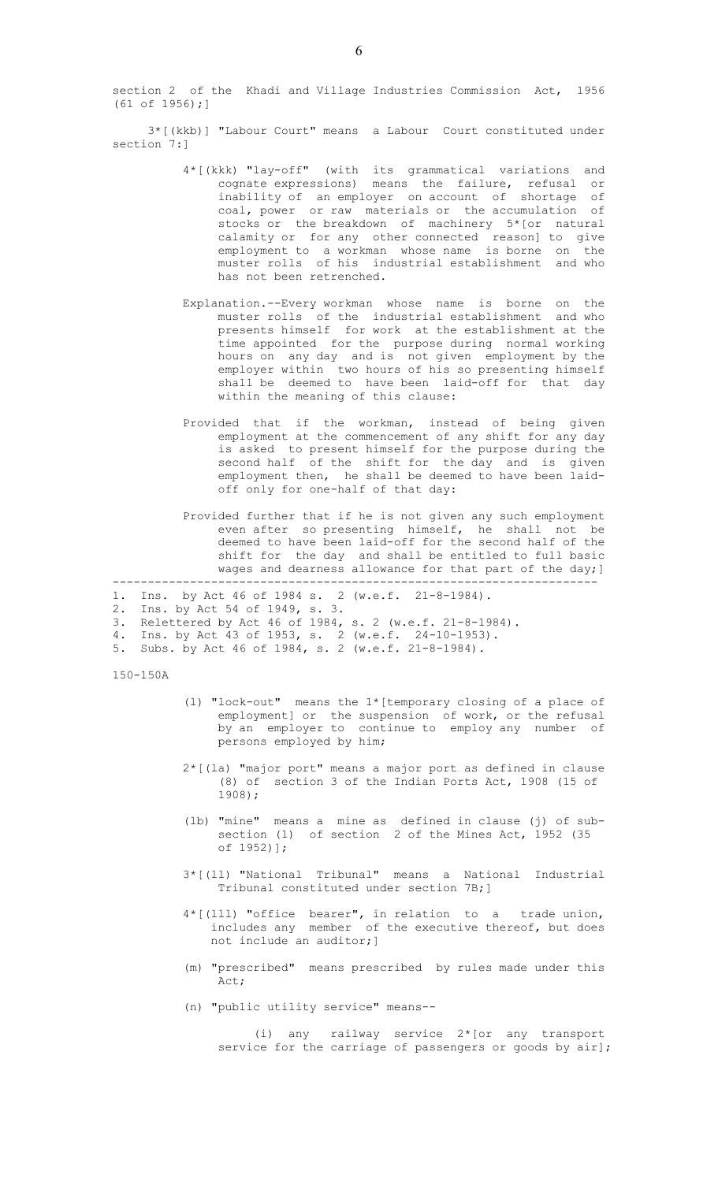section 2 of the Khadi and Village Industries Commission Act, 1956 (61 of 1956);]

3*[(kkb)] "Labour Court" means a Labour Court constituted under section 7:]

4*[(kkk) "lay-off" (with its grammatical variations and cognate expressions) means the failure, refusal or inability of an employer on account of shortage of coal, power or raw materials or the accumulation of stocks or the breakdown of machinery 5*[or natural calamity or for any other connected reason] to give employment to a workman whose name is borne on the muster rolls of his industrial establishment and who has not been retrenched.

Explanation.--Every workman whose name is borne on the muster rolls of the industrial establishment and who presents himself for work at the establishment at the time appointed for the purpose during normal working hours on any day and is not given employment by the employer within two hours of his so presenting himself shall be deemed to have been laid-off for that day within the meaning of this clause:

Provided that if the workman, instead of being given employment at the commencement of any shift for any day is asked to present himself for the purpose during the second half of the shift for the day and is given employment then, he shall be deemed to have been laid-off only for one-half of that day:

Provided further that if he is not given any such employment even after so presenting himself, he shall not be deemed to have been laid-off for the second half of the shift for the day and shall be entitled to full basic wages and dearness allowance for that part of the day;]

---

1. Ins. by Act 46 of 1984 s. 2 (w.e.f. 21-8-1984).
2. Ins. by Act 54 of 1949, s. 3.
3. Relettered by Act 46 of 1984, s. 2 (w.e.f. 21-8-1984).
4. Ins. by Act 43 of 1953, s. 2 (w.e.f. 24-10-1953).
5. Subs. by Act 46 of 1984, s. 2 (w.e.f. 21-8-1984).

150-150A

(l) "lock-out" means the 1*[temporary closing of a place of employment] or the suspension of work, or the refusal by an employer to continue to employ any number of persons employed by him;

2*[(la) "major port" means a major port as defined in clause (8) of section 3 of the Indian Ports Act, 1908 (15 of 1908);

(lb) "mine" means a mine as defined in clause (j) of sub-section (1) of section 2 of the Mines Act, 1952 (35 of 1952)];

3*[(ll) "National Tribunal" means a National Industrial Tribunal constituted under section 7B;]

4*[(lll) "office bearer", in relation to a trade union, includes any member of the executive thereof, but does not include an auditor;]

(m) "prescribed" means prescribed by rules made under this Act;

(n) "public utility service" means--

(i) any railway service 2*[or any transport service for the carriage of passengers or goods by air];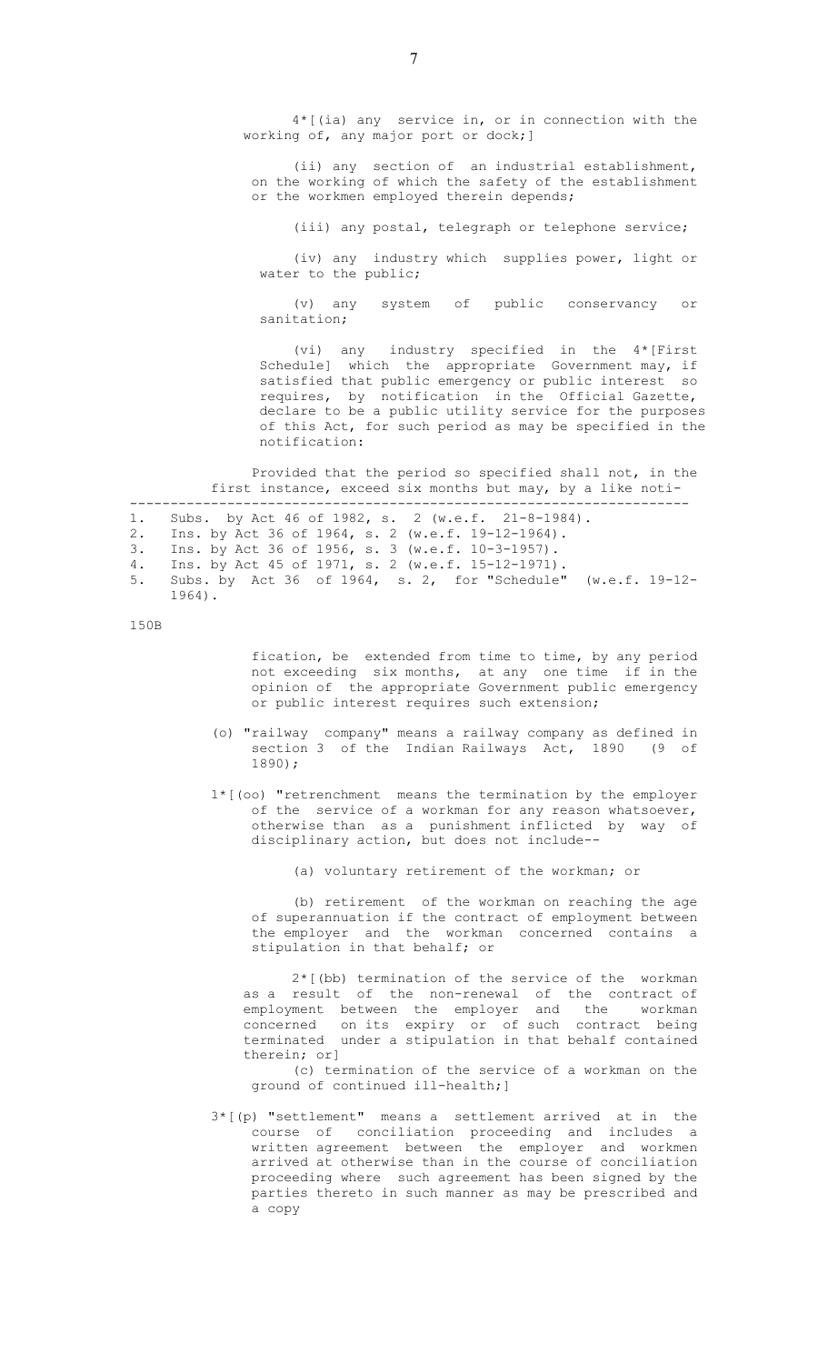4*[(ia) any service in, or in connection with the working of, any major port or dock;]

(ii) any section of an industrial establishment, on the working of which the safety of the establishment or the workmen employed therein depends;

(iii) any postal, telegraph or telephone service;

(iv) any industry which supplies power, light or water to the public;

(v) any system of public conservancy or sanitation;

(vi) any industry specified in the 4*[First Schedule] which the appropriate Government may, if satisfied that public emergency or public interest so requires, by notification in the Official Gazette, declare to be a public utility service for the purposes of this Act, for such period as may be specified in the notification:

Provided that the period so specified shall not, in the first instance, exceed six months but may, by a like notification, be extended from time to time, by any period not exceeding six months, at any one time if in the opinion of the appropriate Government public emergency or public interest requires such extension;

(o) "railway company" means a railway company as defined in section 3 of the Indian Railways Act, 1890 (9 of 1890);

1*[(oo) "retrenchment means the termination by the employer of the service of a workman for any reason whatsoever, otherwise than as a punishment inflicted by way of disciplinary action, but does not include--

(a) voluntary retirement of the workman; or

(b) retirement of the workman on reaching the age of superannuation if the contract of employment between the employer and the workman concerned contains a stipulation in that behalf; or

2*[(bb) termination of the service of the workman as a result of the non-renewal of the contract of employment between the employer and the workman concerned on its expiry or of such contract being terminated under a stipulation in that behalf contained therein; or]

(c) termination of the service of a workman on the ground of continued ill-health;]

3*[(p) "settlement" means a settlement arrived at in the course of conciliation proceeding and includes a written agreement between the employer and workmen arrived at otherwise than in the course of conciliation proceeding where such agreement has been signed by the parties thereto in such manner as may be prescribed and a copy

---

1. Subs. by Act 46 of 1982, s. 2 (w.e.f. 21-8-1984).
2. Ins. by Act 36 of 1964, s. 2 (w.e.f. 19-12-1964).
3. Ins. by Act 36 of 1956, s. 3 (w.e.f. 10-3-1957).
4. Ins. by Act 45 of 1971, s. 2 (w.e.f. 15-12-1971).
5. Subs. by Act 36 of 1964, s. 2, for "Schedule" (w.e.f. 19-12-1964).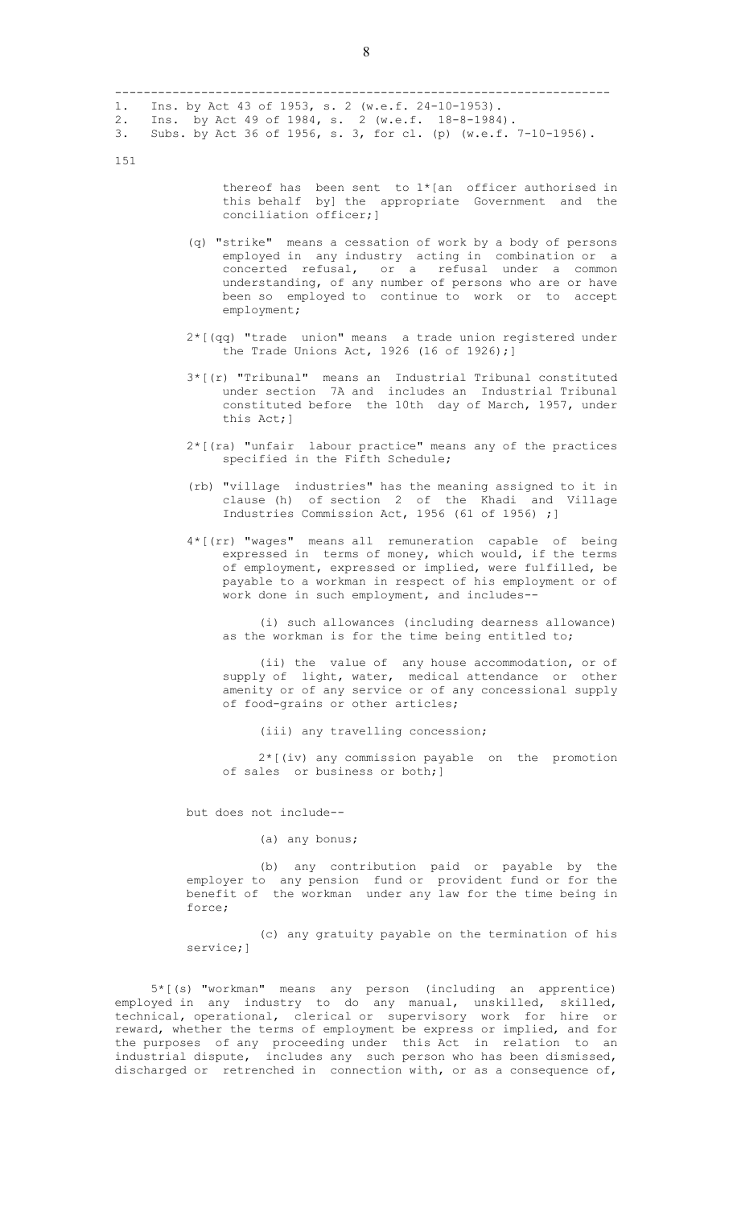1. Ins. by Act 43 of 1953, s. 2 (w.e.f. 24-10-1953).
2. Ins. by Act 49 of 1984, s. 2 (w.e.f. 18-8-1984).
3. Subs. by Act 36 of 1956, s. 3, for cl. (p) (w.e.f. 7-10-1956).

151

thereof has been sent to 1*[an officer authorised in this behalf by] the appropriate Government and the conciliation officer;]

(q) "strike" means a cessation of work by a body of persons employed in any industry acting in combination or a concerted refusal, or a refusal under a common understanding, of any number of persons who are or have been so employed to continue to work or to accept employment;

2*[(qq) "trade union" means a trade union registered under the Trade Unions Act, 1926 (16 of 1926);]

3*[(r) "Tribunal" means an Industrial Tribunal constituted under section 7A and includes an Industrial Tribunal constituted before the 10th day of March, 1957, under this Act;]

2*[(ra) "unfair labour practice" means any of the practices specified in the Fifth Schedule;

(rb) "village industries" has the meaning assigned to it in clause (h) of section 2 of the Khadi and Village Industries Commission Act, 1956 (61 of 1956) ;]

4*[(rr) "wages" means all remuneration capable of being expressed in terms of money, which would, if the terms of employment, expressed or implied, were fulfilled, be payable to a workman in respect of his employment or of work done in such employment, and includes--

(i) such allowances (including dearness allowance) as the workman is for the time being entitled to;

(ii) the value of any house accommodation, or of supply of light, water, medical attendance or other amenity or of any service or of any concessional supply of food-grains or other articles;

(iii) any travelling concession;

2*[(iv) any commission payable on the promotion of sales or business or both;]

but does not include--

(a) any bonus;

(b) any contribution paid or payable by the employer to any pension fund or provident fund or for the benefit of the workman under any law for the time being in force;

(c) any gratuity payable on the termination of his service;]

5*[(s) "workman" means any person (including an apprentice) employed in any industry to do any manual, unskilled, skilled, technical, operational, clerical or supervisory work for hire or reward, whether the terms of employment be express or implied, and for the purposes of any proceeding under this Act in relation to an industrial dispute, includes any such person who has been dismissed, discharged or retrenched in connection with, or as a consequence of,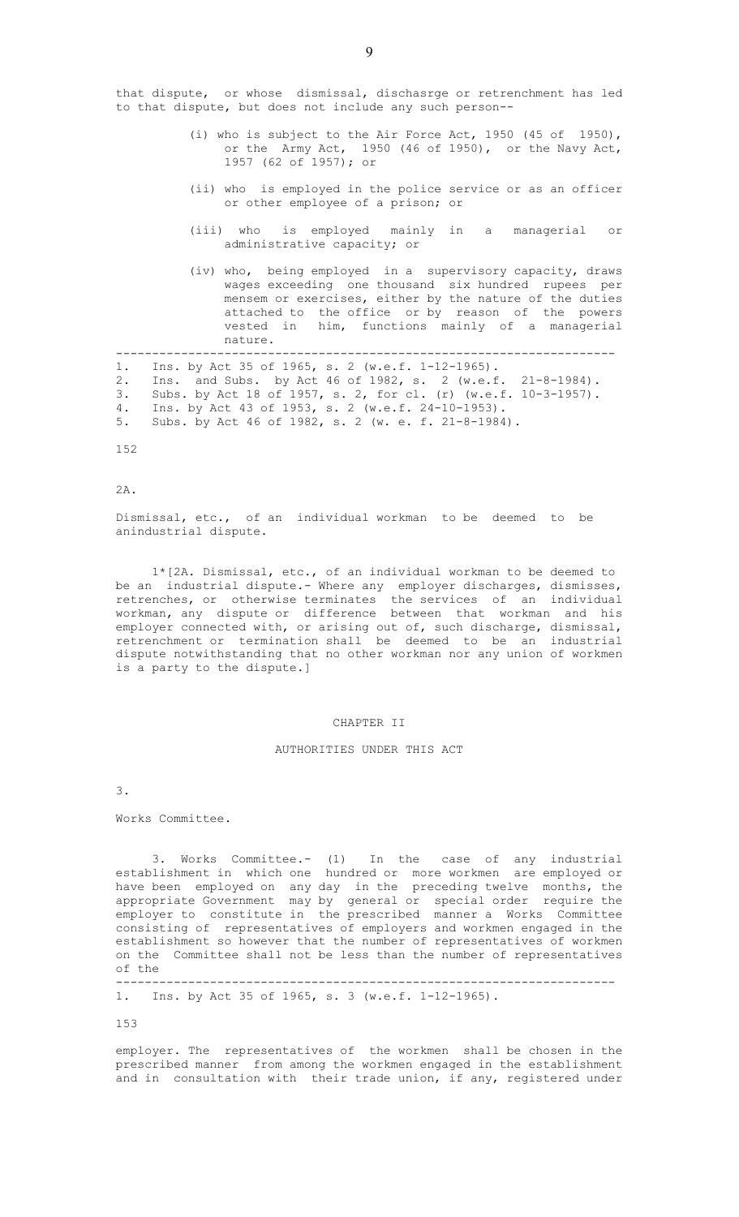that dispute, or whose dismissal, dischasrge or retrenchment has led to that dispute, but does not include any such person--

(i) who is subject to the Air Force Act, 1950 (45 of 1950), or the Army Act, 1950 (46 of 1950), or the Navy Act, 1957 (62 of 1957); or

(ii) who is employed in the police service or as an officer or other employee of a prison; or

(iii) who is employed mainly in a managerial or administrative capacity; or

(iv) who, being employed in a supervisory capacity, draws wages exceeding one thousand six hundred rupees per mensem or exercises, either by the nature of the duties attached to the office or by reason of the powers vested in him, functions mainly of a managerial nature.

---

1. Ins. by Act 35 of 1965, s. 2 (w.e.f. 1-12-1965).
2. Ins. and Subs. by Act 46 of 1982, s. 2 (w.e.f. 21-8-1984).
3. Subs. by Act 18 of 1957, s. 2, for cl. (r) (w.e.f. 10-3-1957).
4. Ins. by Act 43 of 1953, s. 2 (w.e.f. 24-10-1953).
5. Subs. by Act 46 of 1982, s. 2 (w. e. f. 21-8-1984).

152

2A.

Dismissal, etc., of an individual workman to be deemed to be anindustrial dispute.

1*[2A. Dismissal, etc., of an individual workman to be deemed to be an industrial dispute.- Where any employer discharges, dismisses, retrenches, or otherwise terminates the services of an individual workman, any dispute or difference between that workman and his employer connected with, or arising out of, such discharge, dismissal, retrenchment or termination shall be deemed to be an industrial dispute notwithstanding that no other workman nor any union of workmen is a party to the dispute.]

## CHAPTER II

## AUTHORITIES UNDER THIS ACT

3.

Works Committee.

3. Works Committee.- (1) In the case of any industrial establishment in which one hundred or more workmen are employed or have been employed on any day in the preceding twelve months, the appropriate Government may by general or special order require the employer to constitute in the prescribed manner a Works Committee consisting of representatives of employers and workmen engaged in the establishment so however that the number of representatives of workmen on the Committee shall not be less than the number of representatives of the

---

1. Ins. by Act 35 of 1965, s. 3 (w.e.f. 1-12-1965).

153

employer. The representatives of the workmen shall be chosen in the prescribed manner from among the workmen engaged in the establishment and in consultation with their trade union, if any, registered under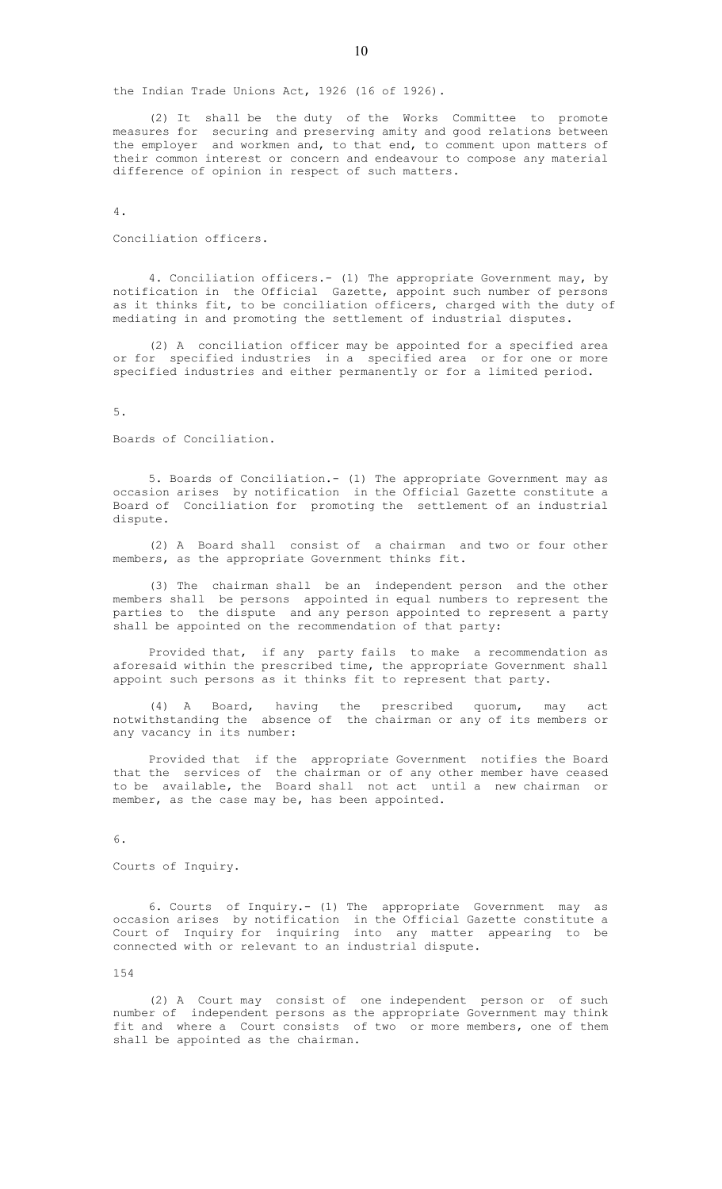the Indian Trade Unions Act, 1926 (16 of 1926).

(2) It shall be the duty of the Works Committee to promote measures for securing and preserving amity and good relations between the employer and workmen and, to that end, to comment upon matters of their common interest or concern and endeavour to compose any material difference of opinion in respect of such matters.

4.

Conciliation officers.

4. Conciliation officers.- (1) The appropriate Government may, by notification in the Official Gazette, appoint such number of persons as it thinks fit, to be conciliation officers, charged with the duty of mediating in and promoting the settlement of industrial disputes.

(2) A conciliation officer may be appointed for a specified area or for specified industries in a specified area or for one or more specified industries and either permanently or for a limited period.

5.

Boards of Conciliation.

5. Boards of Conciliation.- (1) The appropriate Government may as occasion arises by notification in the Official Gazette constitute a Board of Conciliation for promoting the settlement of an industrial dispute.

(2) A Board shall consist of a chairman and two or four other members, as the appropriate Government thinks fit.

(3) The chairman shall be an independent person and the other members shall be persons appointed in equal numbers to represent the parties to the dispute and any person appointed to represent a party shall be appointed on the recommendation of that party:

Provided that, if any party fails to make a recommendation as aforesaid within the prescribed time, the appropriate Government shall appoint such persons as it thinks fit to represent that party.

(4) A Board, having the prescribed quorum, may act notwithstanding the absence of the chairman or any of its members or any vacancy in its number:

Provided that if the appropriate Government notifies the Board that the services of the chairman or of any other member have ceased to be available, the Board shall not act until a new chairman or member, as the case may be, has been appointed.

6.

Courts of Inquiry.

6. Courts of Inquiry.- (1) The appropriate Government may as occasion arises by notification in the Official Gazette constitute a Court of Inquiry for inquiring into any matter appearing to be connected with or relevant to an industrial dispute.

154

(2) A Court may consist of one independent person or of such number of independent persons as the appropriate Government may think fit and where a Court consists of two or more members, one of them shall be appointed as the chairman.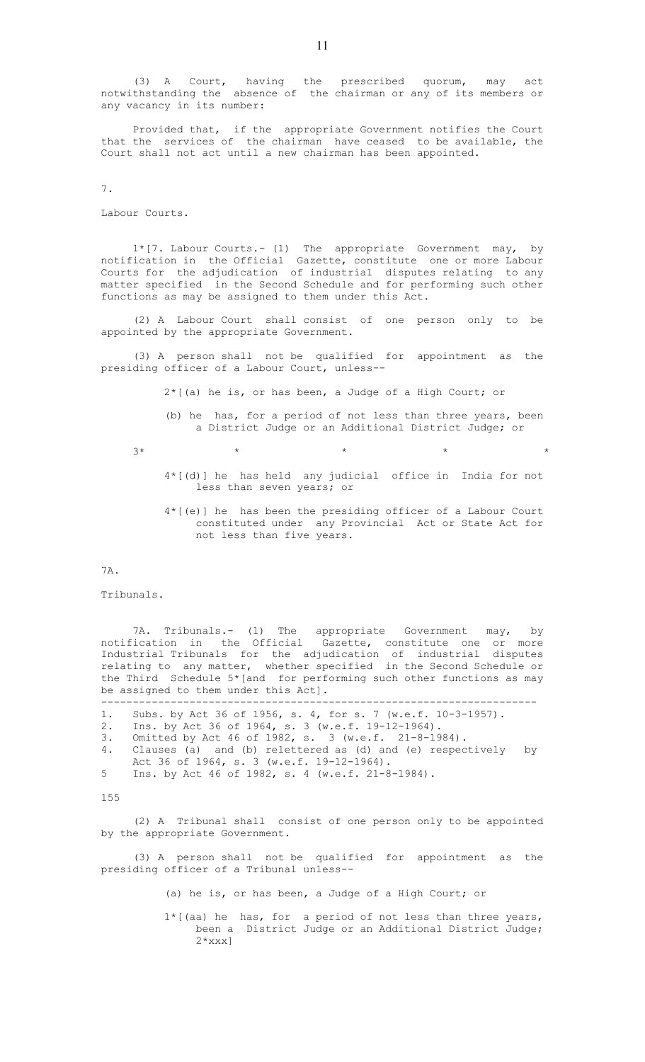(3) A Court, having the prescribed quorum, may act notwithstanding the absence of the chairman or any of its members or any vacancy in its number:

Provided that, if the appropriate Government notifies the Court that the services of the chairman have ceased to be available, the Court shall not act until a new chairman has been appointed.

7.

Labour Courts.

1*[7. Labour Courts.- (1) The appropriate Government may, by notification in the Official Gazette, constitute one or more Labour Courts for the adjudication of industrial disputes relating to any matter specified in the Second Schedule and for performing such other functions as may be assigned to them under this Act.

(2) A Labour Court shall consist of one person only to be appointed by the appropriate Government.

(3) A person shall not be qualified for appointment as the presiding officer of a Labour Court, unless--

2*[(a) he is, or has been, a Judge of a High Court; or

(b) he has, for a period of not less than three years, been a District Judge or an Additional District Judge; or

3* * * * *

4*[(d)] he has held any judicial office in India for not less than seven years; or

4*[(e)] he has been the presiding officer of a Labour Court constituted under any Provincial Act or State Act for not less than five years.

7A.

Tribunals.

7A. Tribunals.- (1) The appropriate Government may, by notification in the Official Gazette, constitute one or more Industrial Tribunals for the adjudication of industrial disputes relating to any matter, whether specified in the Second Schedule or the Third Schedule 5*[and for performing such other functions as may be assigned to them under this Act].

---

1. Subs. by Act 36 of 1956, s. 4, for s. 7 (w.e.f. 10-3-1957).
2. Ins. by Act 36 of 1964, s. 3 (w.e.f. 19-12-1964).
3. Omitted by Act 46 of 1982, s. 3 (w.e.f. 21-8-1984).
4. Clauses (a) and (b) relettered as (d) and (e) respectively by Act 36 of 1964, s. 3 (w.e.f. 19-12-1964).
5. Ins. by Act 46 of 1982, s. 4 (w.e.f. 21-8-1984).

155

(2) A Tribunal shall consist of one person only to be appointed by the appropriate Government.

(3) A person shall not be qualified for appointment as the presiding officer of a Tribunal unless--

(a) he is, or has been, a Judge of a High Court; or

1*[(aa) he has, for a period of not less than three years, been a District Judge or an Additional District Judge; 2*xxx]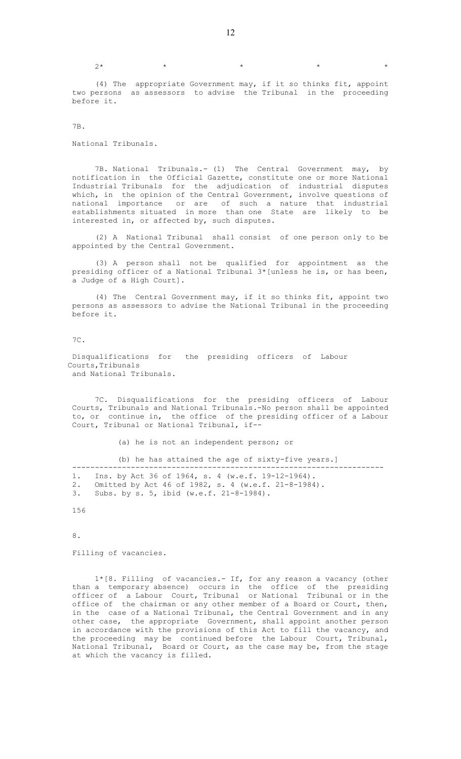2* * * * *

(4) The appropriate Government may, if it so thinks fit, appoint two persons as assessors to advise the Tribunal in the proceeding before it.

7B.

National Tribunals.

7B. National Tribunals.- (1) The Central Government may, by notification in the Official Gazette, constitute one or more National Industrial Tribunals for the adjudication of industrial disputes which, in the opinion of the Central Government, involve questions of national importance or are of such a nature that industrial establishments situated in more than one State are likely to be interested in, or affected by, such disputes.

(2) A National Tribunal shall consist of one person only to be appointed by the Central Government.

(3) A person shall not be qualified for appointment as the presiding officer of a National Tribunal 3*[unless he is, or has been, a Judge of a High Court].

(4) The Central Government may, if it so thinks fit, appoint two persons as assessors to advise the National Tribunal in the proceeding before it.

7C.

Disqualifications for the presiding officers of Labour Courts,Tribunals and National Tribunals.

7C. Disqualifications for the presiding officers of Labour Courts, Tribunals and National Tribunals.-No person shall be appointed to, or continue in, the office of the presiding officer of a Labour Court, Tribunal or National Tribunal, if--

(a) he is not an independent person; or

(b) he has attained the age of sixty-five years.]

---

1. Ins. by Act 36 of 1964, s. 4 (w.e.f. 19-12-1964).
2. Omitted by Act 46 of 1982, s. 4 (w.e.f. 21-8-1984).
3. Subs. by s. 5, ibid (w.e.f. 21-8-1984).

156

8.

Filling of vacancies.

1*[8. Filling of vacancies.- If, for any reason a vacancy (other than a temporary absence) occurs in the office of the presiding officer of a Labour Court, Tribunal or National Tribunal or in the office of the chairman or any other member of a Board or Court, then, in the case of a National Tribunal, the Central Government and in any other case, the appropriate Government, shall appoint another person in accordance with the provisions of this Act to fill the vacancy, and the proceeding may be continued before the Labour Court, Tribunal, National Tribunal, Board or Court, as the case may be, from the stage at which the vacancy is filled.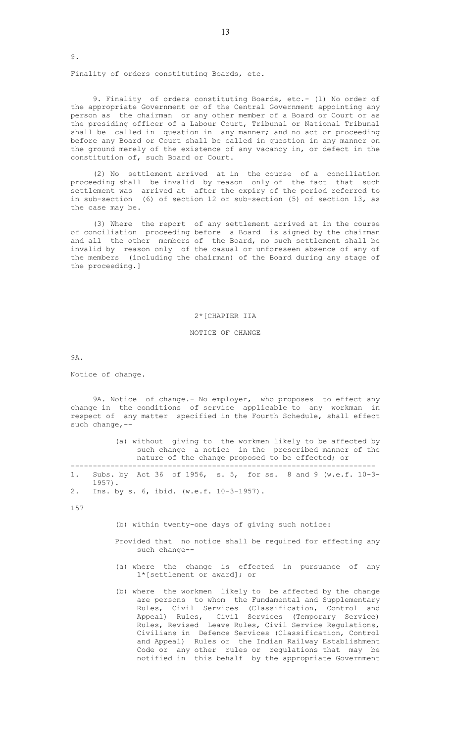9.

Finality of orders constituting Boards, etc.

9. Finality of orders constituting Boards, etc.- (1) No order of the appropriate Government or of the Central Government appointing any person as the chairman or any other member of a Board or Court or as the presiding officer of a Labour Court, Tribunal or National Tribunal shall be called in question in any manner; and no act or proceeding before any Board or Court shall be called in question in any manner on the ground merely of the existence of any vacancy in, or defect in the constitution of, such Board or Court.

(2) No settlement arrived at in the course of a conciliation proceeding shall be invalid by reason only of the fact that such settlement was arrived at after the expiry of the period referred to in sub-section (6) of section 12 or sub-section (5) of section 13, as the case may be.

(3) Where the report of any settlement arrived at in the course of conciliation proceeding before a Board is signed by the chairman and all the other members of the Board, no such settlement shall be invalid by reason only of the casual or unforeseen absence of any of the members (including the chairman) of the Board during any stage of the proceeding.]

2*[CHAPTER IIA

NOTICE OF CHANGE

9A.

Notice of change.

9A. Notice of change.- No employer, who proposes to effect any change in the conditions of service applicable to any workman in respect of any matter specified in the Fourth Schedule, shall effect such change,--

(a) without giving to the workmen likely to be affected by such change a notice in the prescribed manner of the nature of the change proposed to be effected; or

---

1. Subs. by Act 36 of 1956, s. 5, for ss. 8 and 9 (w.e.f. 10-3-1957).
2. Ins. by s. 6, ibid. (w.e.f. 10-3-1957).

157

(b) within twenty-one days of giving such notice:

Provided that no notice shall be required for effecting any such change--

(a) where the change is effected in pursuance of any 1*[settlement or award]; or

(b) where the workmen likely to be affected by the change are persons to whom the Fundamental and Supplementary Rules, Civil Services (Classification, Control and Appeal) Rules, Civil Services (Temporary Service) Rules, Revised Leave Rules, Civil Service Regulations, Civilians in Defence Services (Classification, Control and Appeal) Rules or the Indian Railway Establishment Code or any other rules or regulations that may be notified in this behalf by the appropriate Government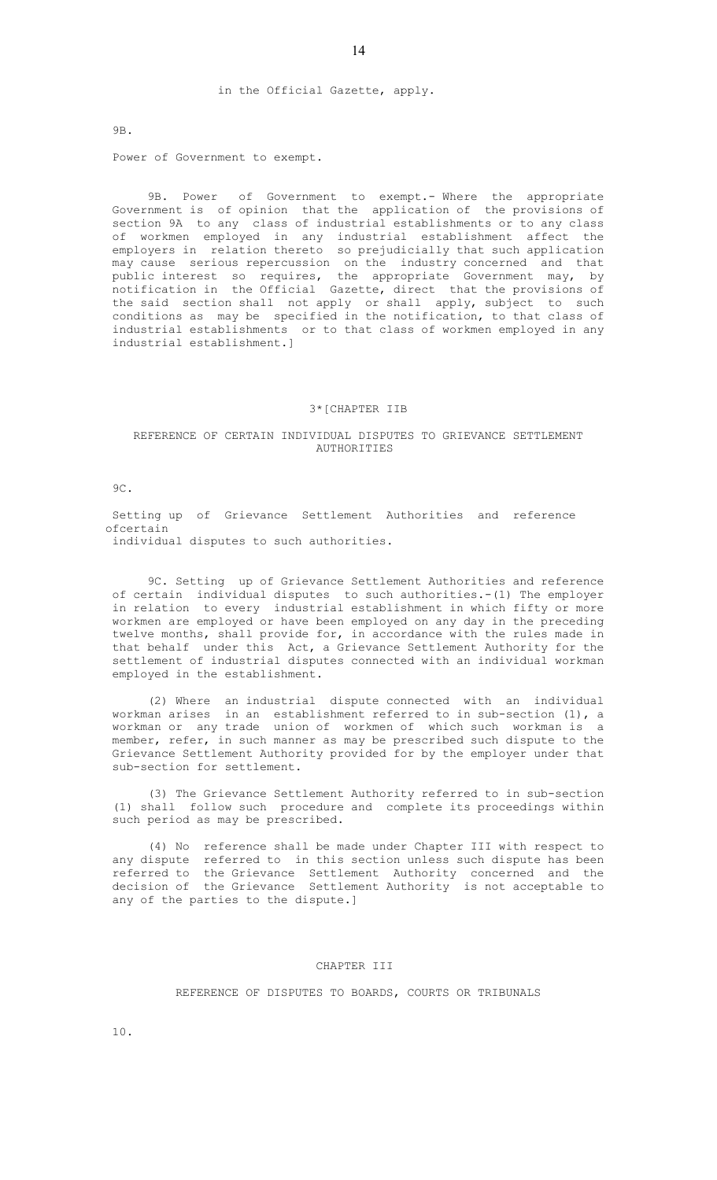in the Official Gazette, apply.

9B.

Power of Government to exempt.

9B. Power of Government to exempt.- Where the appropriate Government is of opinion that the application of the provisions of section 9A to any class of industrial establishments or to any class of workmen employed in any industrial establishment affect the employers in relation thereto so prejudicially that such application may cause serious repercussion on the industry concerned and that public interest so requires, the appropriate Government may, by notification in the Official Gazette, direct that the provisions of the said section shall not apply or shall apply, subject to such conditions as may be specified in the notification, to that class of industrial establishments or to that class of workmen employed in any industrial establishment.]

## 3*[CHAPTER IIB

### REFERENCE OF CERTAIN INDIVIDUAL DISPUTES TO GRIEVANCE SETTLEMENT AUTHORITIES

9C.

Setting up of Grievance Settlement Authorities and reference ofcertain individual disputes to such authorities.

9C. Setting up of Grievance Settlement Authorities and reference of certain individual disputes to such authorities.-(1) The employer in relation to every industrial establishment in which fifty or more workmen are employed or have been employed on any day in the preceding twelve months, shall provide for, in accordance with the rules made in that behalf under this Act, a Grievance Settlement Authority for the settlement of industrial disputes connected with an individual workman employed in the establishment.

(2) Where an industrial dispute connected with an individual workman arises in an establishment referred to in sub-section (1), a workman or any trade union of workmen of which such workman is a member, refer, in such manner as may be prescribed such dispute to the Grievance Settlement Authority provided for by the employer under that sub-section for settlement.

(3) The Grievance Settlement Authority referred to in sub-section (1) shall follow such procedure and complete its proceedings within such period as may be prescribed.

(4) No reference shall be made under Chapter III with respect to any dispute referred to in this section unless such dispute has been referred to the Grievance Settlement Authority concerned and the decision of the Grievance Settlement Authority is not acceptable to any of the parties to the dispute.]

## CHAPTER III

### REFERENCE OF DISPUTES TO BOARDS, COURTS OR TRIBUNALS

10.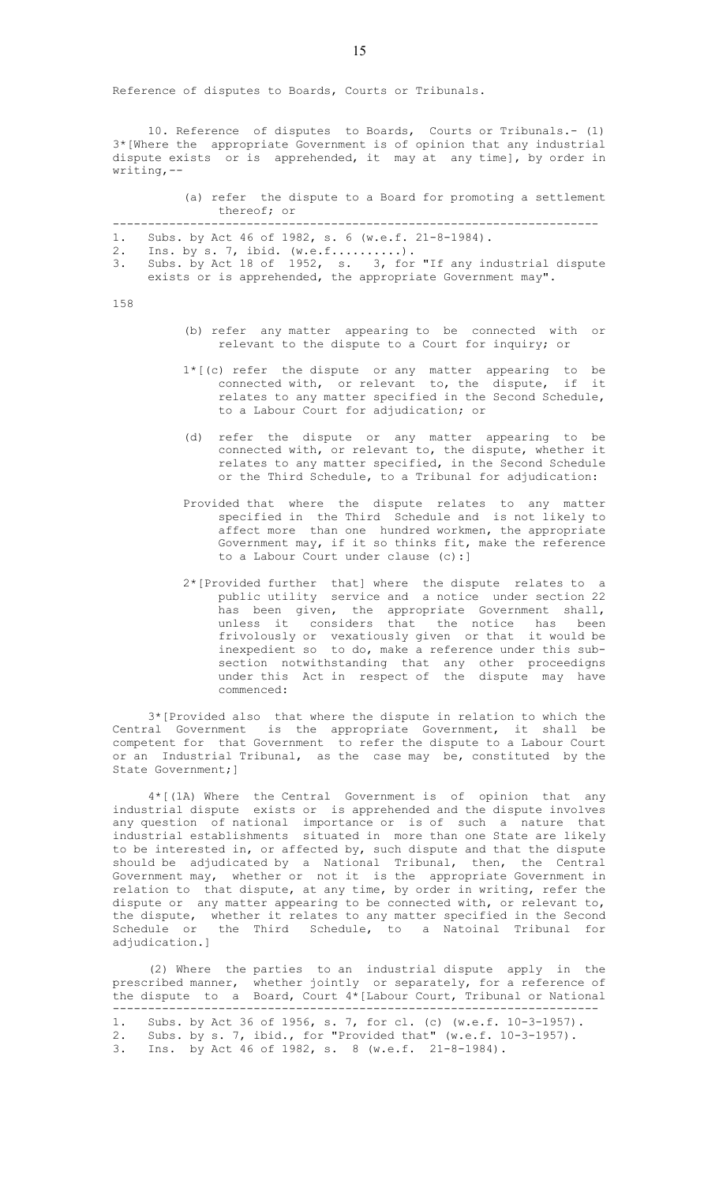Reference of disputes to Boards, Courts or Tribunals.

10. Reference of disputes to Boards, Courts or Tribunals.- (1) 3*[Where the appropriate Government is of opinion that any industrial dispute exists or is apprehended, it may at any time], by order in writing,--

(a) refer the dispute to a Board for promoting a settlement thereof; or

---

1. Subs. by Act 46 of 1982, s. 6 (w.e.f. 21-8-1984).
2. Ins. by s. 7, ibid. (w.e.f..........).
3. Subs. by Act 18 of 1952, s. 3, for "If any industrial dispute exists or is apprehended, the appropriate Government may".

158

(b) refer any matter appearing to be connected with or relevant to the dispute to a Court for inquiry; or

1*[(c) refer the dispute or any matter appearing to be connected with, or relevant to, the dispute, if it relates to any matter specified in the Second Schedule, to a Labour Court for adjudication; or

(d) refer the dispute or any matter appearing to be connected with, or relevant to, the dispute, whether it relates to any matter specified, in the Second Schedule or the Third Schedule, to a Tribunal for adjudication:

Provided that where the dispute relates to any matter specified in the Third Schedule and is not likely to affect more than one hundred workmen, the appropriate Government may, if it so thinks fit, make the reference to a Labour Court under clause (c):]

2*[Provided further that] where the dispute relates to a public utility service and a notice under section 22 has been given, the appropriate Government shall, unless it considers that the notice has been frivolously or vexatiously given or that it would be inexpedient so to do, make a reference under this sub-section notwithstanding that any other proceedigns under this Act in respect of the dispute may have commenced:

3*[Provided also that where the dispute in relation to which the Central Government is the appropriate Government, it shall be competent for that Government to refer the dispute to a Labour Court or an Industrial Tribunal, as the case may be, constituted by the State Government;]

4*[(1A) Where the Central Government is of opinion that any industrial dispute exists or is apprehended and the dispute involves any question of national importance or is of such a nature that industrial establishments situated in more than one State are likely to be interested in, or affected by, such dispute and that the dispute should be adjudicated by a National Tribunal, then, the Central Government may, whether or not it is the appropriate Government in relation to that dispute, at any time, by order in writing, refer the dispute or any matter appearing to be connected with, or relevant to, the dispute, whether it relates to any matter specified in the Second Schedule or the Third Schedule, to a Natoinal Tribunal for adjudication.]

(2) Where the parties to an industrial dispute apply in the prescribed manner, whether jointly or separately, for a reference of the dispute to a Board, Court 4*[Labour Court, Tribunal or National

---

1. Subs. by Act 36 of 1956, s. 7, for cl. (c) (w.e.f. 10-3-1957).
2. Subs. by s. 7, ibid., for "Provided that" (w.e.f. 10-3-1957).
3. Ins. by Act 46 of 1982, s. 8 (w.e.f. 21-8-1984).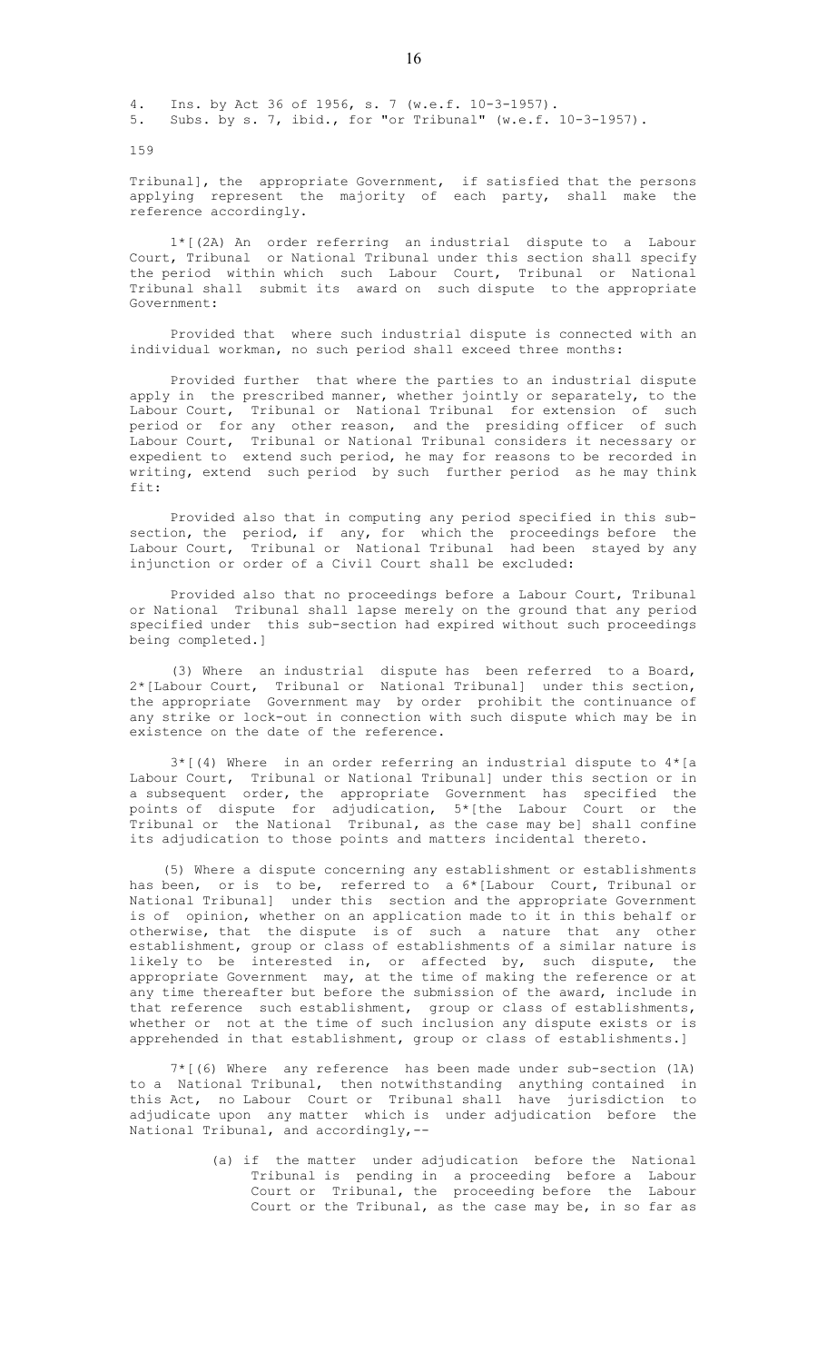4. Ins. by Act 36 of 1956, s. 7 (w.e.f. 10-3-1957).
5. Subs. by s. 7, ibid., for "or Tribunal" (w.e.f. 10-3-1957).

159

Tribunal], the appropriate Government, if satisfied that the persons applying represent the majority of each party, shall make the reference accordingly.

1*[(2A) An order referring an industrial dispute to a Labour Court, Tribunal or National Tribunal under this section shall specify the period within which such Labour Court, Tribunal or National Tribunal shall submit its award on such dispute to the appropriate Government:

Provided that where such industrial dispute is connected with an individual workman, no such period shall exceed three months:

Provided further that where the parties to an industrial dispute apply in the prescribed manner, whether jointly or separately, to the Labour Court, Tribunal or National Tribunal for extension of such period or for any other reason, and the presiding officer of such Labour Court, Tribunal or National Tribunal considers it necessary or expedient to extend such period, he may for reasons to be recorded in writing, extend such period by such further period as he may think fit:

Provided also that in computing any period specified in this sub-section, the period, if any, for which the proceedings before the Labour Court, Tribunal or National Tribunal had been stayed by any injunction or order of a Civil Court shall be excluded:

Provided also that no proceedings before a Labour Court, Tribunal or National Tribunal shall lapse merely on the ground that any period specified under this sub-section had expired without such proceedings being completed.]

(3) Where an industrial dispute has been referred to a Board, 2*[Labour Court, Tribunal or National Tribunal] under this section, the appropriate Government may by order prohibit the continuance of any strike or lock-out in connection with such dispute which may be in existence on the date of the reference.

3*[(4) Where in an order referring an industrial dispute to 4*[a Labour Court, Tribunal or National Tribunal] under this section or in a subsequent order, the appropriate Government has specified the points of dispute for adjudication, 5*[the Labour Court or the Tribunal or the National Tribunal, as the case may be] shall confine its adjudication to those points and matters incidental thereto.

(5) Where a dispute concerning any establishment or establishments has been, or is to be, referred to a 6*[Labour Court, Tribunal or National Tribunal] under this section and the appropriate Government is of opinion, whether on an application made to it in this behalf or otherwise, that the dispute is of such a nature that any other establishment, group or class of establishments of a similar nature is likely to be interested in, or affected by, such dispute, the appropriate Government may, at the time of making the reference or at any time thereafter but before the submission of the award, include in that reference such establishment, group or class of establishments, whether or not at the time of such inclusion any dispute exists or is apprehended in that establishment, group or class of establishments.]

7*[(6) Where any reference has been made under sub-section (1A) to a National Tribunal, then notwithstanding anything contained in this Act, no Labour Court or Tribunal shall have jurisdiction to adjudicate upon any matter which is under adjudication before the National Tribunal, and accordingly,--

(a) if the matter under adjudication before the National Tribunal is pending in a proceeding before a Labour Court or Tribunal, the proceeding before the Labour Court or the Tribunal, as the case may be, in so far as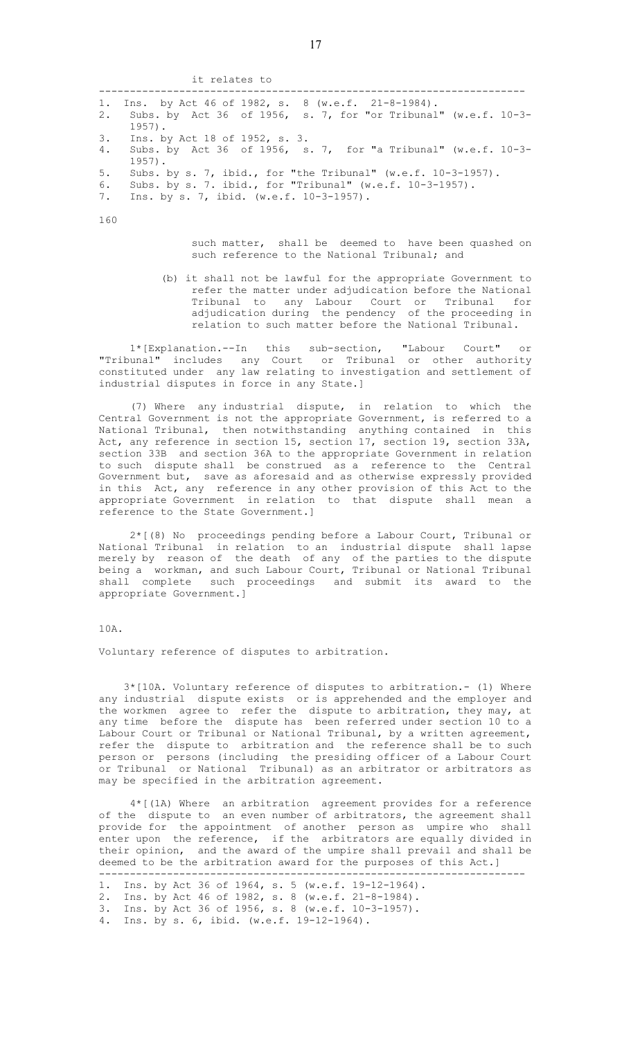it relates to

---

1. Ins. by Act 46 of 1982, s. 8 (w.e.f. 21-8-1984).
2. Subs. by Act 36 of 1956, s. 7, for "or Tribunal" (w.e.f. 10-3-1957).
3. Ins. by Act 18 of 1952, s. 3.
4. Subs. by Act 36 of 1956, s. 7, for "a Tribunal" (w.e.f. 10-3-1957).
5. Subs. by s. 7, ibid., for "the Tribunal" (w.e.f. 10-3-1957).
6. Subs. by s. 7. ibid., for "Tribunal" (w.e.f. 10-3-1957).
7. Ins. by s. 7, ibid. (w.e.f. 10-3-1957).

160

such matter, shall be deemed to have been quashed on such reference to the National Tribunal; and

(b) it shall not be lawful for the appropriate Government to refer the matter under adjudication before the National Tribunal to any Labour Court or Tribunal for adjudication during the pendency of the proceeding in relation to such matter before the National Tribunal.

1*[Explanation.--In this sub-section, "Labour Court" or "Tribunal" includes any Court or Tribunal or other authority constituted under any law relating to investigation and settlement of industrial disputes in force in any State.]

(7) Where any industrial dispute, in relation to which the Central Government is not the appropriate Government, is referred to a National Tribunal, then notwithstanding anything contained in this Act, any reference in section 15, section 17, section 19, section 33A, section 33B and section 36A to the appropriate Government in relation to such dispute shall be construed as a reference to the Central Government but, save as aforesaid and as otherwise expressly provided in this Act, any reference in any other provision of this Act to the appropriate Government in relation to that dispute shall mean a reference to the State Government.]

2*[(8) No proceedings pending before a Labour Court, Tribunal or National Tribunal in relation to an industrial dispute shall lapse merely by reason of the death of any of the parties to the dispute being a workman, and such Labour Court, Tribunal or National Tribunal shall complete such proceedings and submit its award to the appropriate Government.]

10A.

Voluntary reference of disputes to arbitration.

3*[10A. Voluntary reference of disputes to arbitration.- (1) Where any industrial dispute exists or is apprehended and the employer and the workmen agree to refer the dispute to arbitration, they may, at any time before the dispute has been referred under section 10 to a Labour Court or Tribunal or National Tribunal, by a written agreement, refer the dispute to arbitration and the reference shall be to such person or persons (including the presiding officer of a Labour Court or Tribunal or National Tribunal) as an arbitrator or arbitrators as may be specified in the arbitration agreement.

4*[(1A) Where an arbitration agreement provides for a reference of the dispute to an even number of arbitrators, the agreement shall provide for the appointment of another person as umpire who shall enter upon the reference, if the arbitrators are equally divided in their opinion, and the award of the umpire shall prevail and shall be deemed to be the arbitration award for the purposes of this Act.]

---

1. Ins. by Act 36 of 1964, s. 5 (w.e.f. 19-12-1964).
2. Ins. by Act 46 of 1982, s. 8 (w.e.f. 21-8-1984).
3. Ins. by Act 36 of 1956, s. 8 (w.e.f. 10-3-1957).
4. Ins. by s. 6, ibid. (w.e.f. 19-12-1964).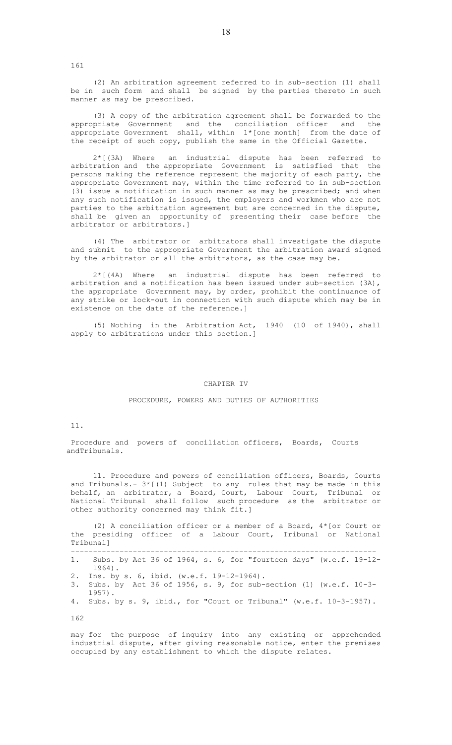(2) An arbitration agreement referred to in sub-section (1) shall be in such form and shall be signed by the parties thereto in such manner as may be prescribed.

(3) A copy of the arbitration agreement shall be forwarded to the appropriate Government and the conciliation officer and the appropriate Government shall, within 1*[one month] from the date of the receipt of such copy, publish the same in the Official Gazette.

2*[(3A) Where an industrial dispute has been referred to arbitration and the appropriate Government is satisfied that the persons making the reference represent the majority of each party, the appropriate Government may, within the time referred to in sub-section (3) issue a notification in such manner as may be prescribed; and when any such notification is issued, the employers and workmen who are not parties to the arbitration agreement but are concerned in the dispute, shall be given an opportunity of presenting their case before the arbitrator or arbitrators.]

(4) The arbitrator or arbitrators shall investigate the dispute and submit to the appropriate Government the arbitration award signed by the arbitrator or all the arbitrators, as the case may be.

2*[(4A) Where an industrial dispute has been referred to arbitration and a notification has been issued under sub-section (3A), the appropriate Government may, by order, prohibit the continuance of any strike or lock-out in connection with such dispute which may be in existence on the date of the reference.]

(5) Nothing in the Arbitration Act, 1940 (10 of 1940), shall apply to arbitrations under this section.]

## CHAPTER IV

### PROCEDURE, POWERS AND DUTIES OF AUTHORITIES

11.

Procedure and powers of conciliation officers, Boards, Courts andTribunals.

11. Procedure and powers of conciliation officers, Boards, Courts and Tribunals.- 3*[(1) Subject to any rules that may be made in this behalf, an arbitrator, a Board, Court, Labour Court, Tribunal or National Tribunal shall follow such procedure as the arbitrator or other authority concerned may think fit.]

(2) A conciliation officer or a member of a Board, 4*[or Court or the presiding officer of a Labour Court, Tribunal or National Tribunal]

---

1. Subs. by Act 36 of 1964, s. 6, for "fourteen days" (w.e.f. 19-12-1964).
2. Ins. by s. 6, ibid. (w.e.f. 19-12-1964).
3. Subs. by Act 36 of 1956, s. 9, for sub-section (1) (w.e.f. 10-3-1957).
4. Subs. by s. 9, ibid., for "Court or Tribunal" (w.e.f. 10-3-1957).

may for the purpose of inquiry into any existing or apprehended industrial dispute, after giving reasonable notice, enter the premises occupied by any establishment to which the dispute relates.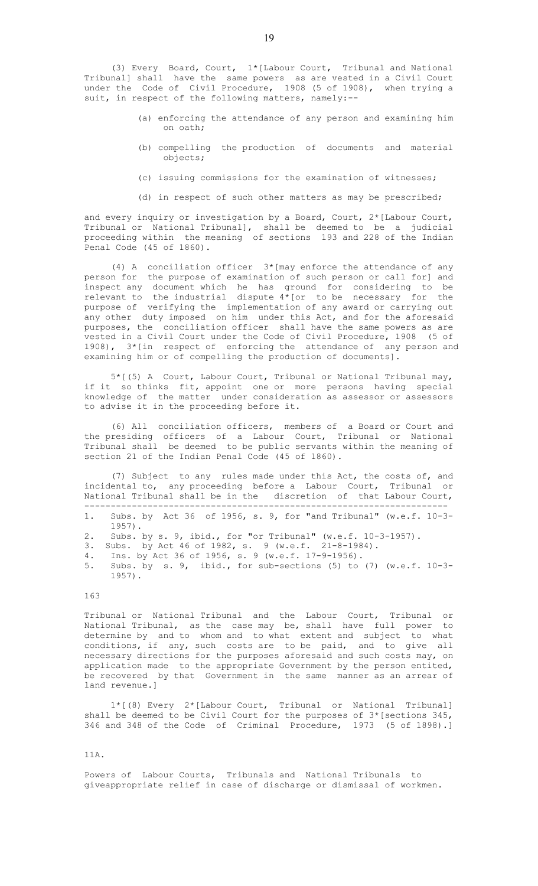(3) Every Board, Court, 1*[Labour Court, Tribunal and National Tribunal] shall have the same powers as are vested in a Civil Court under the Code of Civil Procedure, 1908 (5 of 1908), when trying a suit, in respect of the following matters, namely:--

- (a) enforcing the attendance of any person and examining him on oath;
- (b) compelling the production of documents and material objects;
- (c) issuing commissions for the examination of witnesses;
- (d) in respect of such other matters as may be prescribed;

and every inquiry or investigation by a Board, Court, 2*[Labour Court, Tribunal or National Tribunal], shall be deemed to be a judicial proceeding within the meaning of sections 193 and 228 of the Indian Penal Code (45 of 1860).

(4) A conciliation officer 3*[may enforce the attendance of any person for the purpose of examination of such person or call for] and inspect any document which he has ground for considering to be relevant to the industrial dispute 4*[or to be necessary for the purpose of verifying the implementation of any award or carrying out any other duty imposed on him under this Act, and for the aforesaid purposes, the conciliation officer shall have the same powers as are vested in a Civil Court under the Code of Civil Procedure, 1908 (5 of 1908), 3*[in respect of enforcing the attendance of any person and examining him or of compelling the production of documents].

5*[(5) A Court, Labour Court, Tribunal or National Tribunal may, if it so thinks fit, appoint one or more persons having special knowledge of the matter under consideration as assessor or assessors to advise it in the proceeding before it.

(6) All conciliation officers, members of a Board or Court and the presiding officers of a Labour Court, Tribunal or National Tribunal shall be deemed to be public servants within the meaning of section 21 of the Indian Penal Code (45 of 1860).

(7) Subject to any rules made under this Act, the costs of, and incidental to, any proceeding before a Labour Court, Tribunal or National Tribunal shall be in the discretion of that Labour Court,

---

1. Subs. by Act 36 of 1956, s. 9, for "and Tribunal" (w.e.f. 10-3-1957).
2. Subs. by s. 9, ibid., for "or Tribunal" (w.e.f. 10-3-1957).
3. Subs. by Act 46 of 1982, s. 9 (w.e.f. 21-8-1984).
4. Ins. by Act 36 of 1956, s. 9 (w.e.f. 17-9-1956).
5. Subs. by s. 9, ibid., for sub-sections (5) to (7) (w.e.f. 10-3-1957).

163

Tribunal or National Tribunal and the Labour Court, Tribunal or National Tribunal, as the case may be, shall have full power to determine by and to whom and to what extent and subject to what conditions, if any, such costs are to be paid, and to give all necessary directions for the purposes aforesaid and such costs may, on application made to the appropriate Government by the person entited, be recovered by that Government in the same manner as an arrear of land revenue.]

1*[(8) Every 2*[Labour Court, Tribunal or National Tribunal] shall be deemed to be Civil Court for the purposes of 3*[sections 345, 346 and 348 of the Code of Criminal Procedure, 1973 (5 of 1898).]

11A.

Powers of Labour Courts, Tribunals and National Tribunals to giveappropriate relief in case of discharge or dismissal of workmen.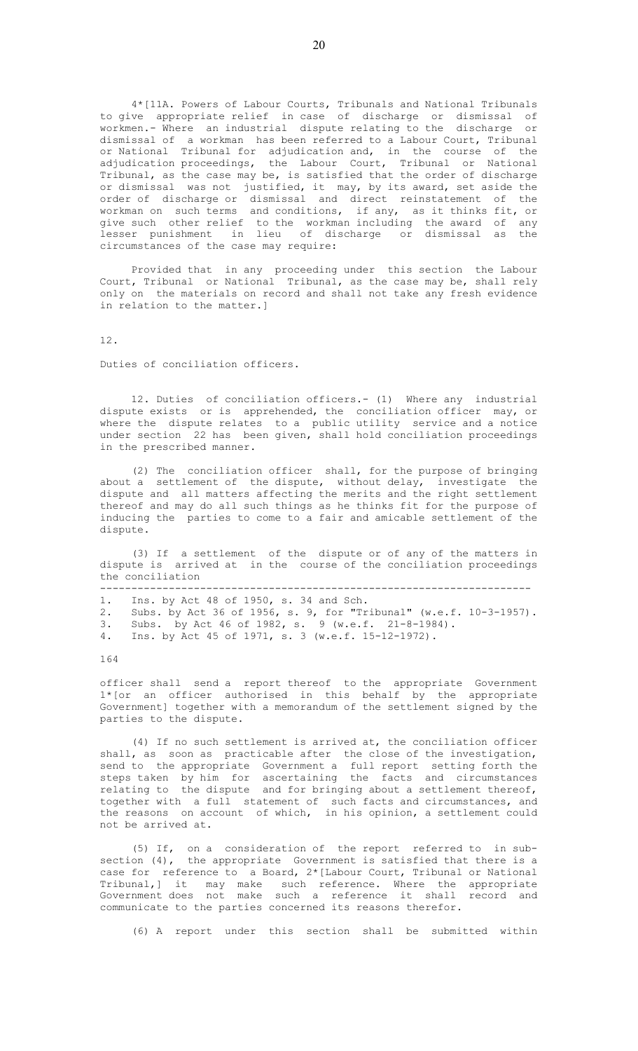4*[11A. Powers of Labour Courts, Tribunals and National Tribunals to give appropriate relief in case of discharge or dismissal of workmen.- Where an industrial dispute relating to the discharge or dismissal of a workman has been referred to a Labour Court, Tribunal or National Tribunal for adjudication and, in the course of the adjudication proceedings, the Labour Court, Tribunal or National Tribunal, as the case may be, is satisfied that the order of discharge or dismissal was not justified, it may, by its award, set aside the order of discharge or dismissal and direct reinstatement of the workman on such terms and conditions, if any, as it thinks fit, or give such other relief to the workman including the award of any lesser punishment in lieu of discharge or dismissal as the circumstances of the case may require:

Provided that in any proceeding under this section the Labour Court, Tribunal or National Tribunal, as the case may be, shall rely only on the materials on record and shall not take any fresh evidence in relation to the matter.]

12.

Duties of conciliation officers.

12. Duties of conciliation officers.- (1) Where any industrial dispute exists or is apprehended, the conciliation officer may, or where the dispute relates to a public utility service and a notice under section 22 has been given, shall hold conciliation proceedings in the prescribed manner.

(2) The conciliation officer shall, for the purpose of bringing about a settlement of the dispute, without delay, investigate the dispute and all matters affecting the merits and the right settlement thereof and may do all such things as he thinks fit for the purpose of inducing the parties to come to a fair and amicable settlement of the dispute.

(3) If a settlement of the dispute or of any of the matters in dispute is arrived at in the course of the conciliation proceedings the conciliation

---

1. Ins. by Act 48 of 1950, s. 34 and Sch.
2. Subs. by Act 36 of 1956, s. 9, for "Tribunal" (w.e.f. 10-3-1957).
3. Subs. by Act 46 of 1982, s. 9 (w.e.f. 21-8-1984).
4. Ins. by Act 45 of 1971, s. 3 (w.e.f. 15-12-1972).

164

officer shall send a report thereof to the appropriate Government 1*[or an officer authorised in this behalf by the appropriate Government] together with a memorandum of the settlement signed by the parties to the dispute.

(4) If no such settlement is arrived at, the conciliation officer shall, as soon as practicable after the close of the investigation, send to the appropriate Government a full report setting forth the steps taken by him for ascertaining the facts and circumstances relating to the dispute and for bringing about a settlement thereof, together with a full statement of such facts and circumstances, and the reasons on account of which, in his opinion, a settlement could not be arrived at.

(5) If, on a consideration of the report referred to in sub-section (4), the appropriate Government is satisfied that there is a case for reference to a Board, 2*[Labour Court, Tribunal or National Tribunal,] it may make such reference. Where the appropriate Government does not make such a reference it shall record and communicate to the parties concerned its reasons therefor.

(6) A report under this section shall be submitted within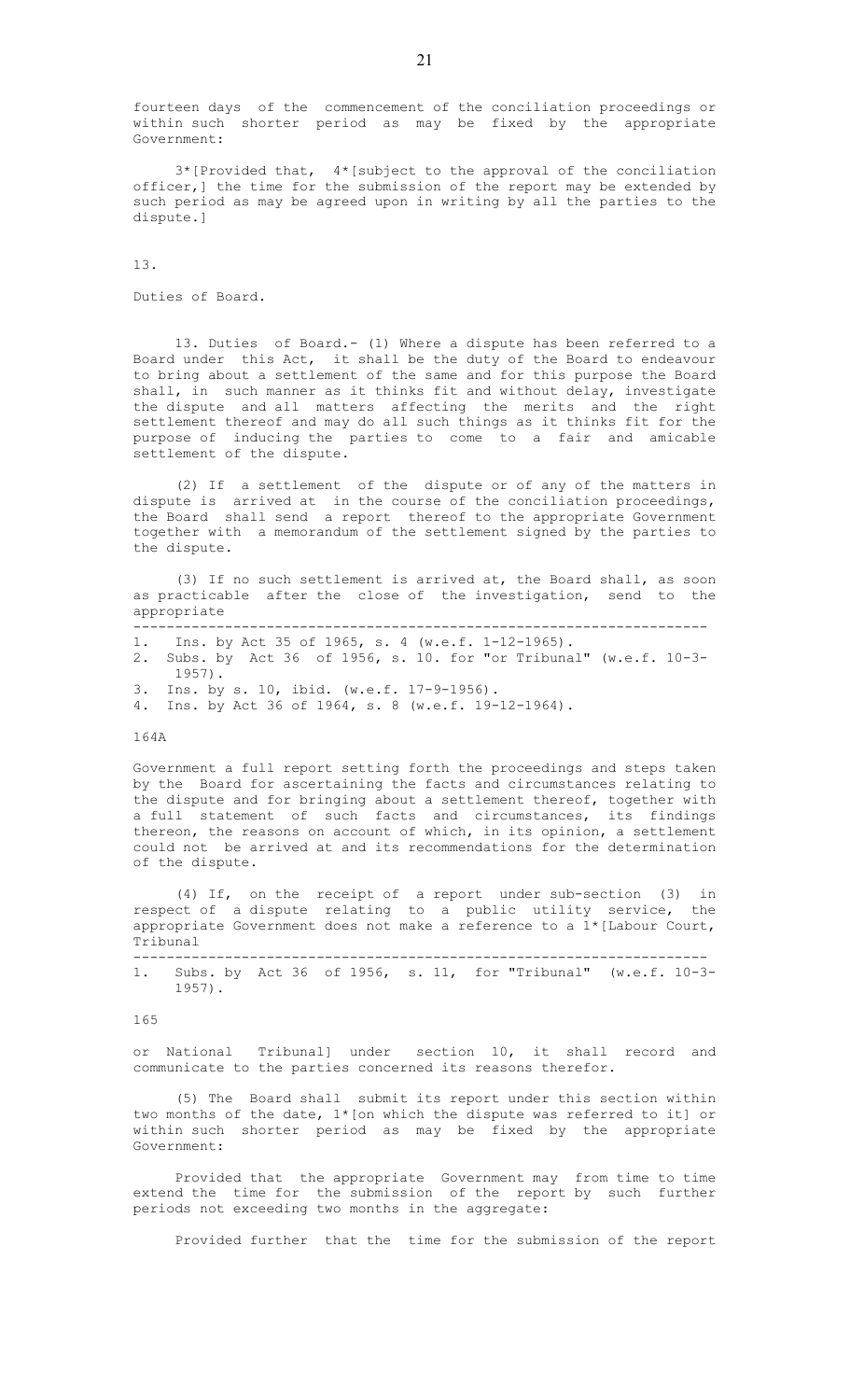fourteen days of the commencement of the conciliation proceedings or within such shorter period as may be fixed by the appropriate Government:

3*[Provided that, 4*[subject to the approval of the conciliation officer,] the time for the submission of the report may be extended by such period as may be agreed upon in writing by all the parties to the dispute.]

13.

Duties of Board.

13. Duties of Board.- (1) Where a dispute has been referred to a Board under this Act, it shall be the duty of the Board to endeavour to bring about a settlement of the same and for this purpose the Board shall, in such manner as it thinks fit and without delay, investigate the dispute and all matters affecting the merits and the right settlement thereof and may do all such things as it thinks fit for the purpose of inducing the parties to come to a fair and amicable settlement of the dispute.

(2) If a settlement of the dispute or of any of the matters in dispute is arrived at in the course of the conciliation proceedings, the Board shall send a report thereof to the appropriate Government together with a memorandum of the settlement signed by the parties to the dispute.

(3) If no such settlement is arrived at, the Board shall, as soon as practicable after the close of the investigation, send to the appropriate

---

1. Ins. by Act 35 of 1965, s. 4 (w.e.f. 1-12-1965).
2. Subs. by Act 36 of 1956, s. 10. for "or Tribunal" (w.e.f. 10-3-1957).
3. Ins. by s. 10, ibid. (w.e.f. 17-9-1956).
4. Ins. by Act 36 of 1964, s. 8 (w.e.f. 19-12-1964).

164A

Government a full report setting forth the proceedings and steps taken by the Board for ascertaining the facts and circumstances relating to the dispute and for bringing about a settlement thereof, together with a full statement of such facts and circumstances, its findings thereon, the reasons on account of which, in its opinion, a settlement could not be arrived at and its recommendations for the determination of the dispute.

(4) If, on the receipt of a report under sub-section (3) in respect of a dispute relating to a public utility service, the appropriate Government does not make a reference to a 1*[Labour Court, Tribunal

---

1. Subs. by Act 36 of 1956, s. 11, for "Tribunal" (w.e.f. 10-3-1957).

165

or National Tribunal] under section 10, it shall record and communicate to the parties concerned its reasons therefor.

(5) The Board shall submit its report under this section within two months of the date, 1*[on which the dispute was referred to it] or within such shorter period as may be fixed by the appropriate Government:

Provided that the appropriate Government may from time to time extend the time for the submission of the report by such further periods not exceeding two months in the aggregate:

Provided further that the time for the submission of the report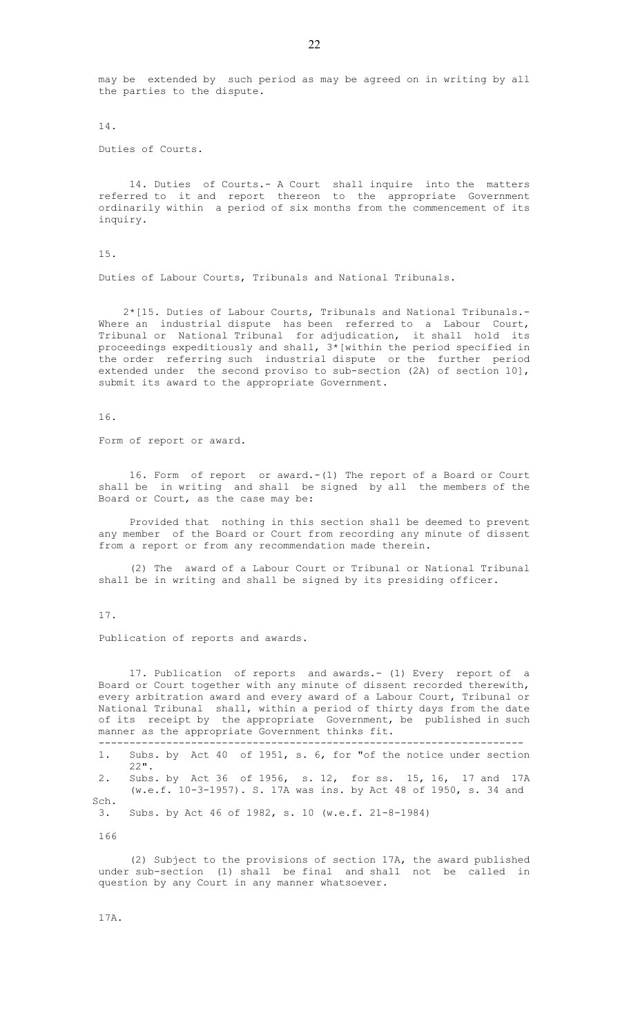may be extended by such period as may be agreed on in writing by all the parties to the dispute.

14.

Duties of Courts.

14. Duties of Courts.- A Court shall inquire into the matters referred to it and report thereon to the appropriate Government ordinarily within a period of six months from the commencement of its inquiry.

15.

Duties of Labour Courts, Tribunals and National Tribunals.

2*[15. Duties of Labour Courts, Tribunals and National Tribunals.- Where an industrial dispute has been referred to a Labour Court, Tribunal or National Tribunal for adjudication, it shall hold its proceedings expeditiously and shall, 3*[within the period specified in the order referring such industrial dispute or the further period extended under the second proviso to sub-section (2A) of section 10], submit its award to the appropriate Government.

16.

Form of report or award.

16. Form of report or award.-(1) The report of a Board or Court shall be in writing and shall be signed by all the members of the Board or Court, as the case may be:

Provided that nothing in this section shall be deemed to prevent any member of the Board or Court from recording any minute of dissent from a report or from any recommendation made therein.

(2) The award of a Labour Court or Tribunal or National Tribunal shall be in writing and shall be signed by its presiding officer.

17.

Publication of reports and awards.

17. Publication of reports and awards.- (1) Every report of a Board or Court together with any minute of dissent recorded therewith, every arbitration award and every award of a Labour Court, Tribunal or National Tribunal shall, within a period of thirty days from the date of its receipt by the appropriate Government, be published in such manner as the appropriate Government thinks fit.

---

1. Subs. by Act 40 of 1951, s. 6, for "of the notice under section 22".
2. Subs. by Act 36 of 1956, s. 12, for ss. 15, 16, 17 and 17A (w.e.f. 10-3-1957). S. 17A was ins. by Act 48 of 1950, s. 34 and Sch.
3. Subs. by Act 46 of 1982, s. 10 (w.e.f. 21-8-1984)

166

(2) Subject to the provisions of section 17A, the award published under sub-section (1) shall be final and shall not be called in question by any Court in any manner whatsoever.

17A.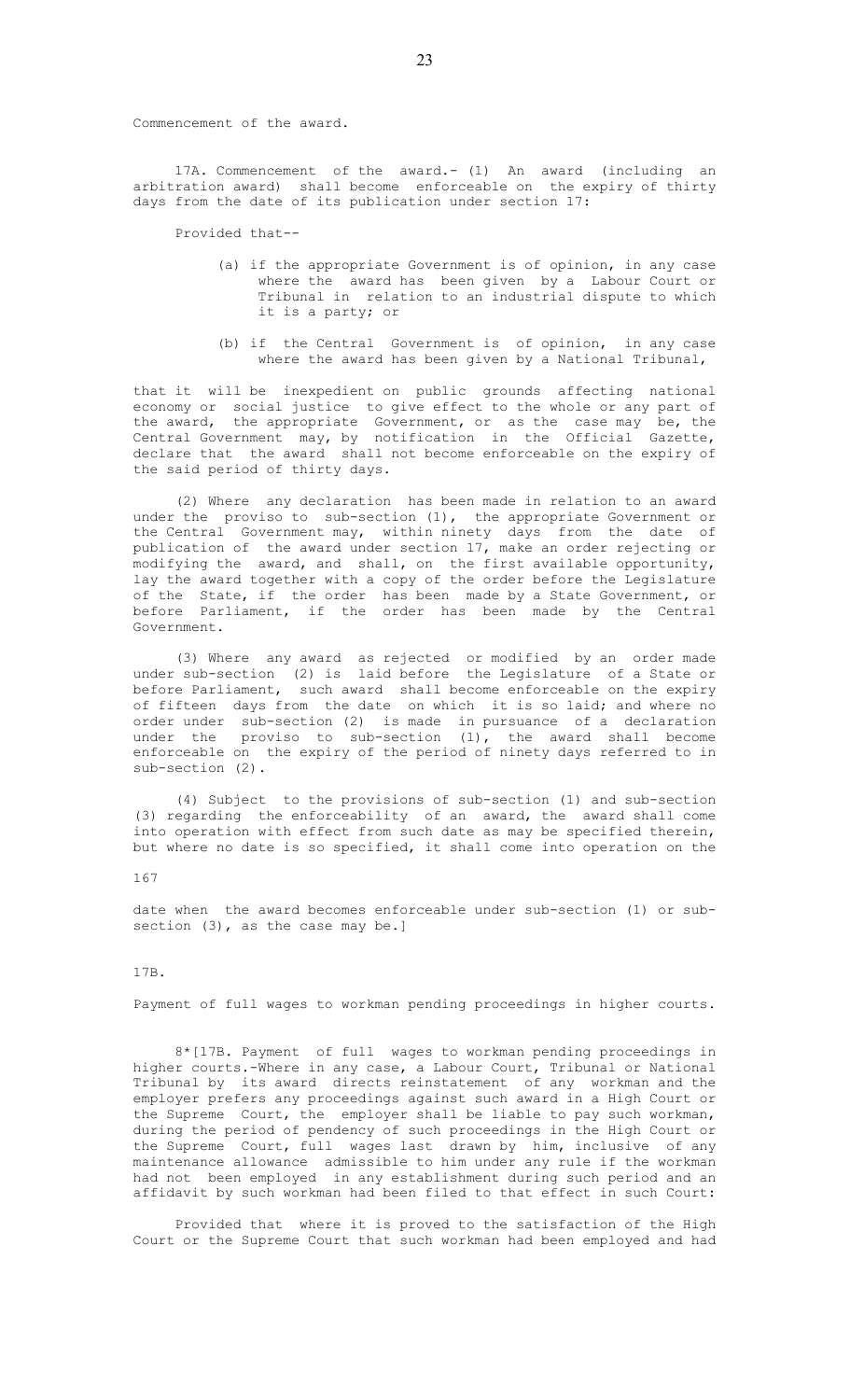Commencement of the award.

17A. Commencement of the award.- (1) An award (including an arbitration award) shall become enforceable on the expiry of thirty days from the date of its publication under section 17:

Provided that--

(a) if the appropriate Government is of opinion, in any case where the award has been given by a Labour Court or Tribunal in relation to an industrial dispute to which it is a party; or

(b) if the Central Government is of opinion, in any case where the award has been given by a National Tribunal,

that it will be inexpedient on public grounds affecting national economy or social justice to give effect to the whole or any part of the award, the appropriate Government, or as the case may be, the Central Government may, by notification in the Official Gazette, declare that the award shall not become enforceable on the expiry of the said period of thirty days.

(2) Where any declaration has been made in relation to an award under the proviso to sub-section (1), the appropriate Government or the Central Government may, within ninety days from the date of publication of the award under section 17, make an order rejecting or modifying the award, and shall, on the first available opportunity, lay the award together with a copy of the order before the Legislature of the State, if the order has been made by a State Government, or before Parliament, if the order has been made by the Central Government.

(3) Where any award as rejected or modified by an order made under sub-section (2) is laid before the Legislature of a State or before Parliament, such award shall become enforceable on the expiry of fifteen days from the date on which it is so laid; and where no order under sub-section (2) is made in pursuance of a declaration under the proviso to sub-section (1), the award shall become enforceable on the expiry of the period of ninety days referred to in sub-section (2).

(4) Subject to the provisions of sub-section (1) and sub-section (3) regarding the enforceability of an award, the award shall come into operation with effect from such date as may be specified therein, but where no date is so specified, it shall come into operation on the

167

date when the award becomes enforceable under sub-section (1) or sub-section (3), as the case may be.]

17B.

Payment of full wages to workman pending proceedings in higher courts.

8*[17B. Payment of full wages to workman pending proceedings in higher courts.-Where in any case, a Labour Court, Tribunal or National Tribunal by its award directs reinstatement of any workman and the employer prefers any proceedings against such award in a High Court or the Supreme Court, the employer shall be liable to pay such workman, during the period of pendency of such proceedings in the High Court or the Supreme Court, full wages last drawn by him, inclusive of any maintenance allowance admissible to him under any rule if the workman had not been employed in any establishment during such period and an affidavit by such workman had been filed to that effect in such Court:

Provided that where it is proved to the satisfaction of the High Court or the Supreme Court that such workman had been employed and had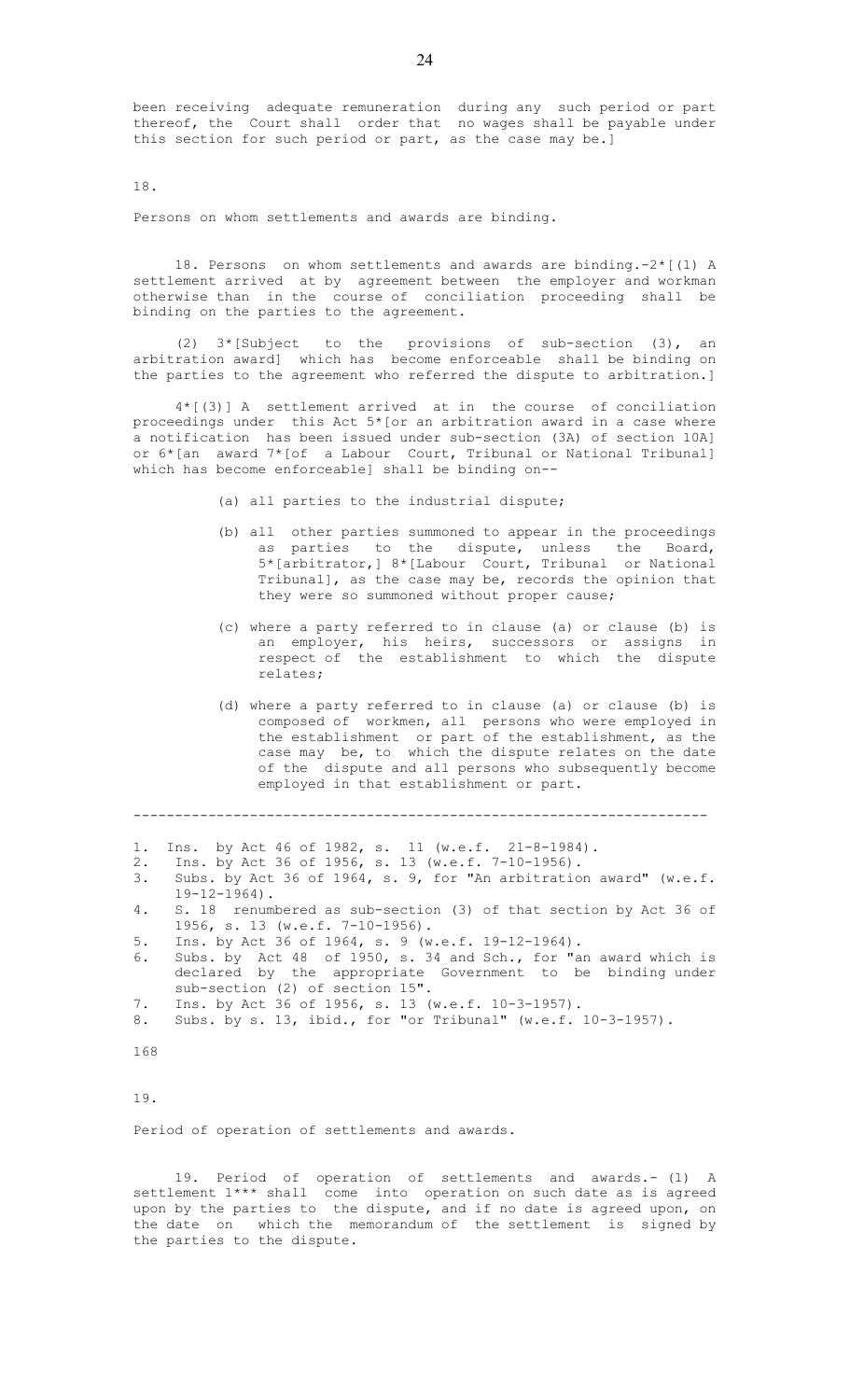been receiving adequate remuneration during any such period or part thereof, the Court shall order that no wages shall be payable under this section for such period or part, as the case may be.]

18.

Persons on whom settlements and awards are binding.

18. Persons on whom settlements and awards are binding.-2*[(1) A settlement arrived at by agreement between the employer and workman otherwise than in the course of conciliation proceeding shall be binding on the parties to the agreement.

(2) 3*[Subject to the provisions of sub-section (3), an arbitration award] which has become enforceable shall be binding on the parties to the agreement who referred the dispute to arbitration.]

4*[(3)] A settlement arrived at in the course of conciliation proceedings under this Act 5*[or an arbitration award in a case where a notification has been issued under sub-section (3A) of section 10A] or 6*[an award 7*[of a Labour Court, Tribunal or National Tribunal] which has become enforceable] shall be binding on--

(a) all parties to the industrial dispute;

(b) all other parties summoned to appear in the proceedings as parties to the dispute, unless the Board, 5*[arbitrator,] 8*[Labour Court, Tribunal or National Tribunal], as the case may be, records the opinion that they were so summoned without proper cause;

(c) where a party referred to in clause (a) or clause (b) is an employer, his heirs, successors or assigns in respect of the establishment to which the dispute relates;

(d) where a party referred to in clause (a) or clause (b) is composed of workmen, all persons who were employed in the establishment or part of the establishment, as the case may be, to which the dispute relates on the date of the dispute and all persons who subsequently become employed in that establishment or part.

---

1. Ins. by Act 46 of 1982, s. 11 (w.e.f. 21-8-1984).
2. Ins. by Act 36 of 1956, s. 13 (w.e.f. 7-10-1956).
3. Subs. by Act 36 of 1964, s. 9, for "An arbitration award" (w.e.f. 19-12-1964).
4. S. 18 renumbered as sub-section (3) of that section by Act 36 of 1956, s. 13 (w.e.f. 7-10-1956).
5. Ins. by Act 36 of 1964, s. 9 (w.e.f. 19-12-1964).
6. Subs. by Act 48 of 1950, s. 34 and Sch., for "an award which is declared by the appropriate Government to be binding under sub-section (2) of section 15".
7. Ins. by Act 36 of 1956, s. 13 (w.e.f. 10-3-1957).
8. Subs. by s. 13, ibid., for "or Tribunal" (w.e.f. 10-3-1957).

168

19.

Period of operation of settlements and awards.

19. Period of operation of settlements and awards.- (1) A settlement 1*** shall come into operation on such date as is agreed upon by the parties to the dispute, and if no date is agreed upon, on the date on which the memorandum of the settlement is signed by the parties to the dispute.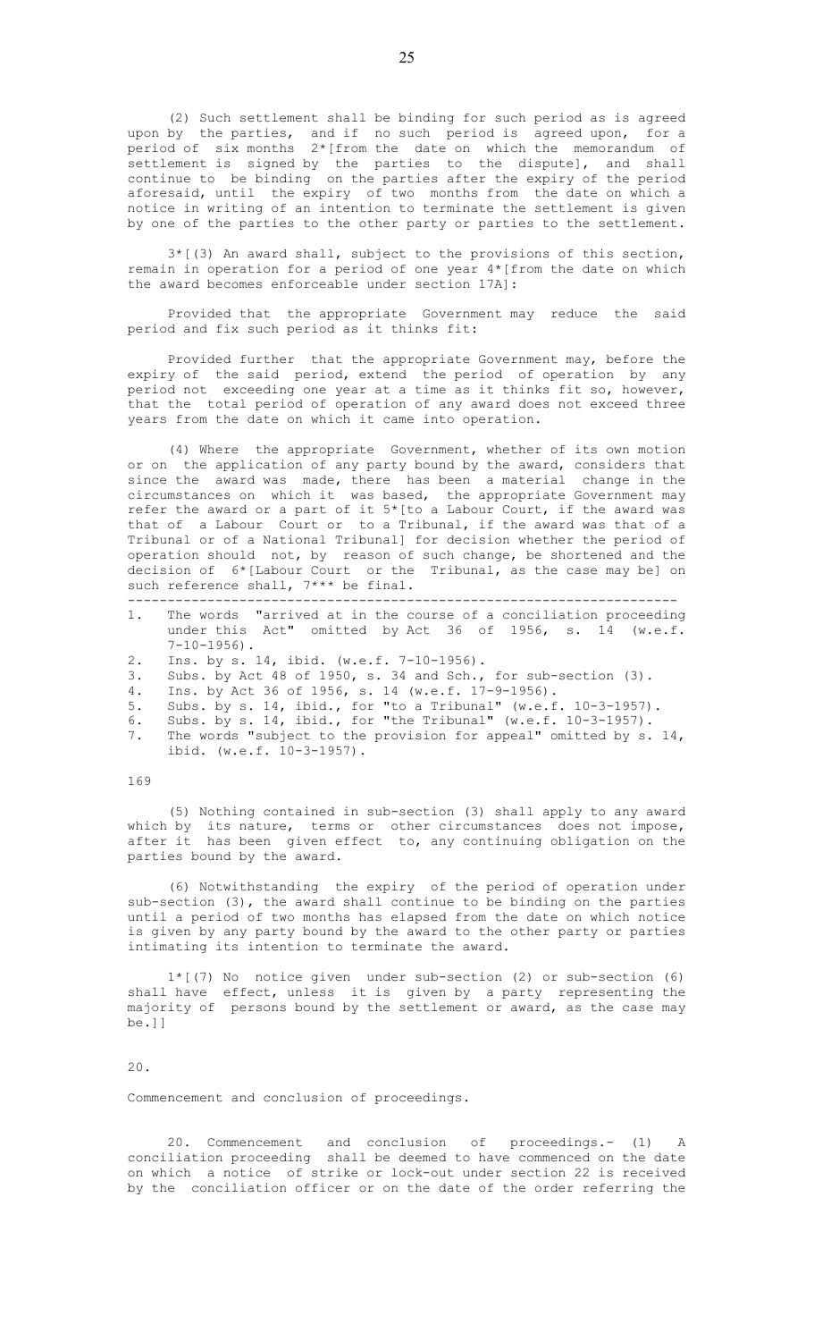(2) Such settlement shall be binding for such period as is agreed upon by the parties, and if no such period is agreed upon, for a period of six months 2*[from the date on which the memorandum of settlement is signed by the parties to the dispute], and shall continue to be binding on the parties after the expiry of the period aforesaid, until the expiry of two months from the date on which a notice in writing of an intention to terminate the settlement is given by one of the parties to the other party or parties to the settlement.

3*[(3) An award shall, subject to the provisions of this section, remain in operation for a period of one year 4*[from the date on which the award becomes enforceable under section 17A]:

Provided that the appropriate Government may reduce the said period and fix such period as it thinks fit:

Provided further that the appropriate Government may, before the expiry of the said period, extend the period of operation by any period not exceeding one year at a time as it thinks fit so, however, that the total period of operation of any award does not exceed three years from the date on which it came into operation.

(4) Where the appropriate Government, whether of its own motion or on the application of any party bound by the award, considers that since the award was made, there has been a material change in the circumstances on which it was based, the appropriate Government may refer the award or a part of it 5*[to a Labour Court, if the award was that of a Labour Court or to a Tribunal, if the award was that of a Tribunal or of a National Tribunal] for decision whether the period of operation should not, by reason of such change, be shortened and the decision of 6*[Labour Court or the Tribunal, as the case may be] on such reference shall, 7*** be final.

---

1. The words "arrived at in the course of a conciliation proceeding under this Act" omitted by Act 36 of 1956, s. 14 (w.e.f. 7-10-1956).
2. Ins. by s. 14, ibid. (w.e.f. 7-10-1956).
3. Subs. by Act 48 of 1950, s. 34 and Sch., for sub-section (3).
4. Ins. by Act 36 of 1956, s. 14 (w.e.f. 17-9-1956).
5. Subs. by s. 14, ibid., for "to a Tribunal" (w.e.f. 10-3-1957).
6. Subs. by s. 14, ibid., for "the Tribunal" (w.e.f. 10-3-1957).
7. The words "subject to the provision for appeal" omitted by s. 14, ibid. (w.e.f. 10-3-1957).

169

(5) Nothing contained in sub-section (3) shall apply to any award which by its nature, terms or other circumstances does not impose, after it has been given effect to, any continuing obligation on the parties bound by the award.

(6) Notwithstanding the expiry of the period of operation under sub-section (3), the award shall continue to be binding on the parties until a period of two months has elapsed from the date on which notice is given by any party bound by the award to the other party or parties intimating its intention to terminate the award.

1*[(7) No notice given under sub-section (2) or sub-section (6) shall have effect, unless it is given by a party representing the majority of persons bound by the settlement or award, as the case may be.]]

20.

Commencement and conclusion of proceedings.

20. Commencement and conclusion of proceedings.- (1) A conciliation proceeding shall be deemed to have commenced on the date on which a notice of strike or lock-out under section 22 is received by the conciliation officer or on the date of the order referring the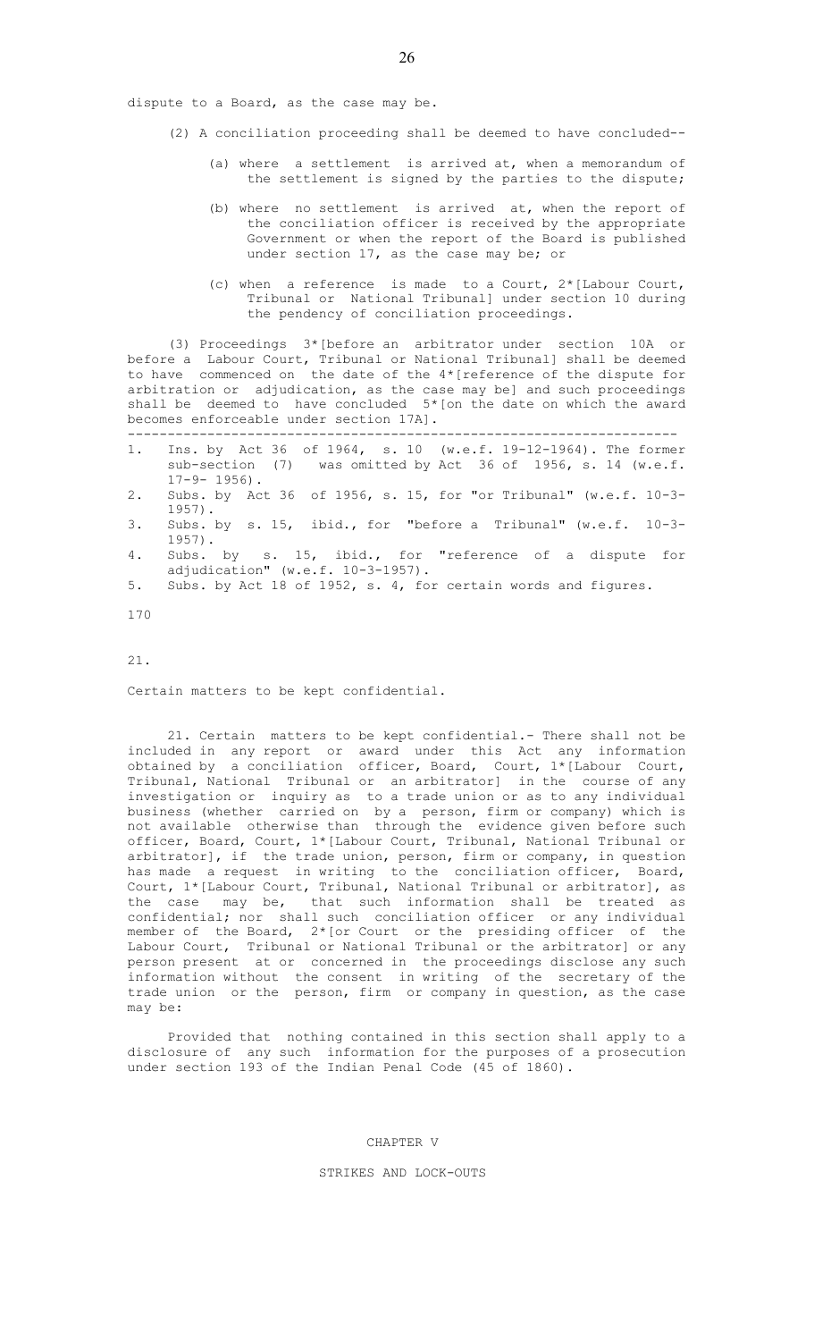dispute to a Board, as the case may be.

(2) A conciliation proceeding shall be deemed to have concluded--

(a) where a settlement is arrived at, when a memorandum of the settlement is signed by the parties to the dispute;

(b) where no settlement is arrived at, when the report of the conciliation officer is received by the appropriate Government or when the report of the Board is published under section 17, as the case may be; or

(c) when a reference is made to a Court, 2*[Labour Court, Tribunal or National Tribunal] under section 10 during the pendency of conciliation proceedings.

(3) Proceedings 3*[before an arbitrator under section 10A or before a Labour Court, Tribunal or National Tribunal] shall be deemed to have commenced on the date of the 4*[reference of the dispute for arbitration or adjudication, as the case may be] and such proceedings shall be deemed to have concluded 5*[on the date on which the award becomes enforceable under section 17A].

---

1. Ins. by Act 36 of 1964, s. 10 (w.e.f. 19-12-1964). The former sub-section (7) was omitted by Act 36 of 1956, s. 14 (w.e.f. 17-9- 1956).
2. Subs. by Act 36 of 1956, s. 15, for "or Tribunal" (w.e.f. 10-3-1957).
3. Subs. by s. 15, ibid., for "before a Tribunal" (w.e.f. 10-3-1957).
4. Subs. by s. 15, ibid., for "reference of a dispute for adjudication" (w.e.f. 10-3-1957).
5. Subs. by Act 18 of 1952, s. 4, for certain words and figures.

170

21.

Certain matters to be kept confidential.

21. Certain matters to be kept confidential.- There shall not be included in any report or award under this Act any information obtained by a conciliation officer, Board, Court, 1*[Labour Court, Tribunal, National Tribunal or an arbitrator] in the course of any investigation or inquiry as to a trade union or as to any individual business (whether carried on by a person, firm or company) which is not available otherwise than through the evidence given before such officer, Board, Court, 1*[Labour Court, Tribunal, National Tribunal or arbitrator], if the trade union, person, firm or company, in question has made a request in writing to the conciliation officer, Board, Court, 1*[Labour Court, Tribunal, National Tribunal or arbitrator], as the case may be, that such information shall be treated as confidential; nor shall such conciliation officer or any individual member of the Board, 2*[or Court or the presiding officer of the Labour Court, Tribunal or National Tribunal or the arbitrator] or any person present at or concerned in the proceedings disclose any such information without the consent in writing of the secretary of the trade union or the person, firm or company in question, as the case may be:

Provided that nothing contained in this section shall apply to a disclosure of any such information for the purposes of a prosecution under section 193 of the Indian Penal Code (45 of 1860).

## CHAPTER V

## STRIKES AND LOCK-OUTS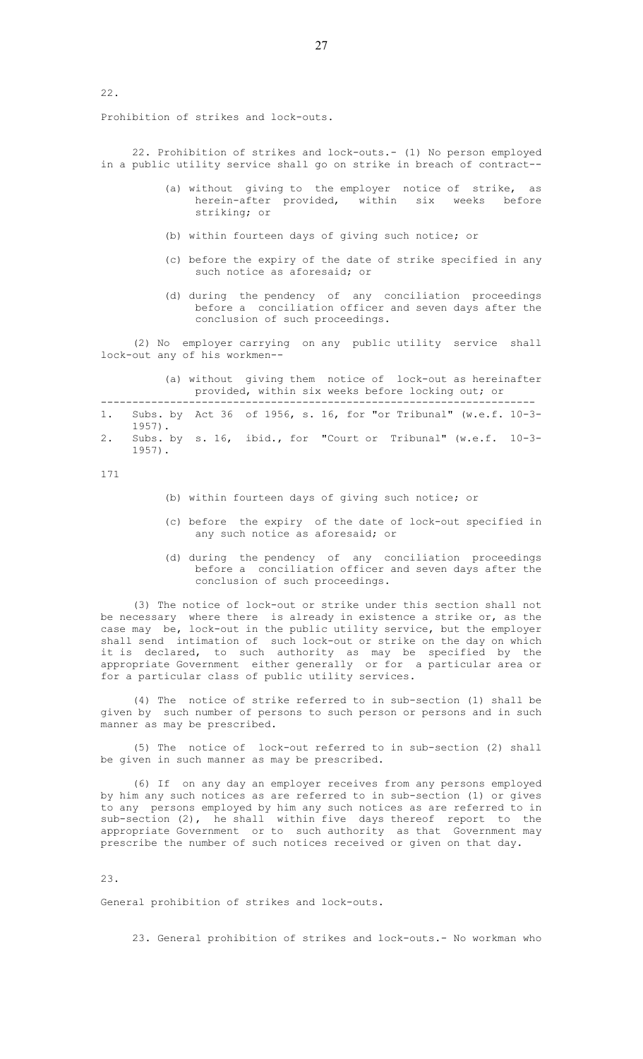22.

Prohibition of strikes and lock-outs.

22. Prohibition of strikes and lock-outs.- (1) No person employed in a public utility service shall go on strike in breach of contract--

(a) without giving to the employer notice of strike, as herein-after provided, within six weeks before striking; or

(b) within fourteen days of giving such notice; or

(c) before the expiry of the date of strike specified in any such notice as aforesaid; or

(d) during the pendency of any conciliation proceedings before a conciliation officer and seven days after the conclusion of such proceedings.

(2) No employer carrying on any public utility service shall lock-out any of his workmen--

(a) without giving them notice of lock-out as hereinafter provided, within six weeks before locking out; or

---

1. Subs. by Act 36 of 1956, s. 16, for "or Tribunal" (w.e.f. 10-3-1957).
2. Subs. by s. 16, ibid., for "Court or Tribunal" (w.e.f. 10-3-1957).

171

(b) within fourteen days of giving such notice; or

(c) before the expiry of the date of lock-out specified in any such notice as aforesaid; or

(d) during the pendency of any conciliation proceedings before a conciliation officer and seven days after the conclusion of such proceedings.

(3) The notice of lock-out or strike under this section shall not be necessary where there is already in existence a strike or, as the case may be, lock-out in the public utility service, but the employer shall send intimation of such lock-out or strike on the day on which it is declared, to such authority as may be specified by the appropriate Government either generally or for a particular area or for a particular class of public utility services.

(4) The notice of strike referred to in sub-section (1) shall be given by such number of persons to such person or persons and in such manner as may be prescribed.

(5) The notice of lock-out referred to in sub-section (2) shall be given in such manner as may be prescribed.

(6) If on any day an employer receives from any persons employed by him any such notices as are referred to in sub-section (1) or gives to any persons employed by him any such notices as are referred to in sub-section (2), he shall within five days thereof report to the appropriate Government or to such authority as that Government may prescribe the number of such notices received or given on that day.

23.

General prohibition of strikes and lock-outs.

23. General prohibition of strikes and lock-outs.- No workman who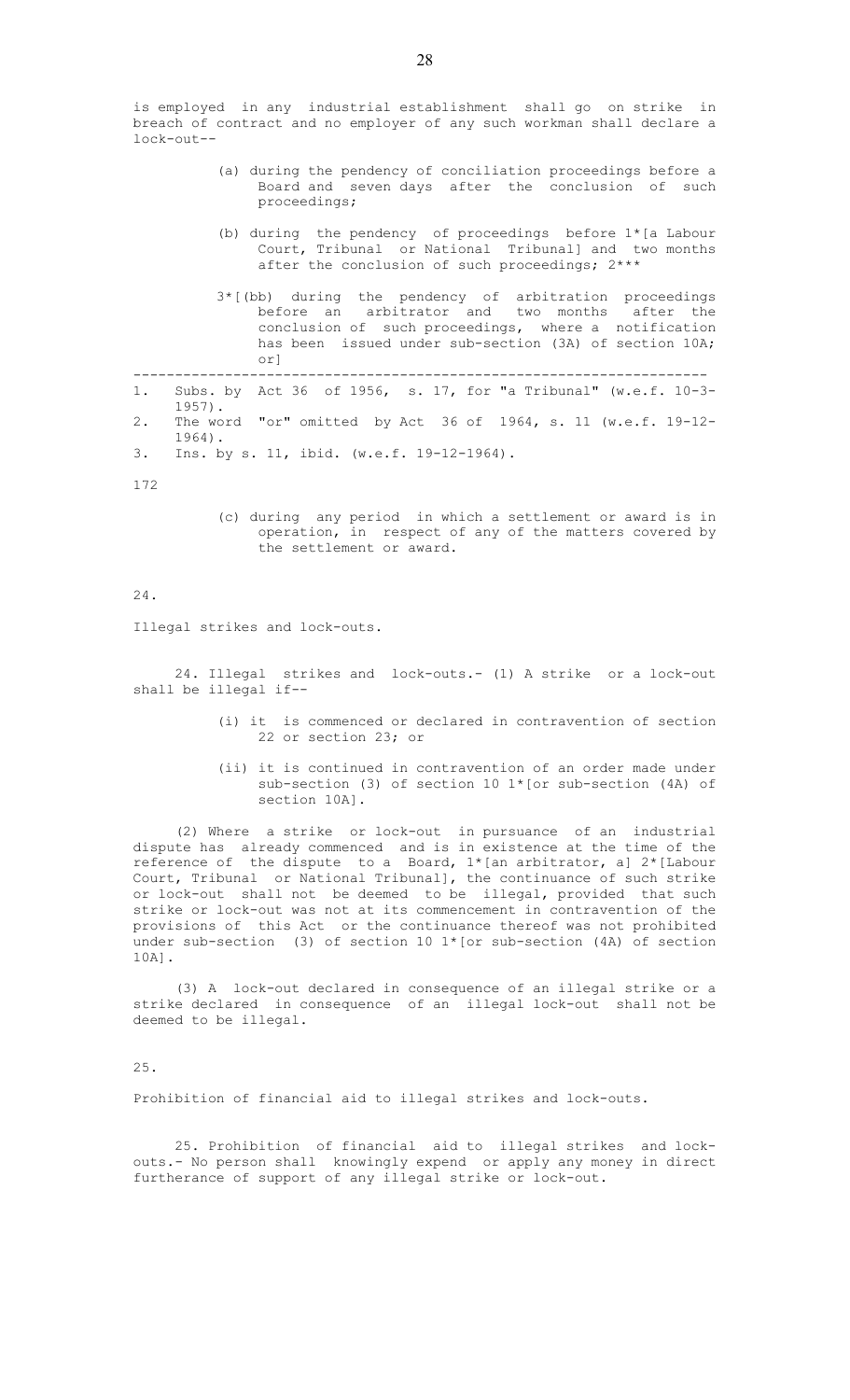is employed in any industrial establishment shall go on strike in breach of contract and no employer of any such workman shall declare a lock-out--

(a) during the pendency of conciliation proceedings before a Board and seven days after the conclusion of such proceedings;

(b) during the pendency of proceedings before 1*[a Labour Court, Tribunal or National Tribunal] and two months after the conclusion of such proceedings; 2***

3*[(bb) during the pendency of arbitration proceedings before an arbitrator and two months after the conclusion of such proceedings, where a notification has been issued under sub-section (3A) of section 10A; or]

---

1. Subs. by Act 36 of 1956, s. 17, for "a Tribunal" (w.e.f. 10-3-1957).
2. The word "or" omitted by Act 36 of 1964, s. 11 (w.e.f. 19-12-1964).
3. Ins. by s. 11, ibid. (w.e.f. 19-12-1964).

172

(c) during any period in which a settlement or award is in operation, in respect of any of the matters covered by the settlement or award.

24.

Illegal strikes and lock-outs.

24. Illegal strikes and lock-outs.- (1) A strike or a lock-out shall be illegal if--

(i) it is commenced or declared in contravention of section 22 or section 23; or

(ii) it is continued in contravention of an order made under sub-section (3) of section 10 1*[or sub-section (4A) of section 10A].

(2) Where a strike or lock-out in pursuance of an industrial dispute has already commenced and is in existence at the time of the reference of the dispute to a Board, 1*[an arbitrator, a] 2*[Labour Court, Tribunal or National Tribunal], the continuance of such strike or lock-out shall not be deemed to be illegal, provided that such strike or lock-out was not at its commencement in contravention of the provisions of this Act or the continuance thereof was not prohibited under sub-section (3) of section 10 1*[or sub-section (4A) of section 10A].

(3) A lock-out declared in consequence of an illegal strike or a strike declared in consequence of an illegal lock-out shall not be deemed to be illegal.

25.

Prohibition of financial aid to illegal strikes and lock-outs.

25. Prohibition of financial aid to illegal strikes and lock-outs.- No person shall knowingly expend or apply any money in direct furtherance of support of any illegal strike or lock-out.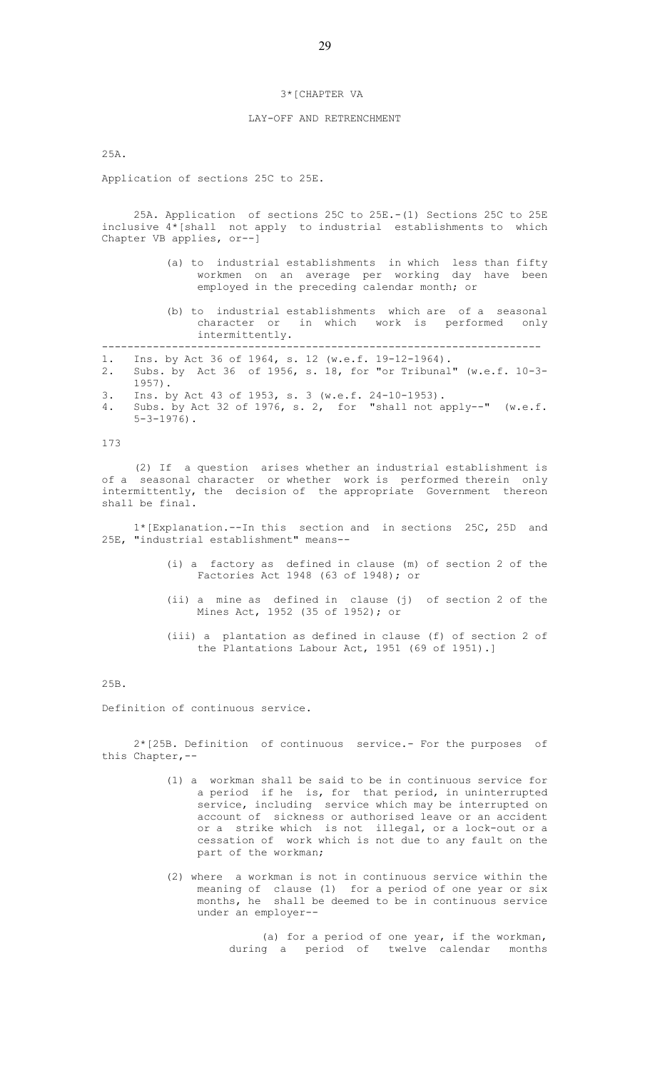3*[CHAPTER VA

LAY-OFF AND RETRENCHMENT

25A.

Application of sections 25C to 25E.

25A. Application of sections 25C to 25E.-(1) Sections 25C to 25E inclusive 4*[shall not apply to industrial establishments to which Chapter VB applies, or--]

(a) to industrial establishments in which less than fifty workmen on an average per working day have been employed in the preceding calendar month; or

(b) to industrial establishments which are of a seasonal character or in which work is performed only intermittently.

---

1. Ins. by Act 36 of 1964, s. 12 (w.e.f. 19-12-1964).
2. Subs. by Act 36 of 1956, s. 18, for "or Tribunal" (w.e.f. 10-3-1957).
3. Ins. by Act 43 of 1953, s. 3 (w.e.f. 24-10-1953).
4. Subs. by Act 32 of 1976, s. 2, for "shall not apply--" (w.e.f. 5-3-1976).

173

(2) If a question arises whether an industrial establishment is of a seasonal character or whether work is performed therein only intermittently, the decision of the appropriate Government thereon shall be final.

1*[Explanation.--In this section and in sections 25C, 25D and 25E, "industrial establishment" means--

(i) a factory as defined in clause (m) of section 2 of the Factories Act 1948 (63 of 1948); or

(ii) a mine as defined in clause (j) of section 2 of the Mines Act, 1952 (35 of 1952); or

(iii) a plantation as defined in clause (f) of section 2 of the Plantations Labour Act, 1951 (69 of 1951).]

25B.

Definition of continuous service.

2*[25B. Definition of continuous service.- For the purposes of this Chapter,--

(1) a workman shall be said to be in continuous service for a period if he is, for that period, in uninterrupted service, including service which may be interrupted on account of sickness or authorised leave or an accident or a strike which is not illegal, or a lock-out or a cessation of work which is not due to any fault on the part of the workman;

(2) where a workman is not in continuous service within the meaning of clause (1) for a period of one year or six months, he shall be deemed to be in continuous service under an employer--

(a) for a period of one year, if the workman, during a period of twelve calendar months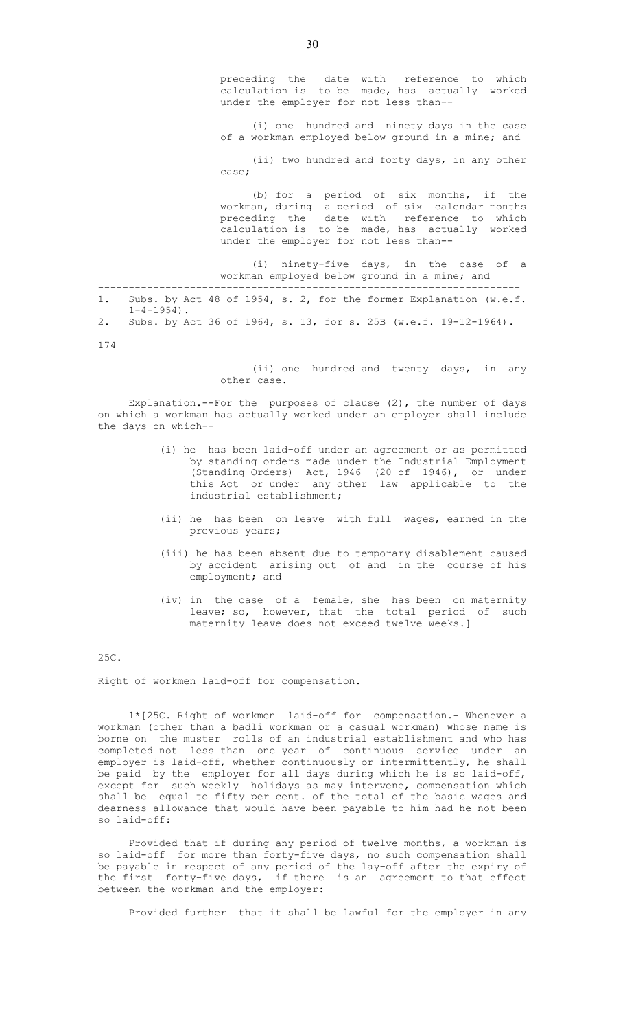preceding the date with reference to which calculation is to be made, has actually worked under the employer for not less than--

(i) one hundred and ninety days in the case of a workman employed below ground in a mine; and

(ii) two hundred and forty days, in any other case;

(b) for a period of six months, if the workman, during a period of six calendar months preceding the date with reference to which calculation is to be made, has actually worked under the employer for not less than--

(i) ninety-five days, in the case of a workman employed below ground in a mine; and

---

1. Subs. by Act 48 of 1954, s. 2, for the former Explanation (w.e.f. 1-4-1954).
2. Subs. by Act 36 of 1964, s. 13, for s. 25B (w.e.f. 19-12-1964).

(ii) one hundred and twenty days, in any other case.

Explanation.--For the purposes of clause (2), the number of days on which a workman has actually worked under an employer shall include the days on which--

(i) he has been laid-off under an agreement or as permitted by standing orders made under the Industrial Employment (Standing Orders) Act, 1946 (20 of 1946), or under this Act or under any other law applicable to the industrial establishment;

(ii) he has been on leave with full wages, earned in the previous years;

(iii) he has been absent due to temporary disablement caused by accident arising out of and in the course of his employment; and

(iv) in the case of a female, she has been on maternity leave; so, however, that the total period of such maternity leave does not exceed twelve weeks.]

25C.

Right of workmen laid-off for compensation.

1*[25C. Right of workmen laid-off for compensation.- Whenever a workman (other than a badli workman or a casual workman) whose name is borne on the muster rolls of an industrial establishment and who has completed not less than one year of continuous service under an employer is laid-off, whether continuously or intermittently, he shall be paid by the employer for all days during which he is so laid-off, except for such weekly holidays as may intervene, compensation which shall be equal to fifty per cent. of the total of the basic wages and dearness allowance that would have been payable to him had he not been so laid-off:

Provided that if during any period of twelve months, a workman is so laid-off for more than forty-five days, no such compensation shall be payable in respect of any period of the lay-off after the expiry of the first forty-five days, if there is an agreement to that effect between the workman and the employer:

Provided further that it shall be lawful for the employer in any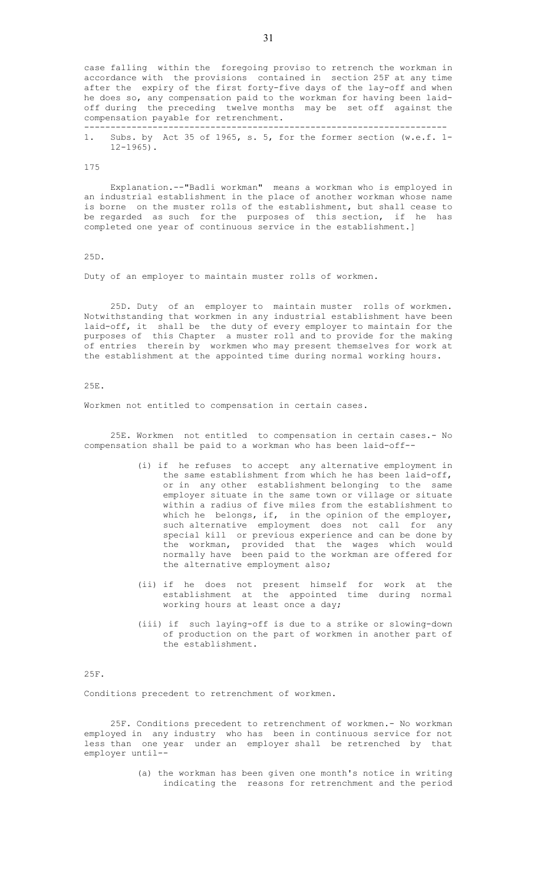case falling within the foregoing proviso to retrench the workman in accordance with the provisions contained in section 25F at any time after the expiry of the first forty-five days of the lay-off and when he does so, any compensation paid to the workman for having been laid-off during the preceding twelve months may be set off against the compensation payable for retrenchment.

---

1. Subs. by Act 35 of 1965, s. 5, for the former section (w.e.f. 1-12-1965).

175

Explanation.--"Badli workman" means a workman who is employed in an industrial establishment in the place of another workman whose name is borne on the muster rolls of the establishment, but shall cease to be regarded as such for the purposes of this section, if he has completed one year of continuous service in the establishment.]

25D.

Duty of an employer to maintain muster rolls of workmen.

25D. Duty of an employer to maintain muster rolls of workmen. Notwithstanding that workmen in any industrial establishment have been laid-off, it shall be the duty of every employer to maintain for the purposes of this Chapter a muster roll and to provide for the making of entries therein by workmen who may present themselves for work at the establishment at the appointed time during normal working hours.

25E.

Workmen not entitled to compensation in certain cases.

25E. Workmen not entitled to compensation in certain cases.- No compensation shall be paid to a workman who has been laid-off--

(i) if he refuses to accept any alternative employment in the same establishment from which he has been laid-off, or in any other establishment belonging to the same employer situate in the same town or village or situate within a radius of five miles from the establishment to which he belongs, if, in the opinion of the employer, such alternative employment does not call for any special kill or previous experience and can be done by the workman, provided that the wages which would normally have been paid to the workman are offered for the alternative employment also;

(ii) if he does not present himself for work at the establishment at the appointed time during normal working hours at least once a day;

(iii) if such laying-off is due to a strike or slowing-down of production on the part of workmen in another part of the establishment.

25F.

Conditions precedent to retrenchment of workmen.

25F. Conditions precedent to retrenchment of workmen.- No workman employed in any industry who has been in continuous service for not less than one year under an employer shall be retrenched by that employer until--

(a) the workman has been given one month's notice in writing indicating the reasons for retrenchment and the period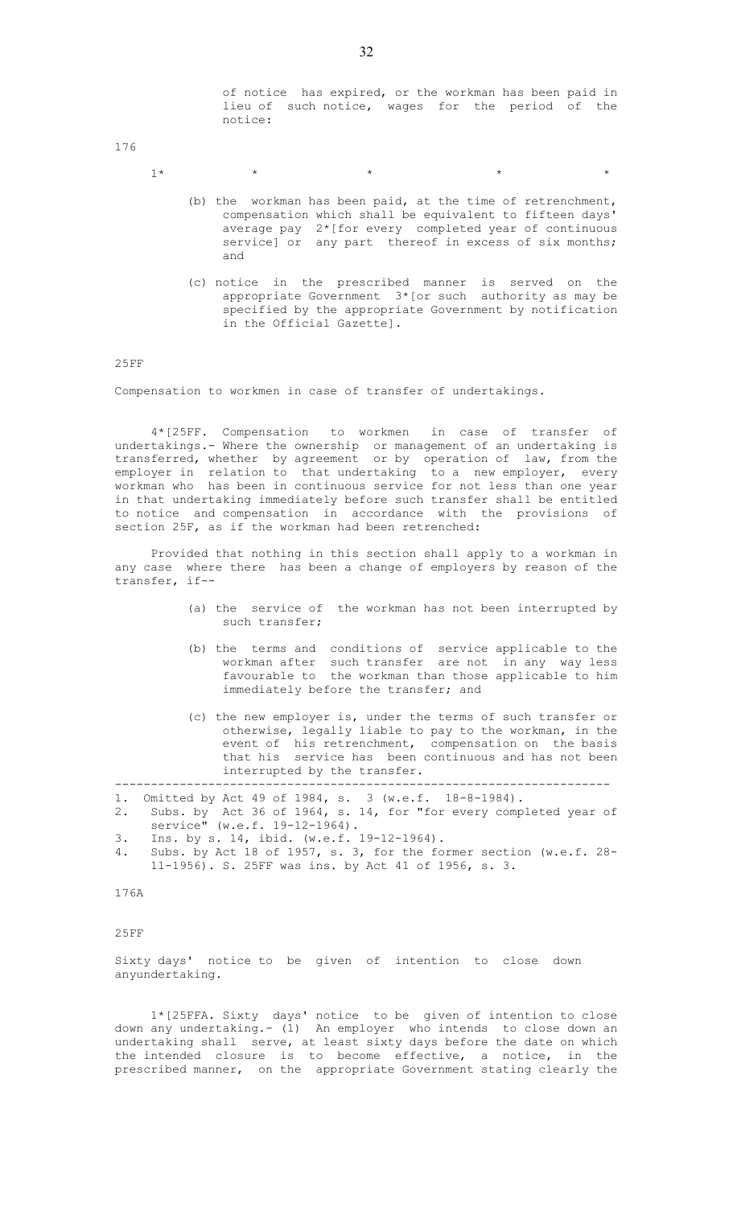of notice has expired, or the workman has been paid in lieu of such notice, wages for the period of the notice:

176

1* * * * *

(b) the workman has been paid, at the time of retrenchment, compensation which shall be equivalent to fifteen days' average pay 2*[for every completed year of continuous service] or any part thereof in excess of six months; and

(c) notice in the prescribed manner is served on the appropriate Government 3*[or such authority as may be specified by the appropriate Government by notification in the Official Gazette].

25FF

Compensation to workmen in case of transfer of undertakings.

4*[25FF. Compensation to workmen in case of transfer of undertakings.- Where the ownership or management of an undertaking is transferred, whether by agreement or by operation of law, from the employer in relation to that undertaking to a new employer, every workman who has been in continuous service for not less than one year in that undertaking immediately before such transfer shall be entitled to notice and compensation in accordance with the provisions of section 25F, as if the workman had been retrenched:

Provided that nothing in this section shall apply to a workman in any case where there has been a change of employers by reason of the transfer, if--

(a) the service of the workman has not been interrupted by such transfer;

(b) the terms and conditions of service applicable to the workman after such transfer are not in any way less favourable to the workman than those applicable to him immediately before the transfer; and

(c) the new employer is, under the terms of such transfer or otherwise, legally liable to pay to the workman, in the event of his retrenchment, compensation on the basis that his service has been continuous and has not been interrupted by the transfer.

---

1. Omitted by Act 49 of 1984, s. 3 (w.e.f. 18-8-1984).
2. Subs. by Act 36 of 1964, s. 14, for "for every completed year of service" (w.e.f. 19-12-1964).
3. Ins. by s. 14, ibid. (w.e.f. 19-12-1964).
4. Subs. by Act 18 of 1957, s. 3, for the former section (w.e.f. 28-11-1956). S. 25FF was ins. by Act 41 of 1956, s. 3.

176A

25FF

Sixty days' notice to be given of intention to close down anyundertaking.

1*[25FFA. Sixty days' notice to be given of intention to close down any undertaking.- (1) An employer who intends to close down an undertaking shall serve, at least sixty days before the date on which the intended closure is to become effective, a notice, in the prescribed manner, on the appropriate Government stating clearly the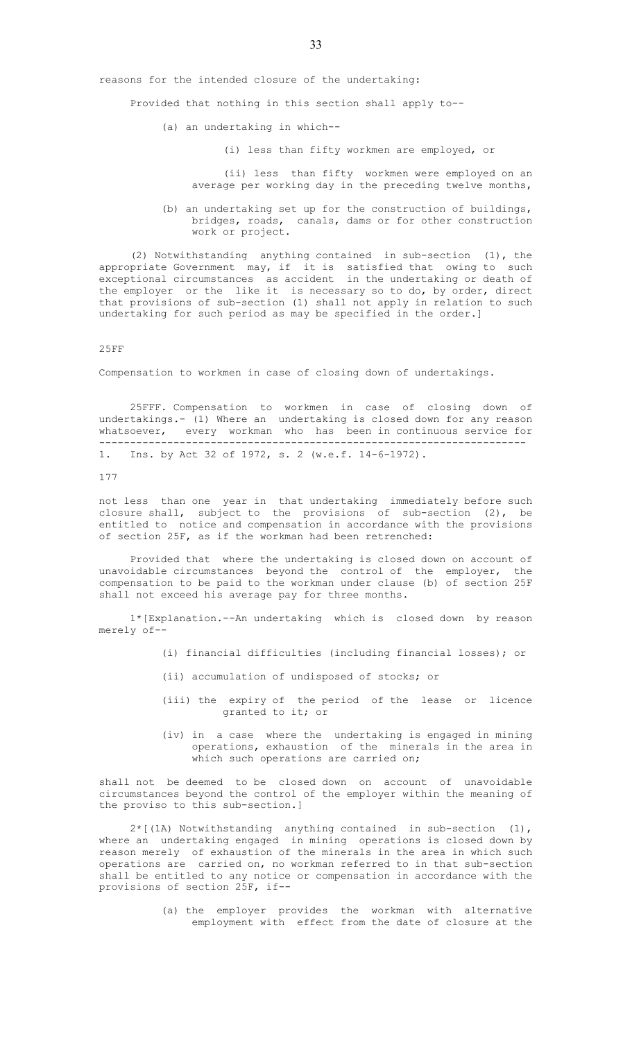reasons for the intended closure of the undertaking:

Provided that nothing in this section shall apply to--

(a) an undertaking in which--

(i) less than fifty workmen are employed, or

(ii) less than fifty workmen were employed on an average per working day in the preceding twelve months,

(b) an undertaking set up for the construction of buildings, bridges, roads, canals, dams or for other construction work or project.

(2) Notwithstanding anything contained in sub-section (1), the appropriate Government may, if it is satisfied that owing to such exceptional circumstances as accident in the undertaking or death of the employer or the like it is necessary so to do, by order, direct that provisions of sub-section (1) shall not apply in relation to such undertaking for such period as may be specified in the order.]

25FF

Compensation to workmen in case of closing down of undertakings.

25FFF. Compensation to workmen in case of closing down of undertakings.- (1) Where an undertaking is closed down for any reason whatsoever, every workman who has been in continuous service for

---

1. Ins. by Act 32 of 1972, s. 2 (w.e.f. 14-6-1972).

177

not less than one year in that undertaking immediately before such closure shall, subject to the provisions of sub-section (2), be entitled to notice and compensation in accordance with the provisions of section 25F, as if the workman had been retrenched:

Provided that where the undertaking is closed down on account of unavoidable circumstances beyond the control of the employer, the compensation to be paid to the workman under clause (b) of section 25F shall not exceed his average pay for three months.

1*[Explanation.--An undertaking which is closed down by reason merely of--

(i) financial difficulties (including financial losses); or

(ii) accumulation of undisposed of stocks; or

(iii) the expiry of the period of the lease or licence granted to it; or

(iv) in a case where the undertaking is engaged in mining operations, exhaustion of the minerals in the area in which such operations are carried on;

shall not be deemed to be closed down on account of unavoidable circumstances beyond the control of the employer within the meaning of the proviso to this sub-section.]

2*[(1A) Notwithstanding anything contained in sub-section (1), where an undertaking engaged in mining operations is closed down by reason merely of exhaustion of the minerals in the area in which such operations are carried on, no workman referred to in that sub-section shall be entitled to any notice or compensation in accordance with the provisions of section 25F, if--

(a) the employer provides the workman with alternative employment with effect from the date of closure at the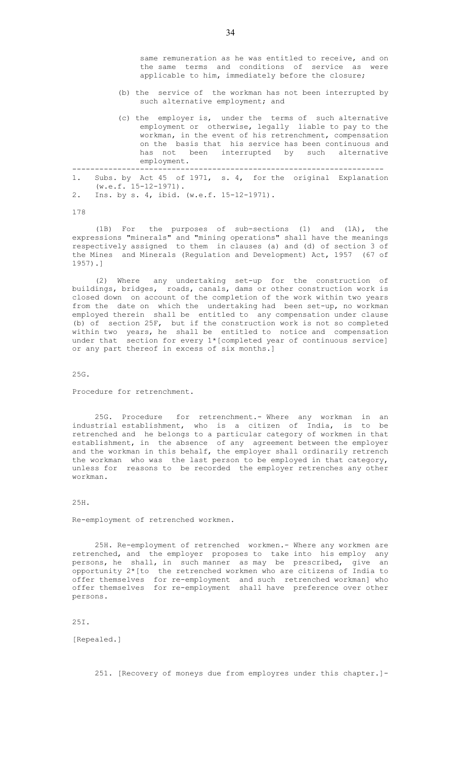same remuneration as he was entitled to receive, and on the same terms and conditions of service as were applicable to him, immediately before the closure;

(b) the service of the workman has not been interrupted by such alternative employment; and

(c) the employer is, under the terms of such alternative employment or otherwise, legally liable to pay to the workman, in the event of his retrenchment, compensation on the basis that his service has been continuous and has not been interrupted by such alternative employment.

---

1. Subs. by Act 45 of 1971, s. 4, for the original Explanation (w.e.f. 15-12-1971).
2. Ins. by s. 4, ibid. (w.e.f. 15-12-1971).

178

(1B) For the purposes of sub-sections (1) and (1A), the expressions "minerals" and "mining operations" shall have the meanings respectively assigned to them in clauses (a) and (d) of section 3 of the Mines and Minerals (Regulation and Development) Act, 1957 (67 of 1957).]

(2) Where any undertaking set-up for the construction of buildings, bridges, roads, canals, dams or other construction work is closed down on account of the completion of the work within two years from the date on which the undertaking had been set-up, no workman employed therein shall be entitled to any compensation under clause (b) of section 25F, but if the construction work is not so completed within two years, he shall be entitled to notice and compensation under that section for every 1*[completed year of continuous service] or any part thereof in excess of six months.]

25G.

Procedure for retrenchment.

25G. Procedure for retrenchment.- Where any workman in an industrial establishment, who is a citizen of India, is to be retrenched and he belongs to a particular category of workmen in that establishment, in the absence of any agreement between the employer and the workman in this behalf, the employer shall ordinarily retrench the workman who was the last person to be employed in that category, unless for reasons to be recorded the employer retrenches any other workman.

25H.

Re-employment of retrenched workmen.

25H. Re-employment of retrenched workmen.- Where any workmen are retrenched, and the employer proposes to take into his employ any persons, he shall, in such manner as may be prescribed, give an opportunity 2*[to the retrenched workmen who are citizens of India to offer themselves for re-employment and such retrenched workman] who offer themselves for re-employment shall have preference over other persons.

25I.

[Repealed.]

25I. [Recovery of moneys due from employres under this chapter.]-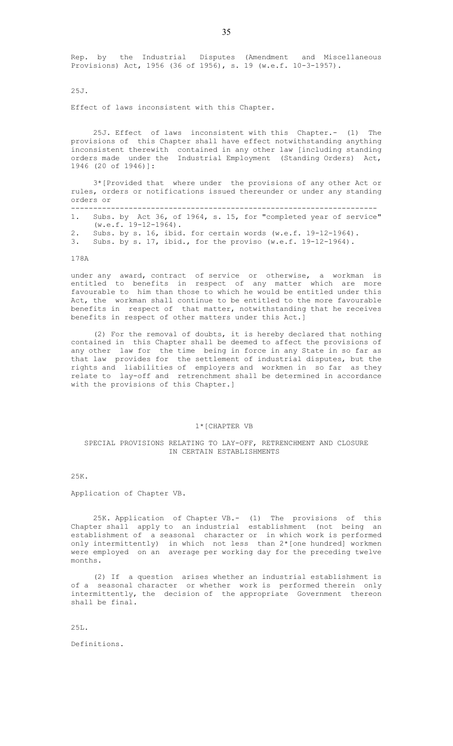Rep. by the Industrial Disputes (Amendment and Miscellaneous Provisions) Act, 1956 (36 of 1956), s. 19 (w.e.f. 10-3-1957).

25J.

Effect of laws inconsistent with this Chapter.

25J. Effect of laws inconsistent with this Chapter.- (1) The provisions of this Chapter shall have effect notwithstanding anything inconsistent therewith contained in any other law [including standing orders made under the Industrial Employment (Standing Orders) Act, 1946 (20 of 1946)]:

3*[Provided that where under the provisions of any other Act or rules, orders or notifications issued thereunder or under any standing orders or

---

1. Subs. by Act 36, of 1964, s. 15, for "completed year of service" (w.e.f. 19-12-1964).
2. Subs. by s. 16, ibid. for certain words (w.e.f. 19-12-1964).
3. Subs. by s. 17, ibid., for the proviso (w.e.f. 19-12-1964).

178A

under any award, contract of service or otherwise, a workman is entitled to benefits in respect of any matter which are more favourable to him than those to which he would be entitled under this Act, the workman shall continue to be entitled to the more favourable benefits in respect of that matter, notwithstanding that he receives benefits in respect of other matters under this Act.]

(2) For the removal of doubts, it is hereby declared that nothing contained in this Chapter shall be deemed to affect the provisions of any other law for the time being in force in any State in so far as that law provides for the settlement of industrial disputes, but the rights and liabilities of employers and workmen in so far as they relate to lay-off and retrenchment shall be determined in accordance with the provisions of this Chapter.]

1*[CHAPTER VB

SPECIAL PROVISIONS RELATING TO LAY-OFF, RETRENCHMENT AND CLOSURE IN CERTAIN ESTABLISHMENTS

25K.

Application of Chapter VB.

25K. Application of Chapter VB.- (1) The provisions of this Chapter shall apply to an industrial establishment (not being an establishment of a seasonal character or in which work is performed only intermittently) in which not less than 2*[one hundred] workmen were employed on an average per working day for the preceding twelve months.

(2) If a question arises whether an industrial establishment is of a seasonal character or whether work is performed therein only intermittently, the decision of the appropriate Government thereon shall be final.

25L.

Definitions.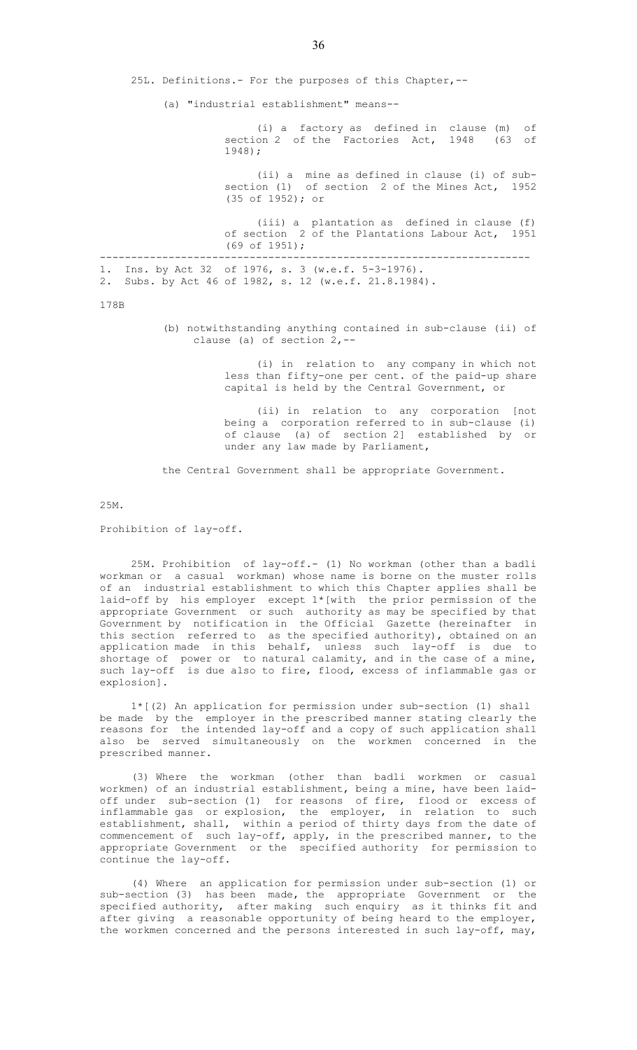25L. Definitions.- For the purposes of this Chapter,--

(a) "industrial establishment" means--

(i) a factory as defined in clause (m) of section 2 of the Factories Act, 1948 (63 of 1948);

(ii) a mine as defined in clause (i) of sub-section (1) of section 2 of the Mines Act, 1952 (35 of 1952); or

(iii) a plantation as defined in clause (f) of section 2 of the Plantations Labour Act, 1951 (69 of 1951);

---

1. Ins. by Act 32 of 1976, s. 3 (w.e.f. 5-3-1976).
2. Subs. by Act 46 of 1982, s. 12 (w.e.f. 21.8.1984).

178B

(b) notwithstanding anything contained in sub-clause (ii) of clause (a) of section 2,--

(i) in relation to any company in which not less than fifty-one per cent. of the paid-up share capital is held by the Central Government, or

(ii) in relation to any corporation [not being a corporation referred to in sub-clause (i) of clause (a) of section 2] established by or under any law made by Parliament,

the Central Government shall be appropriate Government.

25M.

Prohibition of lay-off.

25M. Prohibition of lay-off.- (1) No workman (other than a badli workman or a casual workman) whose name is borne on the muster rolls of an industrial establishment to which this Chapter applies shall be laid-off by his employer except 1*[with the prior permission of the appropriate Government or such authority as may be specified by that Government by notification in the Official Gazette (hereinafter in this section referred to as the specified authority), obtained on an application made in this behalf, unless such lay-off is due to shortage of power or to natural calamity, and in the case of a mine, such lay-off is due also to fire, flood, excess of inflammable gas or explosion].

1*[(2) An application for permission under sub-section (1) shall be made by the employer in the prescribed manner stating clearly the reasons for the intended lay-off and a copy of such application shall also be served simultaneously on the workmen concerned in the prescribed manner.

(3) Where the workman (other than badli workmen or casual workmen) of an industrial establishment, being a mine, have been laid-off under sub-section (1) for reasons of fire, flood or excess of inflammable gas or explosion, the employer, in relation to such establishment, shall, within a period of thirty days from the date of commencement of such lay-off, apply, in the prescribed manner, to the appropriate Government or the specified authority for permission to continue the lay-off.

(4) Where an application for permission under sub-section (1) or sub-section (3) has been made, the appropriate Government or the specified authority, after making such enquiry as it thinks fit and after giving a reasonable opportunity of being heard to the employer, the workmen concerned and the persons interested in such lay-off, may,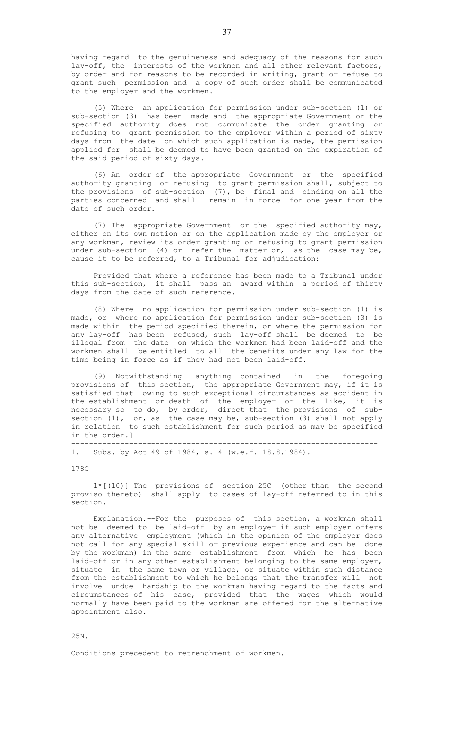having regard to the genuineness and adequacy of the reasons for such lay-off, the interests of the workmen and all other relevant factors, by order and for reasons to be recorded in writing, grant or refuse to grant such permission and a copy of such order shall be communicated to the employer and the workmen.

(5) Where an application for permission under sub-section (1) or sub-section (3) has been made and the appropriate Government or the specified authority does not communicate the order granting or refusing to grant permission to the employer within a period of sixty days from the date on which such application is made, the permission applied for shall be deemed to have been granted on the expiration of the said period of sixty days.

(6) An order of the appropriate Government or the specified authority granting or refusing to grant permission shall, subject to the provisions of sub-section (7), be final and binding on all the parties concerned and shall remain in force for one year from the date of such order.

(7) The appropriate Government or the specified authority may, either on its own motion or on the application made by the employer or any workman, review its order granting or refusing to grant permission under sub-section (4) or refer the matter or, as the case may be, cause it to be referred, to a Tribunal for adjudication:

Provided that where a reference has been made to a Tribunal under this sub-section, it shall pass an award within a period of thirty days from the date of such reference.

(8) Where no application for permission under sub-section (1) is made, or where no application for permission under sub-section (3) is made within the period specified therein, or where the permission for any lay-off has been refused, such lay-off shall be deemed to be illegal from the date on which the workmen had been laid-off and the workmen shall be entitled to all the benefits under any law for the time being in force as if they had not been laid-off.

(9) Notwithstanding anything contained in the foregoing provisions of this section, the appropriate Government may, if it is satisfied that owing to such exceptional circumstances as accident in the establishment or death of the employer or the like, it is necessary so to do, by order, direct that the provisions of sub-section (1), or, as the case may be, sub-section (3) shall not apply in relation to such establishment for such period as may be specified in the order.]

---

1. Subs. by Act 49 of 1984, s. 4 (w.e.f. 18.8.1984).

178C

1*[(10)] The provisions of section 25C (other than the second proviso thereto) shall apply to cases of lay-off referred to in this section.

Explanation.--For the purposes of this section, a workman shall not be deemed to be laid-off by an employer if such employer offers any alternative employment (which in the opinion of the employer does not call for any special skill or previous experience and can be done by the workman) in the same establishment from which he has been laid-off or in any other establishment belonging to the same employer, situate in the same town or village, or situate within such distance from the establishment to which he belongs that the transfer will not involve undue hardship to the workman having regard to the facts and circumstances of his case, provided that the wages which would normally have been paid to the workman are offered for the alternative appointment also.

25N.

Conditions precedent to retrenchment of workmen.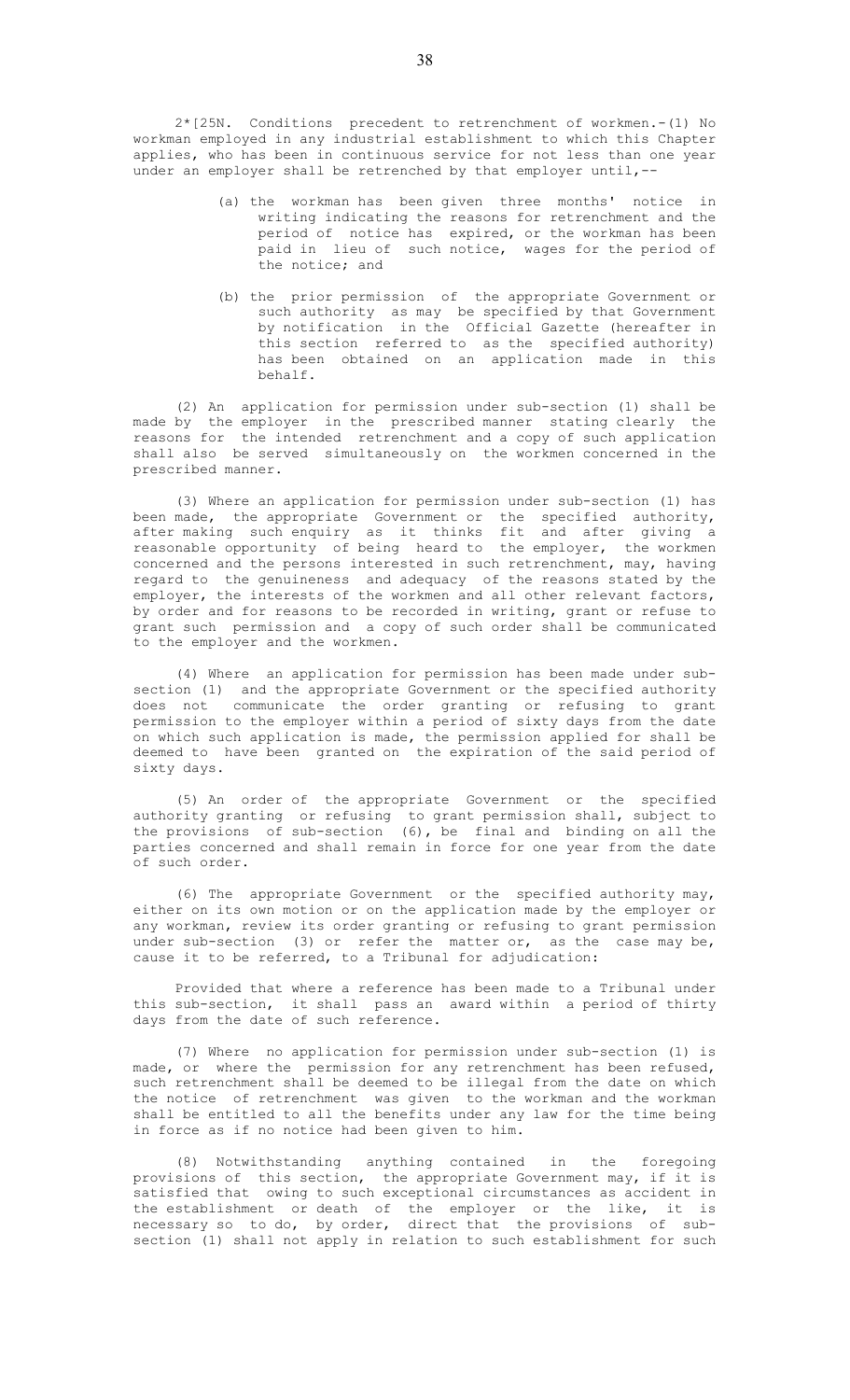2*[25N. Conditions precedent to retrenchment of workmen.-(1) No workman employed in any industrial establishment to which this Chapter applies, who has been in continuous service for not less than one year under an employer shall be retrenched by that employer until,--

(a) the workman has been given three months' notice in writing indicating the reasons for retrenchment and the period of notice has expired, or the workman has been paid in lieu of such notice, wages for the period of the notice; and

(b) the prior permission of the appropriate Government or such authority as may be specified by that Government by notification in the Official Gazette (hereafter in this section referred to as the specified authority) has been obtained on an application made in this behalf.

(2) An application for permission under sub-section (1) shall be made by the employer in the prescribed manner stating clearly the reasons for the intended retrenchment and a copy of such application shall also be served simultaneously on the workmen concerned in the prescribed manner.

(3) Where an application for permission under sub-section (1) has been made, the appropriate Government or the specified authority, after making such enquiry as it thinks fit and after giving a reasonable opportunity of being heard to the employer, the workmen concerned and the persons interested in such retrenchment, may, having regard to the genuineness and adequacy of the reasons stated by the employer, the interests of the workmen and all other relevant factors, by order and for reasons to be recorded in writing, grant or refuse to grant such permission and a copy of such order shall be communicated to the employer and the workmen.

(4) Where an application for permission has been made under sub-section (1) and the appropriate Government or the specified authority does not communicate the order granting or refusing to grant permission to the employer within a period of sixty days from the date on which such application is made, the permission applied for shall be deemed to have been granted on the expiration of the said period of sixty days.

(5) An order of the appropriate Government or the specified authority granting or refusing to grant permission shall, subject to the provisions of sub-section (6), be final and binding on all the parties concerned and shall remain in force for one year from the date of such order.

(6) The appropriate Government or the specified authority may, either on its own motion or on the application made by the employer or any workman, review its order granting or refusing to grant permission under sub-section (3) or refer the matter or, as the case may be, cause it to be referred, to a Tribunal for adjudication:

Provided that where a reference has been made to a Tribunal under this sub-section, it shall pass an award within a period of thirty days from the date of such reference.

(7) Where no application for permission under sub-section (1) is made, or where the permission for any retrenchment has been refused, such retrenchment shall be deemed to be illegal from the date on which the notice of retrenchment was given to the workman and the workman shall be entitled to all the benefits under any law for the time being in force as if no notice had been given to him.

(8) Notwithstanding anything contained in the foregoing provisions of this section, the appropriate Government may, if it is satisfied that owing to such exceptional circumstances as accident in the establishment or death of the employer or the like, it is necessary so to do, by order, direct that the provisions of sub-section (1) shall not apply in relation to such establishment for such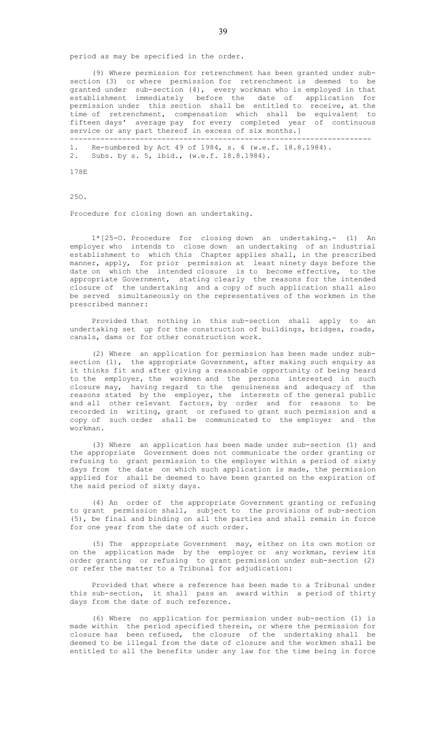period as may be specified in the order.

(9) Where permission for retrenchment has been granted under sub-section (3) or where permission for retrenchment is deemed to be granted under sub-section (4), every workman who is employed in that establishment immediately before the date of application for permission under this section shall be entitled to receive, at the time of retrenchment, compensation which shall be equivalent to fifteen days' average pay for every completed year of continuous service or any part thereof in excess of six months.]

---

1. Re-numbered by Act 49 of 1984, s. 4 (w.e.f. 18.8.1984).
2. Subs. by s. 5, ibid., (w.e.f. 18.8.1984).

178E

25O.

Procedure for closing down an undertaking.

1*[25-O. Procedure for closing down an undertaking.- (1) An employer who intends to close down an undertaking of an industrial establishment to which this Chapter applies shall, in the prescribed manner, apply, for prior permission at least ninety days before the date on which the intended closure is to become effective, to the appropriate Government, stating clearly the reasons for the intended closure of the undertaking and a copy of such application shall also be served simultaneously on the representatives of the workmen in the prescribed manner:

Provided that nothing in this sub-section shall apply to an undertaking set up for the construction of buildings, bridges, roads, canals, dams or for other construction work.

(2) Where an application for permission has been made under sub-section (1), the appropriate Government, after making such enquiry as it thinks fit and after giving a reasonable opportunity of being heard to the employer, the workmen and the persons interested in such closure may, having regard to the genuineness and adequacy of the reasons stated by the employer, the interests of the general public and all other relevant factors, by order and for reasons to be recorded in writing, grant or refused to grant such permission and a copy of such order shall be communicated to the employer and the workman.

(3) Where an application has been made under sub-section (1) and the appropriate Government does not communicate the order granting or refusing to grant permission to the employer within a period of sixty days from the date on which such application is made, the permission applied for shall be deemed to have been granted on the expiration of the said period of sixty days.

(4) An order of the appropriate Government granting or refusing to grant permission shall, subject to the provisions of sub-section (5), be final and binding on all the parties and shall remain in force for one year from the date of such order.

(5) The appropriate Government may, either on its own motion or on the application made by the employer or any workman, review its order granting or refusing to grant permission under sub-section (2) or refer the matter to a Tribunal for adjudication:

Provided that where a reference has been made to a Tribunal under this sub-section, it shall pass an award within a period of thirty days from the date of such reference.

(6) Where no application for permission under sub-section (1) is made within the period specified therein, or where the permission for closure has been refused, the closure of the undertaking shall be deemed to be illegal from the date of closure and the workmen shall be entitled to all the benefits under any law for the time being in force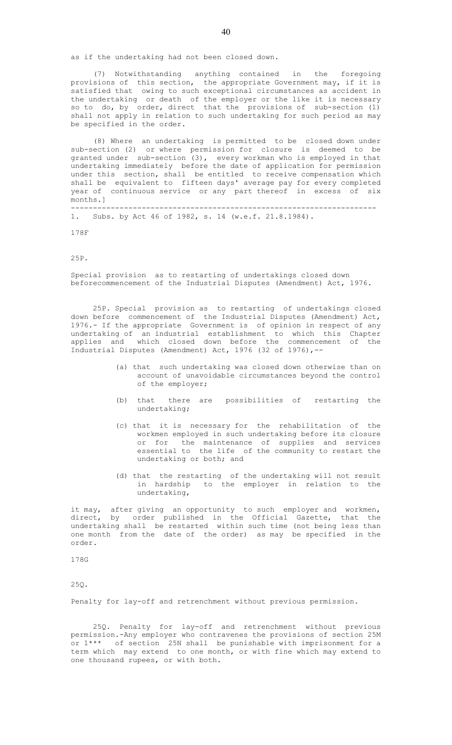as if the undertaking had not been closed down.

(7) Notwithstanding anything contained in the foregoing provisions of this section, the appropriate Government may, if it is satisfied that owing to such exceptional circumstances as accident in the undertaking or death of the employer or the like it is necessary so to do, by order, direct that the provisions of sub-section (1) shall not apply in relation to such undertaking for such period as may be specified in the order.

(8) Where an undertaking is permitted to be closed down under sub-section (2) or where permission for closure is deemed to be granted under sub-section (3), every workman who is employed in that undertaking immediately before the date of application for permission under this section, shall be entitled to receive compensation which shall be equivalent to fifteen days' average pay for every completed year of continuous service or any part thereof in excess of six months.]

---

1. Subs. by Act 46 of 1982, s. 14 (w.e.f. 21.8.1984).

178F

25P.

Special provision as to restarting of undertakings closed down beforecommencement of the Industrial Disputes (Amendment) Act, 1976.

25P. Special provision as to restarting of undertakings closed down before commencement of the Industrial Disputes (Amendment) Act, 1976.- If the appropriate Government is of opinion in respect of any undertaking of an industrial establishment to which this Chapter applies and which closed down before the commencement of the Industrial Disputes (Amendment) Act, 1976 (32 of 1976),--

(a) that such undertaking was closed down otherwise than on account of unavoidable circumstances beyond the control of the employer;

(b) that there are possibilities of restarting the undertaking;

(c) that it is necessary for the rehabilitation of the workmen employed in such undertaking before its closure or for the maintenance of supplies and services essential to the life of the community to restart the undertaking or both; and

(d) that the restarting of the undertaking will not result in hardship to the employer in relation to the undertaking,

it may, after giving an opportunity to such employer and workmen, direct, by order published in the Official Gazette, that the undertaking shall be restarted within such time (not being less than one month from the date of the order) as may be specified in the order.

178G

25Q.

Penalty for lay-off and retrenchment without previous permission.

25Q. Penalty for lay-off and retrenchment without previous permission.-Any employer who contravenes the provisions of section 25M or 1*** of section 25N shall be punishable with imprisonment for a term which may extend to one month, or with fine which may extend to one thousand rupees, or with both.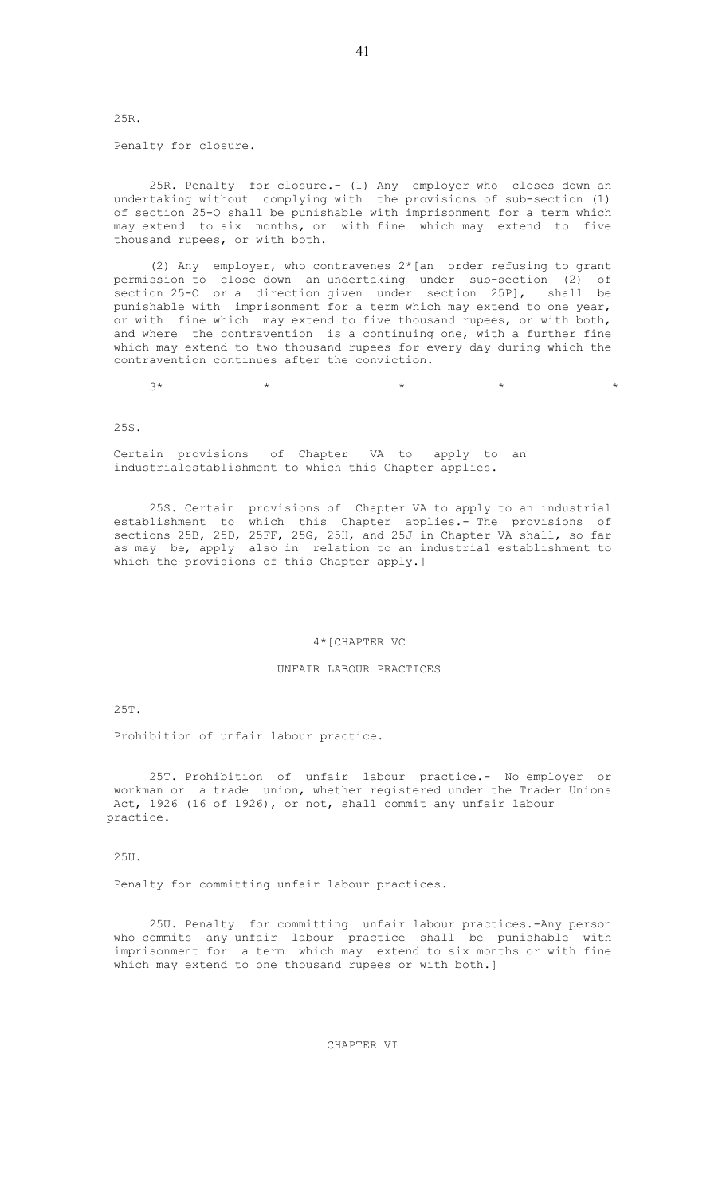25R.

Penalty for closure.

25R. Penalty for closure.- (1) Any employer who closes down an undertaking without complying with the provisions of sub-section (1) of section 25-O shall be punishable with imprisonment for a term which may extend to six months, or with fine which may extend to five thousand rupees, or with both.

(2) Any employer, who contravenes 2*[an order refusing to grant permission to close down an undertaking under sub-section (2) of section 25-O or a direction given under section 25P], shall be punishable with imprisonment for a term which may extend to one year, or with fine which may extend to five thousand rupees, or with both, and where the contravention is a continuing one, with a further fine which may extend to two thousand rupees for every day during which the contravention continues after the conviction.

3* * * * *

25S.

Certain provisions of Chapter VA to apply to an industrialestablishment to which this Chapter applies.

25S. Certain provisions of Chapter VA to apply to an industrial establishment to which this Chapter applies.- The provisions of sections 25B, 25D, 25FF, 25G, 25H, and 25J in Chapter VA shall, so far as may be, apply also in relation to an industrial establishment to which the provisions of this Chapter apply.]

## 4*[CHAPTER VC

## UNFAIR LABOUR PRACTICES

25T.

Prohibition of unfair labour practice.

25T. Prohibition of unfair labour practice.- No employer or workman or a trade union, whether registered under the Trader Unions Act, 1926 (16 of 1926), or not, shall commit any unfair labour practice.

25U.

Penalty for committing unfair labour practices.

25U. Penalty for committing unfair labour practices.-Any person who commits any unfair labour practice shall be punishable with imprisonment for a term which may extend to six months or with fine which may extend to one thousand rupees or with both.]

## CHAPTER VI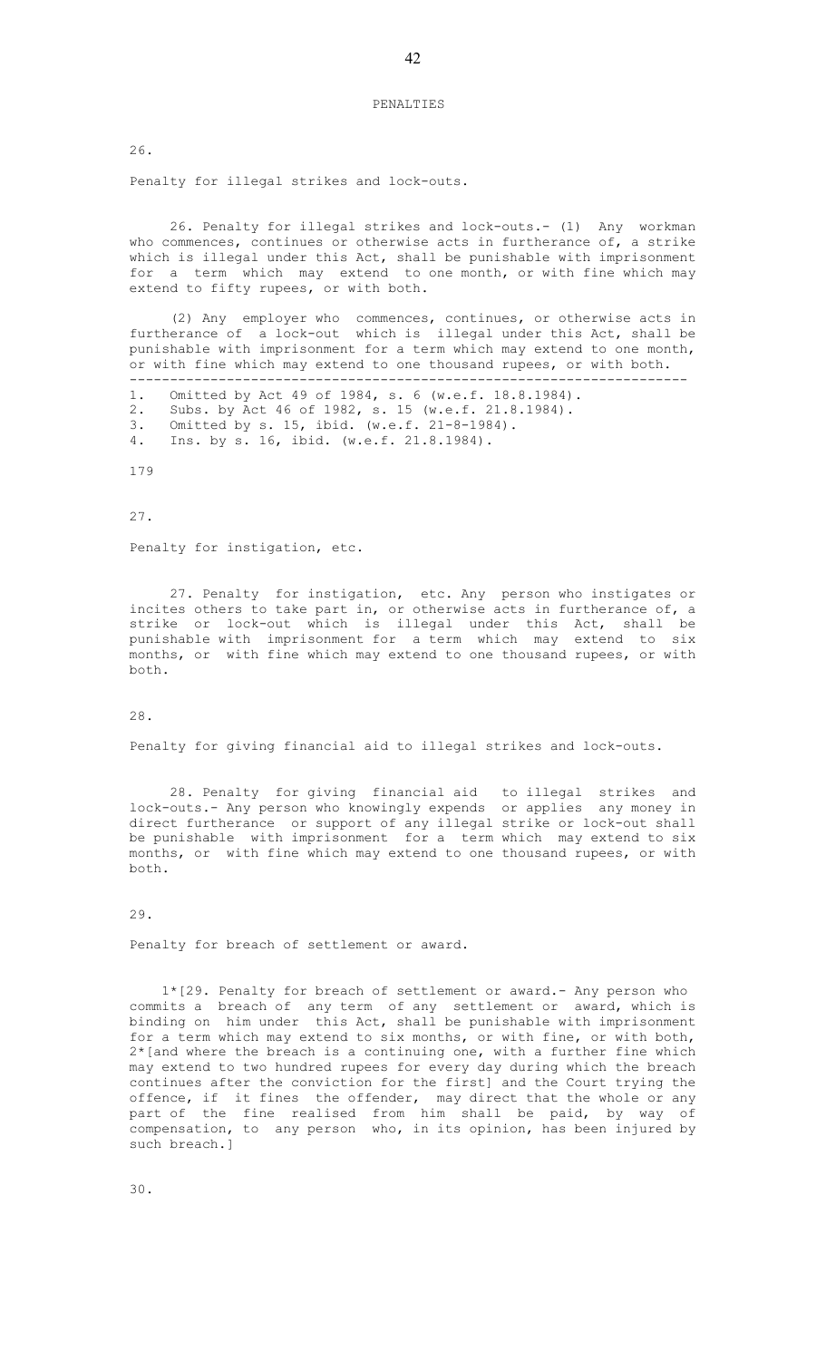PENALTIES

26.

Penalty for illegal strikes and lock-outs.

26. Penalty for illegal strikes and lock-outs.- (1) Any workman who commences, continues or otherwise acts in furtherance of, a strike which is illegal under this Act, shall be punishable with imprisonment for a term which may extend to one month, or with fine which may extend to fifty rupees, or with both.

(2) Any employer who commences, continues, or otherwise acts in furtherance of a lock-out which is illegal under this Act, shall be punishable with imprisonment for a term which may extend to one month, or with fine which may extend to one thousand rupees, or with both.

---

1. Omitted by Act 49 of 1984, s. 6 (w.e.f. 18.8.1984).
2. Subs. by Act 46 of 1982, s. 15 (w.e.f. 21.8.1984).
3. Omitted by s. 15, ibid. (w.e.f. 21-8-1984).
4. Ins. by s. 16, ibid. (w.e.f. 21.8.1984).

179

27.

Penalty for instigation, etc.

27. Penalty for instigation, etc. Any person who instigates or incites others to take part in, or otherwise acts in furtherance of, a strike or lock-out which is illegal under this Act, shall be punishable with imprisonment for a term which may extend to six months, or with fine which may extend to one thousand rupees, or with both.

28.

Penalty for giving financial aid to illegal strikes and lock-outs.

28. Penalty for giving financial aid to illegal strikes and lock-outs.- Any person who knowingly expends or applies any money in direct furtherance or support of any illegal strike or lock-out shall be punishable with imprisonment for a term which may extend to six months, or with fine which may extend to one thousand rupees, or with both.

29.

Penalty for breach of settlement or award.

1*[29. Penalty for breach of settlement or award.- Any person who commits a breach of any term of any settlement or award, which is binding on him under this Act, shall be punishable with imprisonment for a term which may extend to six months, or with fine, or with both, 2*[and where the breach is a continuing one, with a further fine which may extend to two hundred rupees for every day during which the breach continues after the conviction for the first] and the Court trying the offence, if it fines the offender, may direct that the whole or any part of the fine realised from him shall be paid, by way of compensation, to any person who, in its opinion, has been injured by such breach.]

30.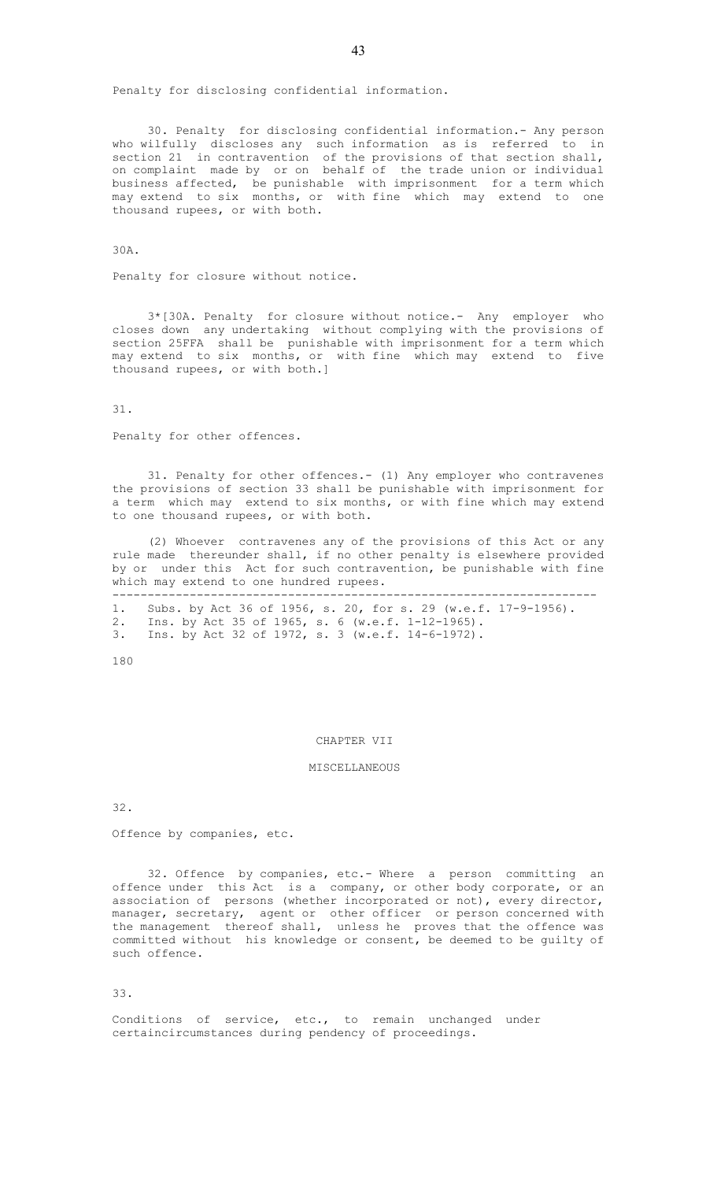Penalty for disclosing confidential information.

30. Penalty for disclosing confidential information.- Any person who wilfully discloses any such information as is referred to in section 21 in contravention of the provisions of that section shall, on complaint made by or on behalf of the trade union or individual business affected, be punishable with imprisonment for a term which may extend to six months, or with fine which may extend to one thousand rupees, or with both.

30A.

Penalty for closure without notice.

3*[30A. Penalty for closure without notice.- Any employer who closes down any undertaking without complying with the provisions of section 25FFA shall be punishable with imprisonment for a term which may extend to six months, or with fine which may extend to five thousand rupees, or with both.]

31.

Penalty for other offences.

31. Penalty for other offences.- (1) Any employer who contravenes the provisions of section 33 shall be punishable with imprisonment for a term which may extend to six months, or with fine which may extend to one thousand rupees, or with both.

(2) Whoever contravenes any of the provisions of this Act or any rule made thereunder shall, if no other penalty is elsewhere provided by or under this Act for such contravention, be punishable with fine which may extend to one hundred rupees.

---

1. Subs. by Act 36 of 1956, s. 20, for s. 29 (w.e.f. 17-9-1956).
2. Ins. by Act 35 of 1965, s. 6 (w.e.f. 1-12-1965).
3. Ins. by Act 32 of 1972, s. 3 (w.e.f. 14-6-1972).

180

## CHAPTER VII

## MISCELLANEOUS

32.

Offence by companies, etc.

32. Offence by companies, etc.- Where a person committing an offence under this Act is a company, or other body corporate, or an association of persons (whether incorporated or not), every director, manager, secretary, agent or other officer or person concerned with the management thereof shall, unless he proves that the offence was committed without his knowledge or consent, be deemed to be guilty of such offence.

33.

Conditions of service, etc., to remain unchanged under certaincircumstances during pendency of proceedings.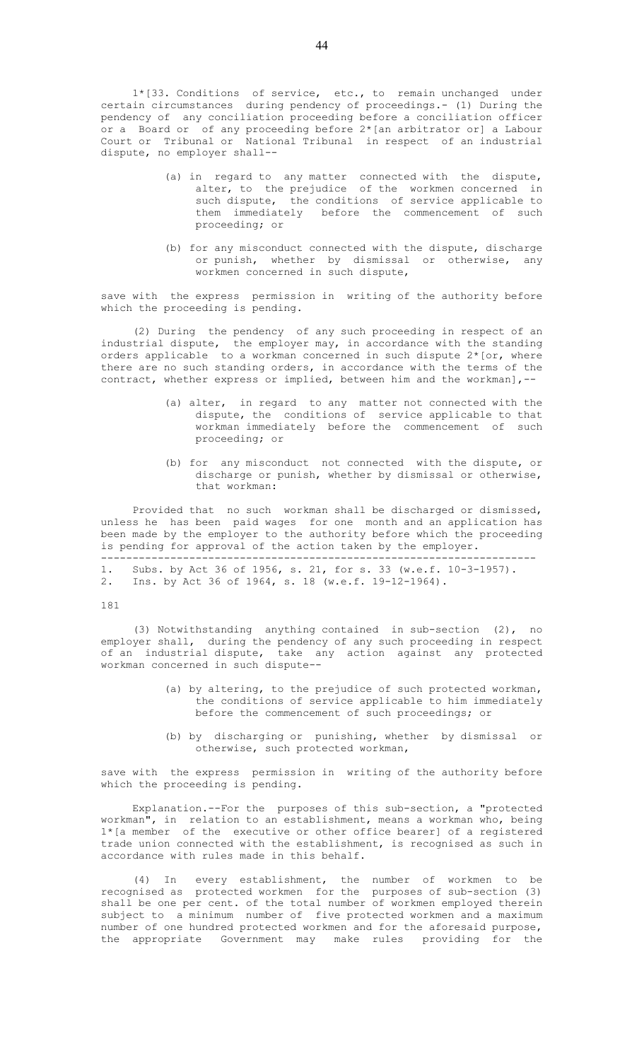1*[33. Conditions of service, etc., to remain unchanged under certain circumstances during pendency of proceedings.- (1) During the pendency of any conciliation proceeding before a conciliation officer or a Board or of any proceeding before 2*[an arbitrator or] a Labour Court or Tribunal or National Tribunal in respect of an industrial dispute, no employer shall--

(a) in regard to any matter connected with the dispute, alter, to the prejudice of the workmen concerned in such dispute, the conditions of service applicable to them immediately before the commencement of such proceeding; or

(b) for any misconduct connected with the dispute, discharge or punish, whether by dismissal or otherwise, any workmen concerned in such dispute,

save with the express permission in writing of the authority before which the proceeding is pending.

(2) During the pendency of any such proceeding in respect of an industrial dispute, the employer may, in accordance with the standing orders applicable to a workman concerned in such dispute 2*[or, where there are no such standing orders, in accordance with the terms of the contract, whether express or implied, between him and the workman],--

(a) alter, in regard to any matter not connected with the dispute, the conditions of service applicable to that workman immediately before the commencement of such proceeding; or

(b) for any misconduct not connected with the dispute, or discharge or punish, whether by dismissal or otherwise, that workman:

Provided that no such workman shall be discharged or dismissed, unless he has been paid wages for one month and an application has been made by the employer to the authority before which the proceeding is pending for approval of the action taken by the employer.

---

1. Subs. by Act 36 of 1956, s. 21, for s. 33 (w.e.f. 10-3-1957).
2. Ins. by Act 36 of 1964, s. 18 (w.e.f. 19-12-1964).

181

(3) Notwithstanding anything contained in sub-section (2), no employer shall, during the pendency of any such proceeding in respect of an industrial dispute, take any action against any protected workman concerned in such dispute--

(a) by altering, to the prejudice of such protected workman, the conditions of service applicable to him immediately before the commencement of such proceedings; or

(b) by discharging or punishing, whether by dismissal or otherwise, such protected workman,

save with the express permission in writing of the authority before which the proceeding is pending.

Explanation.--For the purposes of this sub-section, a "protected workman", in relation to an establishment, means a workman who, being 1*[a member of the executive or other office bearer] of a registered trade union connected with the establishment, is recognised as such in accordance with rules made in this behalf.

(4) In every establishment, the number of workmen to be recognised as protected workmen for the purposes of sub-section (3) shall be one per cent. of the total number of workmen employed therein subject to a minimum number of five protected workmen and a maximum number of one hundred protected workmen and for the aforesaid purpose, the appropriate Government may make rules providing for the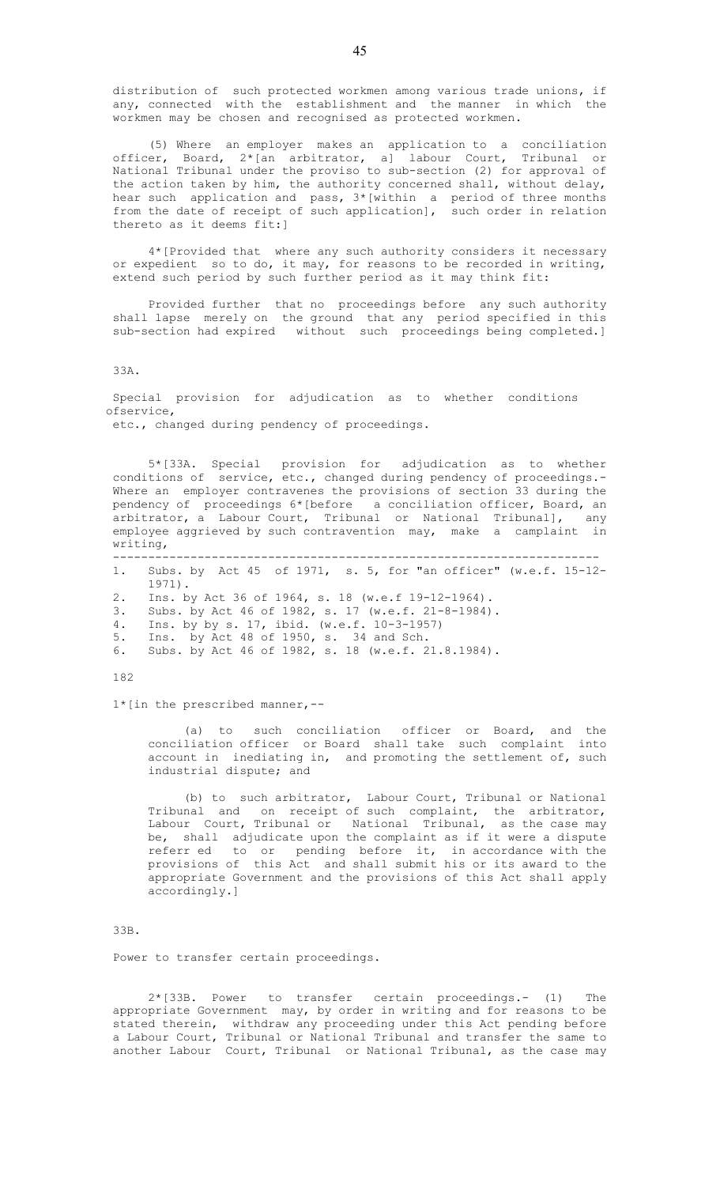distribution of such protected workmen among various trade unions, if any, connected with the establishment and the manner in which the workmen may be chosen and recognised as protected workmen.

(5) Where an employer makes an application to a conciliation officer, Board, 2*[an arbitrator, a] labour Court, Tribunal or National Tribunal under the proviso to sub-section (2) for approval of the action taken by him, the authority concerned shall, without delay, hear such application and pass, 3*[within a period of three months from the date of receipt of such application], such order in relation thereto as it deems fit:]

4*[Provided that where any such authority considers it necessary or expedient so to do, it may, for reasons to be recorded in writing, extend such period by such further period as it may think fit:

Provided further that no proceedings before any such authority shall lapse merely on the ground that any period specified in this sub-section had expired without such proceedings being completed.]

33A.

Special provision for adjudication as to whether conditions ofservice, etc., changed during pendency of proceedings.

5*[33A. Special provision for adjudication as to whether conditions of service, etc., changed during pendency of proceedings.- Where an employer contravenes the provisions of section 33 during the pendency of proceedings 6*[before a conciliation officer, Board, an arbitrator, a Labour Court, Tribunal or National Tribunal], any employee aggrieved by such contravention may, make a camplaint in writing,

---

1. Subs. by Act 45 of 1971, s. 5, for "an officer" (w.e.f. 15-12-1971).
2. Ins. by Act 36 of 1964, s. 18 (w.e.f 19-12-1964).
3. Subs. by Act 46 of 1982, s. 17 (w.e.f. 21-8-1984).
4. Ins. by by s. 17, ibid. (w.e.f. 10-3-1957)
5. Ins. by Act 48 of 1950, s. 34 and Sch.
6. Subs. by Act 46 of 1982, s. 18 (w.e.f. 21.8.1984).

182

1*[in the prescribed manner,--

(a) to such conciliation officer or Board, and the conciliation officer or Board shall take such complaint into account in inediating in, and promoting the settlement of, such industrial dispute; and

(b) to such arbitrator, Labour Court, Tribunal or National Tribunal and on receipt of such complaint, the arbitrator, Labour Court, Tribunal or National Tribunal, as the case may be, shall adjudicate upon the complaint as if it were a dispute referr ed to or pending before it, in accordance with the provisions of this Act and shall submit his or its award to the appropriate Government and the provisions of this Act shall apply accordingly.]

33B.

Power to transfer certain proceedings.

2*[33B. Power to transfer certain proceedings.- (1) The appropriate Government may, by order in writing and for reasons to be stated therein, withdraw any proceeding under this Act pending before a Labour Court, Tribunal or National Tribunal and transfer the same to another Labour Court, Tribunal or National Tribunal, as the case may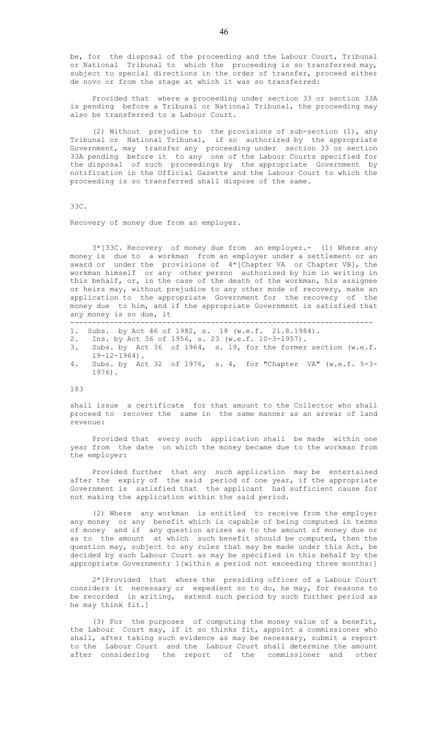be, for the disposal of the proceeding and the Labour Court, Tribunal or National Tribunal to which the proceeding is so transferred may, subject to special directions in the order of transfer, proceed either de novo or from the stage at which it was so transferred:

Provided that where a proceeding under section 33 or section 33A is pending before a Tribunal or National Tribunal, the proceeding may also be transferred to a Labour Court.

(2) Without prejudice to the provisions of sub-section (1), any Tribunal or National Tribunal, if so authorized by the appropriate Government, may transfer any proceeding under section 33 or section 33A pending before it to any one of the Labour Courts specified for the disposal of such proceedings by the appropriate Government by notification in the Official Gazette and the Labour Court to which the proceeding is so transferred shall dispose of the same.

33C.

Recovery of money due from an employer.

3*[33C. Recovery of money due from an employer.- (1) Where any money is due to a workman from an employer under a settlement or an award or under the provisions of 4*[Chapter VA or Chapter VB], the workman himself or any other person authorised by him in writing in this behalf, or, in the case of the death of the workman, his assignee or heirs may, without prejudice to any other mode of recovery, make an application to the appropriate Government for the recovery of the money due to him, and if the appropriate Government is satisfied that any money is so due, it shall issue a certificate for that amount to the Collector who shall proceed to recover the same in the same manner as an arrear of land revenue:

Provided that every such application shall be made within one year from the date on which the money became due to the workman from the employer:

Provided further that any such application may be entertained after the expiry of the said period of one year, if the appropriate Government is satisfied that the applicant had sufficient cause for not making the application within the said period.

(2) Where any workman is entitled to receive from the employer any money or any benefit which is capable of being computed in terms of money and if any question arises as to the amount of money due or as to the amount at which such benefit should be computed, then the question may, subject to any rules that may be made under this Act, be decided by such Labour Court as may be specified in this behalf by the appropriate Government; 1[within a period not exceeding three months:]

2*[Provided that where the presiding officer of a Labour Court considers it necessary or expedient so to do, he may, for reasons to be recorded in writing, extend such period by such further period as he may think fit.]

(3) For the purposes of computing the money value of a benefit, the Labour Court may, if it so thinks fit, appoint a commissioner who shall, after taking such evidence as may be necessary, submit a report to the Labour Court and the Labour Court shall determine the amount after considering the report of the commissioner and other

---

1. Subs. by Act 46 of 1982, s. 18 (w.e.f. 21.8.1984).
2. Ins. by Act 36 of 1956, s. 23 (w.e.f. 10-3-1957).
3. Subs. by Act 36 of 1964, s. 19, for the former section (w.e.f. 19-12-1964).
4. Subs. by Act 32 of 1976, s. 4, for "Chapter VA" (w.e.f. 5-3-1976).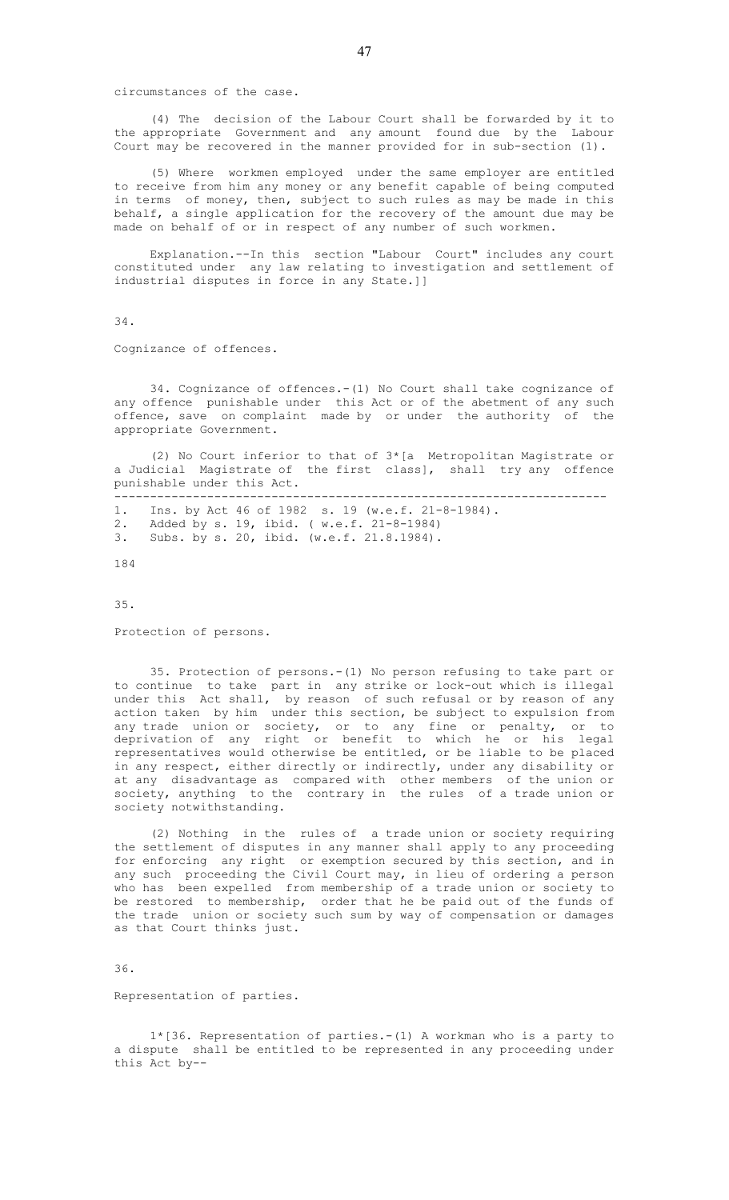circumstances of the case.

(4) The decision of the Labour Court shall be forwarded by it to the appropriate Government and any amount found due by the Labour Court may be recovered in the manner provided for in sub-section (1).

(5) Where workmen employed under the same employer are entitled to receive from him any money or any benefit capable of being computed in terms of money, then, subject to such rules as may be made in this behalf, a single application for the recovery of the amount due may be made on behalf of or in respect of any number of such workmen.

Explanation.--In this section "Labour Court" includes any court constituted under any law relating to investigation and settlement of industrial disputes in force in any State.]]

34.

Cognizance of offences.

34. Cognizance of offences.-(1) No Court shall take cognizance of any offence punishable under this Act or of the abetment of any such offence, save on complaint made by or under the authority of the appropriate Government.

(2) No Court inferior to that of 3*[a Metropolitan Magistrate or a Judicial Magistrate of the first class], shall try any offence punishable under this Act.

---

1. Ins. by Act 46 of 1982 s. 19 (w.e.f. 21-8-1984).
2. Added by s. 19, ibid. ( w.e.f. 21-8-1984)
3. Subs. by s. 20, ibid. (w.e.f. 21.8.1984).

184

35.

Protection of persons.

35. Protection of persons.-(1) No person refusing to take part or to continue to take part in any strike or lock-out which is illegal under this Act shall, by reason of such refusal or by reason of any action taken by him under this section, be subject to expulsion from any trade union or society, or to any fine or penalty, or to deprivation of any right or benefit to which he or his legal representatives would otherwise be entitled, or be liable to be placed in any respect, either directly or indirectly, under any disability or at any disadvantage as compared with other members of the union or society, anything to the contrary in the rules of a trade union or society notwithstanding.

(2) Nothing in the rules of a trade union or society requiring the settlement of disputes in any manner shall apply to any proceeding for enforcing any right or exemption secured by this section, and in any such proceeding the Civil Court may, in lieu of ordering a person who has been expelled from membership of a trade union or society to be restored to membership, order that he be paid out of the funds of the trade union or society such sum by way of compensation or damages as that Court thinks just.

36.

Representation of parties.

1*[36. Representation of parties.-(1) A workman who is a party to a dispute shall be entitled to be represented in any proceeding under this Act by--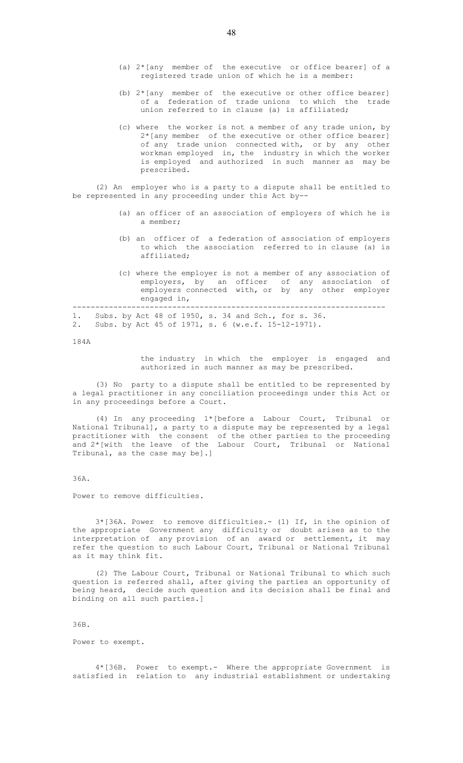(a) 2*[any member of the executive or office bearer] of a registered trade union of which he is a member:

(b) 2*[any member of the executive or other office bearer] of a federation of trade unions to which the trade union referred to in clause (a) is affiliated;

(c) where the worker is not a member of any trade union, by 2*[any member of the executive or other office bearer] of any trade union connected with, or by any other workman employed in, the industry in which the worker is employed and authorized in such manner as may be prescribed.

(2) An employer who is a party to a dispute shall be entitled to be represented in any proceeding under this Act by--

(a) an officer of an association of employers of which he is a member;

(b) an officer of a federation of association of employers to which the association referred to in clause (a) is affiliated;

(c) where the employer is not a member of any association of employers, by an officer of any association of employers connected with, or by any other employer engaged in,

---

1. Subs. by Act 48 of 1950, s. 34 and Sch., for s. 36.
2. Subs. by Act 45 of 1971, s. 6 (w.e.f. 15-12-1971).

184A

the industry in which the employer is engaged and authorized in such manner as may be prescribed.

(3) No party to a dispute shall be entitled to be represented by a legal practitioner in any conciliation proceedings under this Act or in any proceedings before a Court.

(4) In any proceeding 1*[before a Labour Court, Tribunal or National Tribunal], a party to a dispute may be represented by a legal practitioner with the consent of the other parties to the proceeding and 2*[with the leave of the Labour Court, Tribunal or National Tribunal, as the case may be].]

36A.

Power to remove difficulties.

3*[36A. Power to remove difficulties.- (1) If, in the opinion of the appropriate Government any difficulty or doubt arises as to the interpretation of any provision of an award or settlement, it may refer the question to such Labour Court, Tribunal or National Tribunal as it may think fit.

(2) The Labour Court, Tribunal or National Tribunal to which such question is referred shall, after giving the parties an opportunity of being heard, decide such question and its decision shall be final and binding on all such parties.]

36B.

Power to exempt.

4*[36B. Power to exempt.- Where the appropriate Government is satisfied in relation to any industrial establishment or undertaking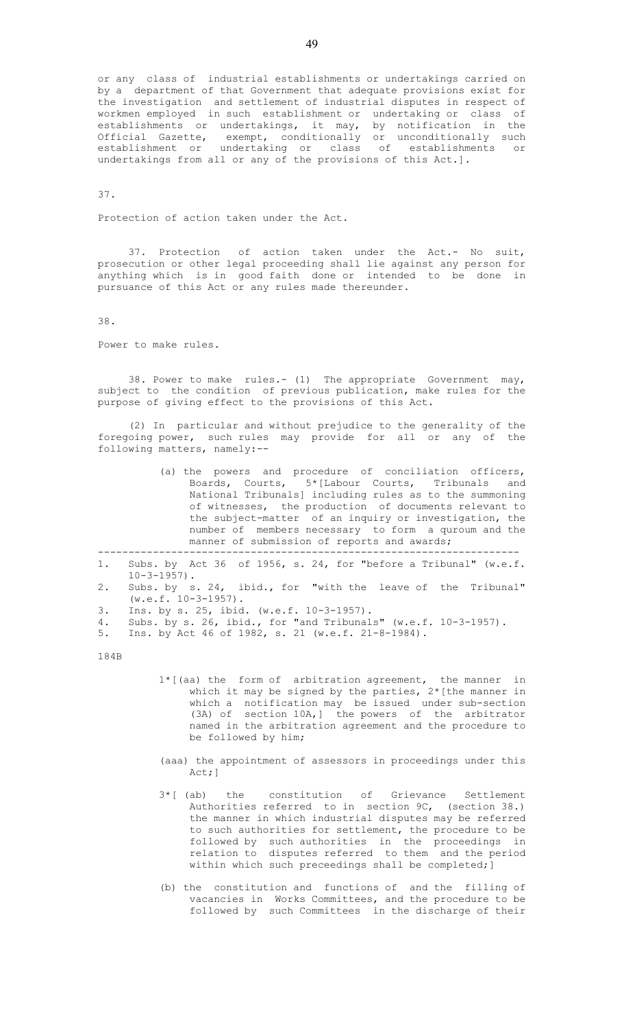or any class of industrial establishments or undertakings carried on by a department of that Government that adequate provisions exist for the investigation and settlement of industrial disputes in respect of workmen employed in such establishment or undertaking or class of establishments or undertakings, it may, by notification in the Official Gazette, exempt, conditionally or unconditionally such establishment or undertaking or class of establishments or undertakings from all or any of the provisions of this Act.].

37.

Protection of action taken under the Act.

37. Protection of action taken under the Act.- No suit, prosecution or other legal proceeding shall lie against any person for anything which is in good faith done or intended to be done in pursuance of this Act or any rules made thereunder.

38.

Power to make rules.

38. Power to make rules.- (1) The appropriate Government may, subject to the condition of previous publication, make rules for the purpose of giving effect to the provisions of this Act.

(2) In particular and without prejudice to the generality of the foregoing power, such rules may provide for all or any of the following matters, namely:--

(a) the powers and procedure of conciliation officers, Boards, Courts, 5*[Labour Courts, Tribunals and National Tribunals] including rules as to the summoning of witnesses, the production of documents relevant to the subject-matter of an inquiry or investigation, the number of members necessary to form a quorum and the manner of submission of reports and awards;

---

1. Subs. by Act 36 of 1956, s. 24, for "before a Tribunal" (w.e.f. 10-3-1957).
2. Subs. by s. 24, ibid., for "with the leave of the Tribunal" (w.e.f. 10-3-1957).
3. Ins. by s. 25, ibid. (w.e.f. 10-3-1957).
4. Subs. by s. 26, ibid., for "and Tribunals" (w.e.f. 10-3-1957).
5. Ins. by Act 46 of 1982, s. 21 (w.e.f. 21-8-1984).

184B

1*[(aa) the form of arbitration agreement, the manner in which it may be signed by the parties, 2*[the manner in which a notification may be issued under sub-section (3A) of section 10A,] the powers of the arbitrator named in the arbitration agreement and the procedure to be followed by him;

(aaa) the appointment of assessors in proceedings under this Act;]

3*[ (ab) the constitution of Grievance Settlement Authorities referred to in section 9C, (section 38.) the manner in which industrial disputes may be referred to such authorities for settlement, the procedure to be followed by such authorities in the proceedings in relation to disputes referred to them and the period within which such preceedings shall be completed;]

(b) the constitution and functions of and the filling of vacancies in Works Committees, and the procedure to be followed by such Committees in the discharge of their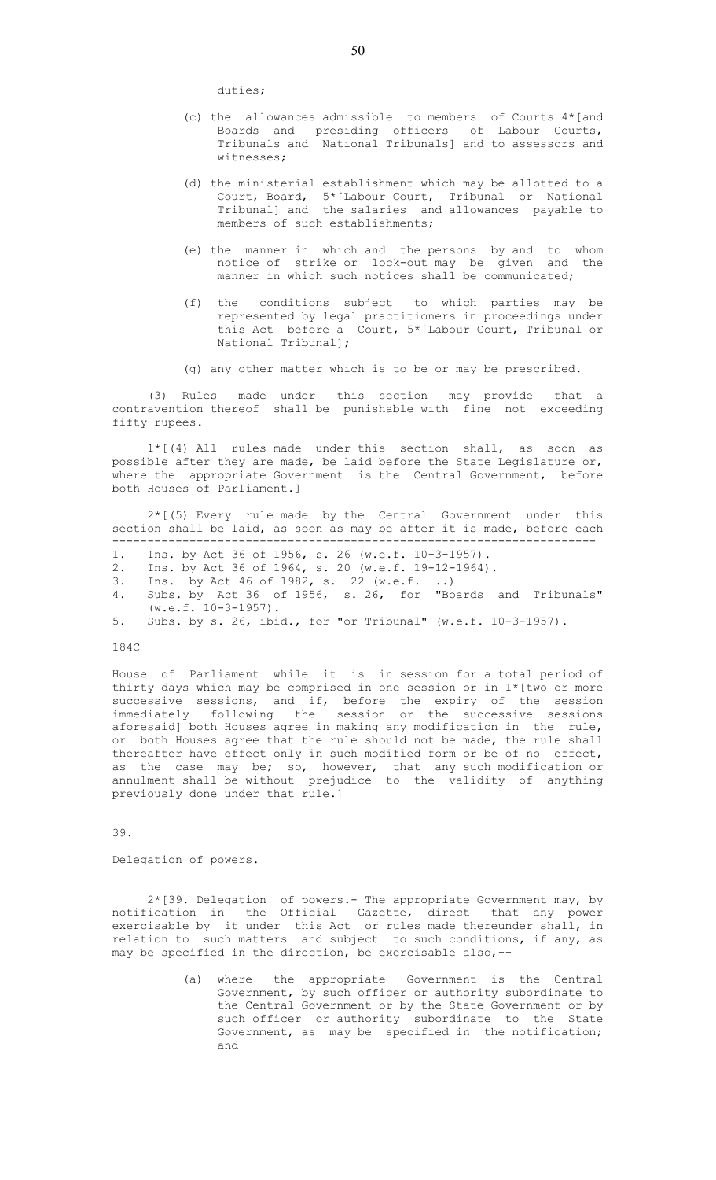duties;

(c) the allowances admissible to members of Courts 4*[and Boards and presiding officers of Labour Courts, Tribunals and National Tribunals] and to assessors and witnesses;

(d) the ministerial establishment which may be allotted to a Court, Board, 5*[Labour Court, Tribunal or National Tribunal] and the salaries and allowances payable to members of such establishments;

(e) the manner in which and the persons by and to whom notice of strike or lock-out may be given and the manner in which such notices shall be communicated;

(f) the conditions subject to which parties may be represented by legal practitioners in proceedings under this Act before a Court, 5*[Labour Court, Tribunal or National Tribunal];

(g) any other matter which is to be or may be prescribed.

(3) Rules made under this section may provide that a contravention thereof shall be punishable with fine not exceeding fifty rupees.

1*[(4) All rules made under this section shall, as soon as possible after they are made, be laid before the State Legislature or, where the appropriate Government is the Central Government, before both Houses of Parliament.]

2*[(5) Every rule made by the Central Government under this section shall be laid, as soon as may be after it is made, before each

---

1. Ins. by Act 36 of 1956, s. 26 (w.e.f. 10-3-1957).
2. Ins. by Act 36 of 1964, s. 20 (w.e.f. 19-12-1964).
3. Ins. by Act 46 of 1982, s. 22 (w.e.f. ..)
4. Subs. by Act 36 of 1956, s. 26, for "Boards and Tribunals" (w.e.f. 10-3-1957).
5. Subs. by s. 26, ibid., for "or Tribunal" (w.e.f. 10-3-1957).

184C

House of Parliament while it is in session for a total period of thirty days which may be comprised in one session or in 1*[two or more successive sessions, and if, before the expiry of the session immediately following the session or the successive sessions aforesaid] both Houses agree in making any modification in the rule, or both Houses agree that the rule should not be made, the rule shall thereafter have effect only in such modified form or be of no effect, as the case may be; so, however, that any such modification or annulment shall be without prejudice to the validity of anything previously done under that rule.]

39.

Delegation of powers.

2*[39. Delegation of powers.- The appropriate Government may, by notification in the Official Gazette, direct that any power exercisable by it under this Act or rules made thereunder shall, in relation to such matters and subject to such conditions, if any, as may be specified in the direction, be exercisable also,--

(a) where the appropriate Government is the Central Government, by such officer or authority subordinate to the Central Government or by the State Government or by such officer or authority subordinate to the State Government, as may be specified in the notification; and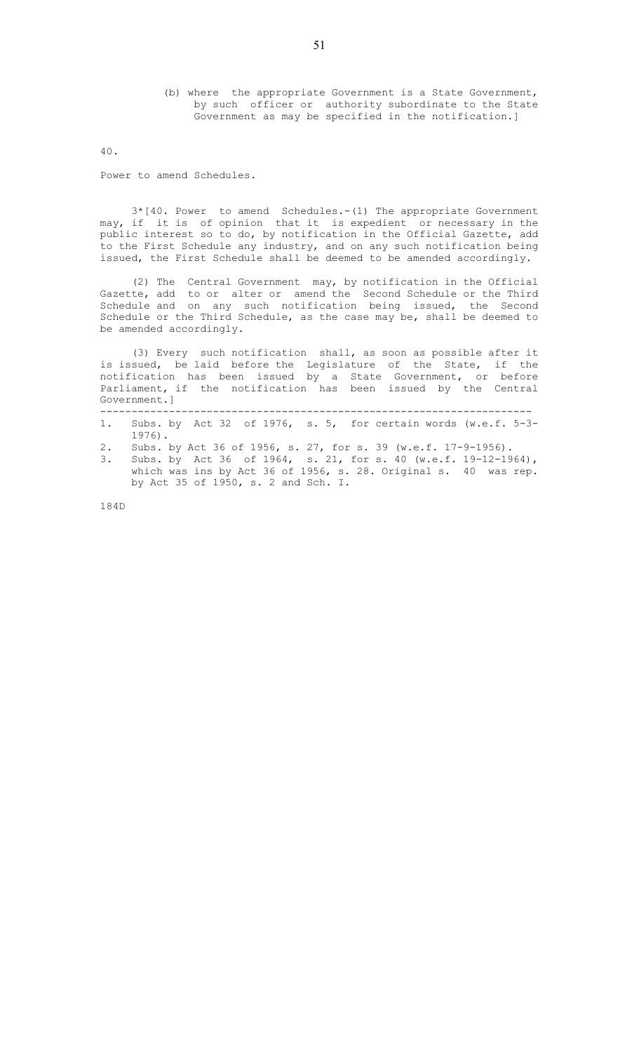(b) where the appropriate Government is a State Government, by such officer or authority subordinate to the State Government as may be specified in the notification.]

40.

Power to amend Schedules.

3*[40. Power to amend Schedules.-(1) The appropriate Government may, if it is of opinion that it is expedient or necessary in the public interest so to do, by notification in the Official Gazette, add to the First Schedule any industry, and on any such notification being issued, the First Schedule shall be deemed to be amended accordingly.

(2) The Central Government may, by notification in the Official Gazette, add to or alter or amend the Second Schedule or the Third Schedule and on any such notification being issued, the Second Schedule or the Third Schedule, as the case may be, shall be deemed to be amended accordingly.

(3) Every such notification shall, as soon as possible after it is issued, be laid before the Legislature of the State, if the notification has been issued by a State Government, or before Parliament, if the notification has been issued by the Central Government.]

---

1. Subs. by Act 32 of 1976, s. 5, for certain words (w.e.f. 5-3-1976).
2. Subs. by Act 36 of 1956, s. 27, for s. 39 (w.e.f. 17-9-1956).
3. Subs. by Act 36 of 1964, s. 21, for s. 40 (w.e.f. 19-12-1964), which was ins by Act 36 of 1956, s. 28. Original s. 40 was rep. by Act 35 of 1950, s. 2 and Sch. I.

184D